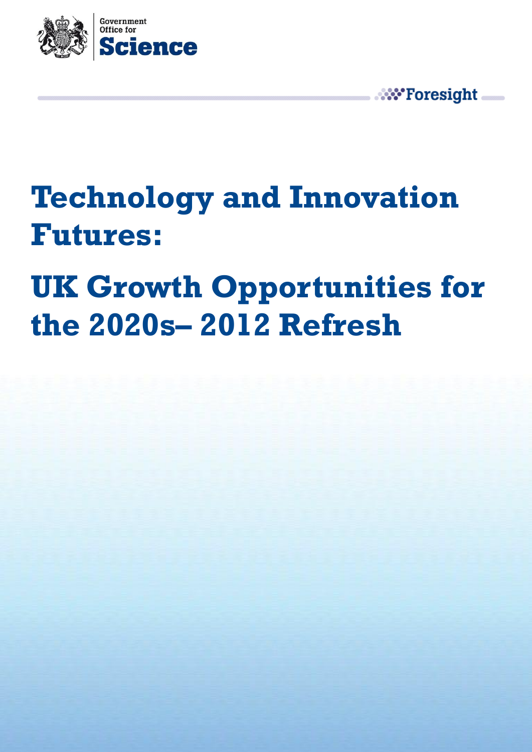Government Office for Science

Foresight

# Technology and Innovation Futures:

# UK Growth Opportunities for the 2020s– 2012 Refresh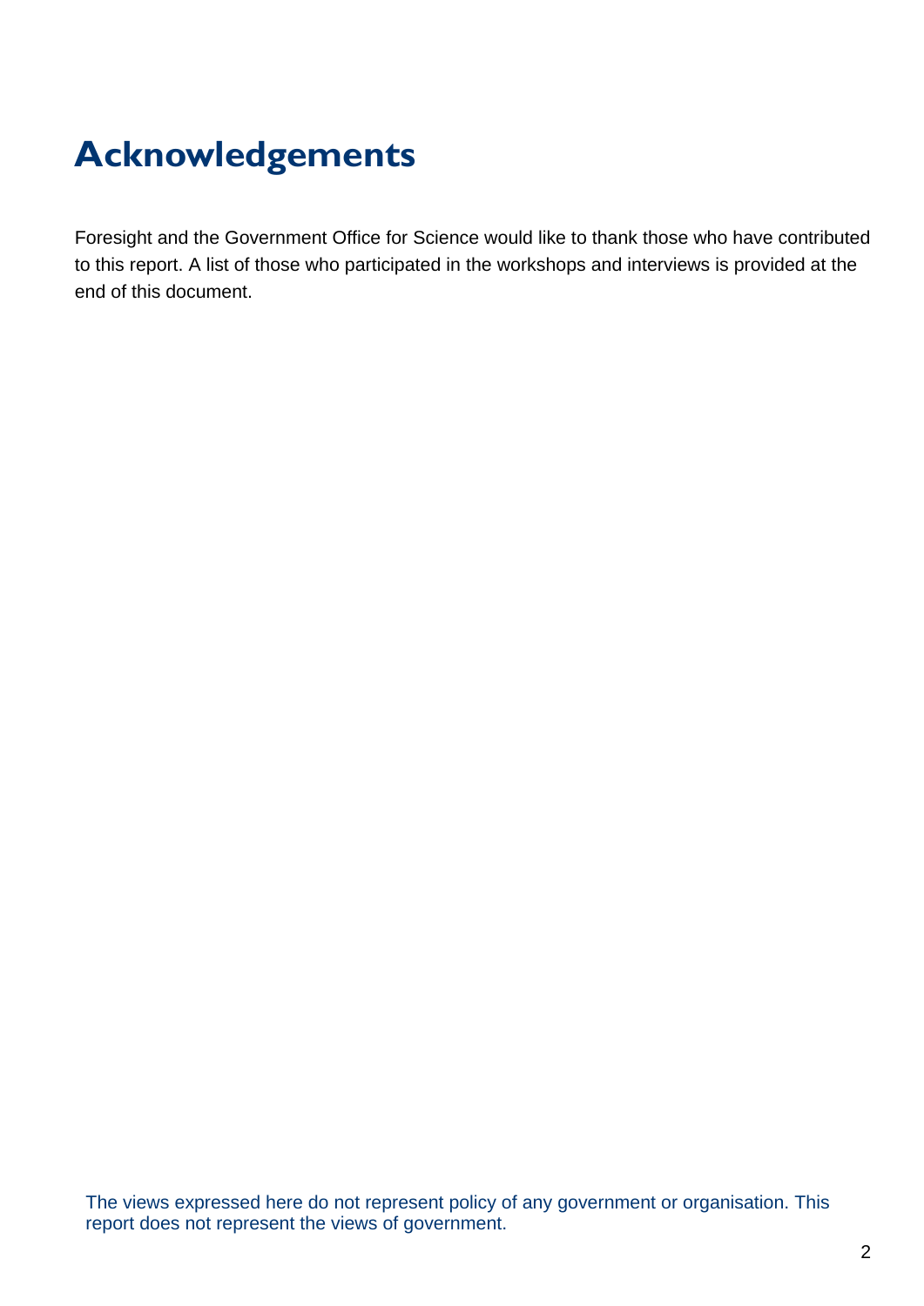# Acknowledgements

Foresight and the Government Office for Science would like to thank those who have contributed to this report. A list of those who participated in the workshops and interviews is provided at the end of this document.

The views expressed here do not represent policy of any government or organisation. This report does not represent the views of government.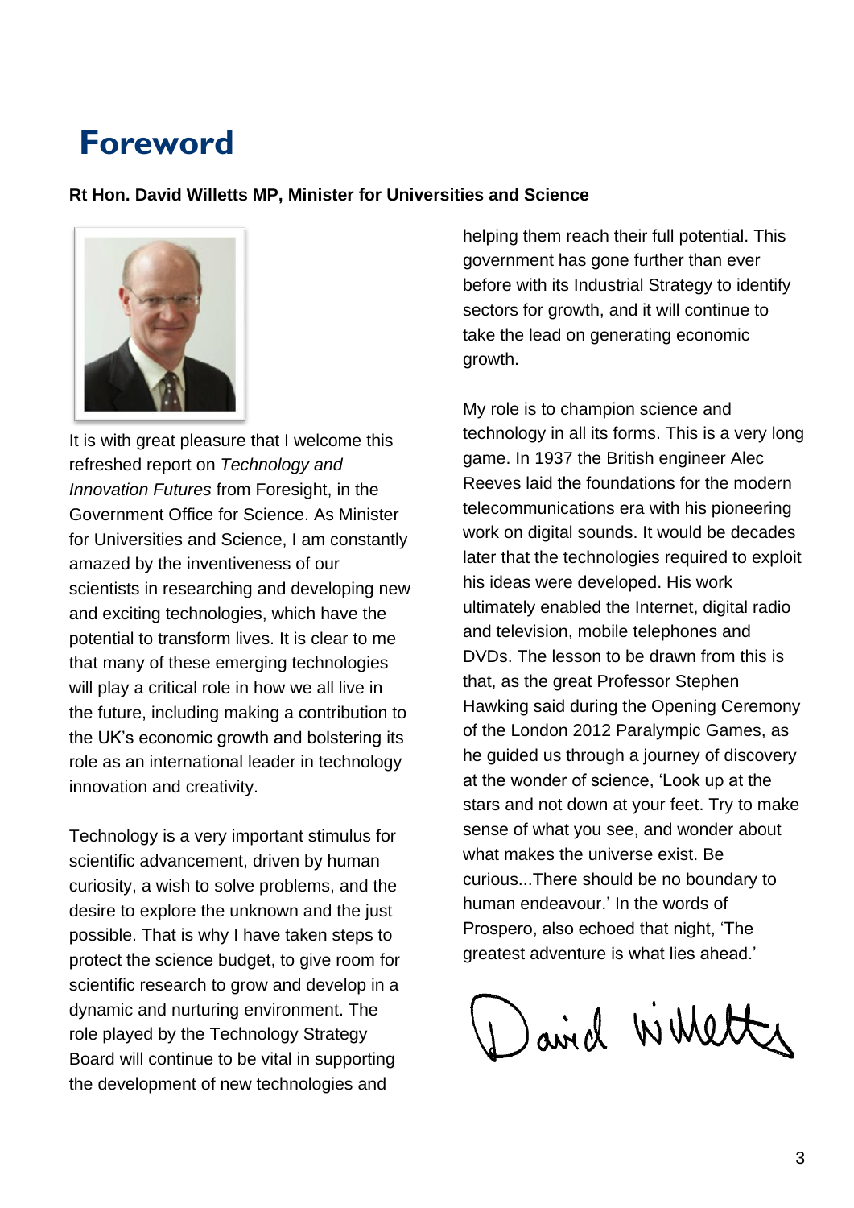# Foreword

**Rt Hon. David Willetts MP, Minister for Universities and Science**

It is with great pleasure that I welcome this refreshed report on *Technology and Innovation Futures* from Foresight, in the Government Office for Science. As Minister for Universities and Science, I am constantly amazed by the inventiveness of our scientists in researching and developing new and exciting technologies, which have the potential to transform lives. It is clear to me that many of these emerging technologies will play a critical role in how we all live in the future, including making a contribution to the UK's economic growth and bolstering its role as an international leader in technology innovation and creativity.

Technology is a very important stimulus for scientific advancement, driven by human curiosity, a wish to solve problems, and the desire to explore the unknown and the just possible. That is why I have taken steps to protect the science budget, to give room for scientific research to grow and develop in a dynamic and nurturing environment. The role played by the Technology Strategy Board will continue to be vital in supporting the development of new technologies and helping them reach their full potential. This government has gone further than ever before with its Industrial Strategy to identify sectors for growth, and it will continue to take the lead on generating economic growth.

My role is to champion science and technology in all its forms. This is a very long game. In 1937 the British engineer Alec Reeves laid the foundations for the modern telecommunications era with his pioneering work on digital sounds. It would be decades later that the technologies required to exploit his ideas were developed. His work ultimately enabled the Internet, digital radio and television, mobile telephones and DVDs. The lesson to be drawn from this is that, as the great Professor Stephen Hawking said during the Opening Ceremony of the London 2012 Paralympic Games, as he guided us through a journey of discovery at the wonder of science, 'Look up at the stars and not down at your feet. Try to make sense of what you see, and wonder about what makes the universe exist. Be curious...There should be no boundary to human endeavour.' In the words of Prospero, also echoed that night, 'The greatest adventure is what lies ahead.'

David Willetts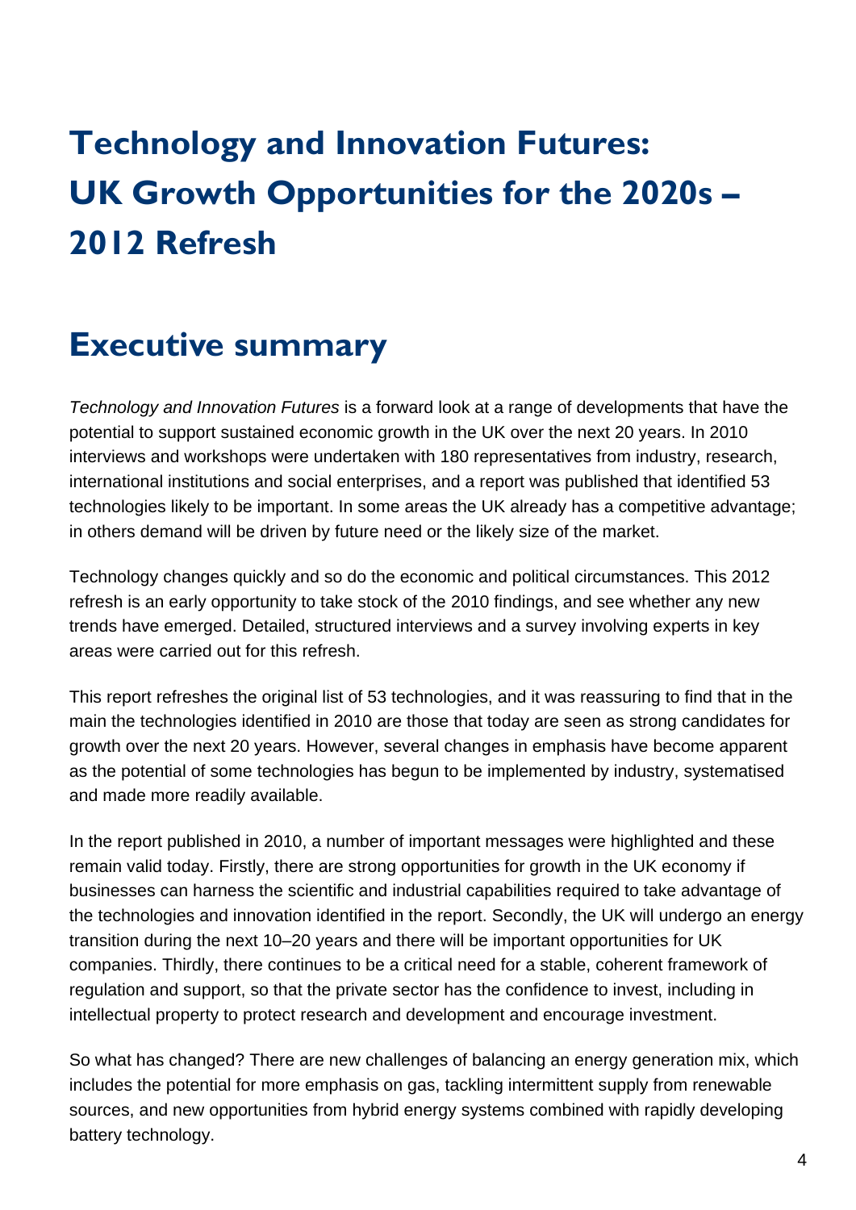# Technology and Innovation Futures: UK Growth Opportunities for the 2020s – 2012 Refresh

## Executive summary

*Technology and Innovation Futures* is a forward look at a range of developments that have the potential to support sustained economic growth in the UK over the next 20 years. In 2010 interviews and workshops were undertaken with 180 representatives from industry, research, international institutions and social enterprises, and a report was published that identified 53 technologies likely to be important. In some areas the UK already has a competitive advantage; in others demand will be driven by future need or the likely size of the market.

Technology changes quickly and so do the economic and political circumstances. This 2012 refresh is an early opportunity to take stock of the 2010 findings, and see whether any new trends have emerged. Detailed, structured interviews and a survey involving experts in key areas were carried out for this refresh.

This report refreshes the original list of 53 technologies, and it was reassuring to find that in the main the technologies identified in 2010 are those that today are seen as strong candidates for growth over the next 20 years. However, several changes in emphasis have become apparent as the potential of some technologies has begun to be implemented by industry, systematised and made more readily available.

In the report published in 2010, a number of important messages were highlighted and these remain valid today. Firstly, there are strong opportunities for growth in the UK economy if businesses can harness the scientific and industrial capabilities required to take advantage of the technologies and innovation identified in the report. Secondly, the UK will undergo an energy transition during the next 10–20 years and there will be important opportunities for UK companies. Thirdly, there continues to be a critical need for a stable, coherent framework of regulation and support, so that the private sector has the confidence to invest, including in intellectual property to protect research and development and encourage investment.

So what has changed? There are new challenges of balancing an energy generation mix, which includes the potential for more emphasis on gas, tackling intermittent supply from renewable sources, and new opportunities from hybrid energy systems combined with rapidly developing battery technology.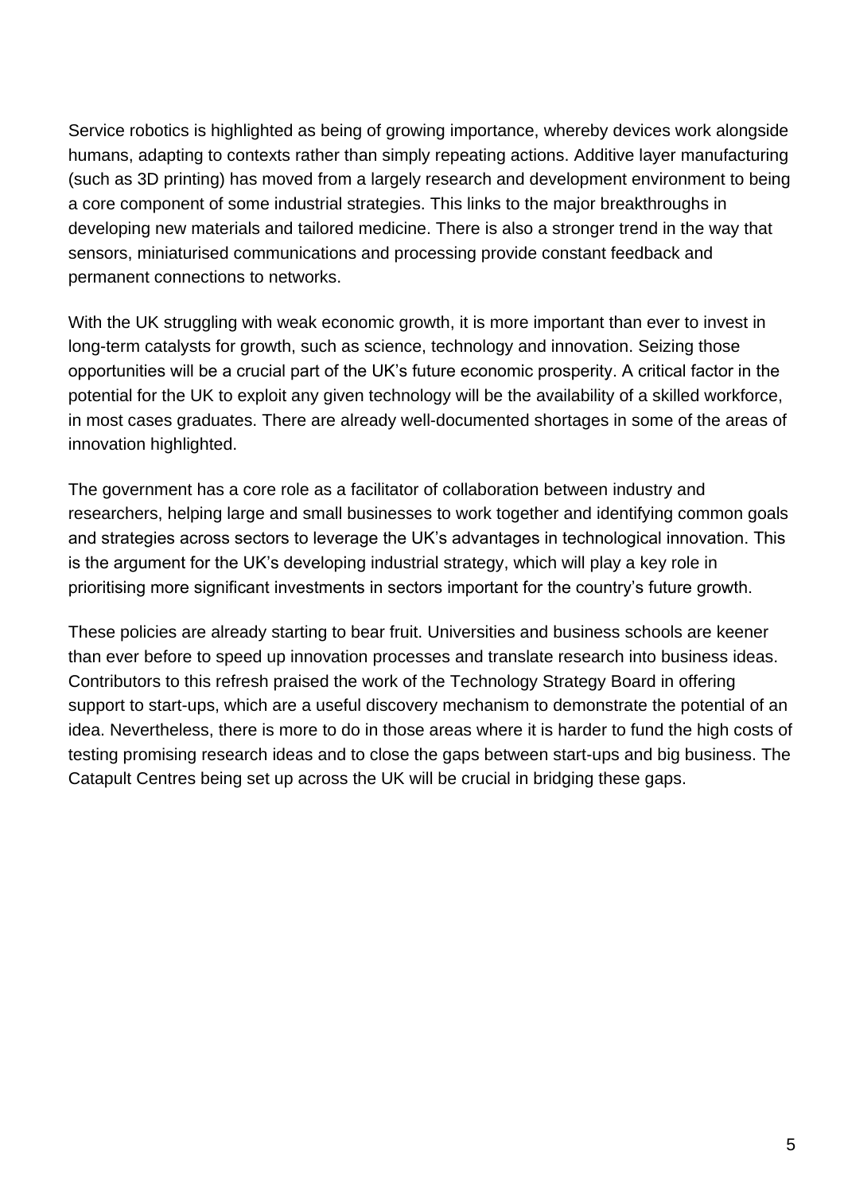Service robotics is highlighted as being of growing importance, whereby devices work alongside humans, adapting to contexts rather than simply repeating actions. Additive layer manufacturing (such as 3D printing) has moved from a largely research and development environment to being a core component of some industrial strategies. This links to the major breakthroughs in developing new materials and tailored medicine. There is also a stronger trend in the way that sensors, miniaturised communications and processing provide constant feedback and permanent connections to networks.

With the UK struggling with weak economic growth, it is more important than ever to invest in long-term catalysts for growth, such as science, technology and innovation. Seizing those opportunities will be a crucial part of the UK's future economic prosperity. A critical factor in the potential for the UK to exploit any given technology will be the availability of a skilled workforce, in most cases graduates. There are already well-documented shortages in some of the areas of innovation highlighted.

The government has a core role as a facilitator of collaboration between industry and researchers, helping large and small businesses to work together and identifying common goals and strategies across sectors to leverage the UK's advantages in technological innovation. This is the argument for the UK's developing industrial strategy, which will play a key role in prioritising more significant investments in sectors important for the country's future growth.

These policies are already starting to bear fruit. Universities and business schools are keener than ever before to speed up innovation processes and translate research into business ideas. Contributors to this refresh praised the work of the Technology Strategy Board in offering support to start-ups, which are a useful discovery mechanism to demonstrate the potential of an idea. Nevertheless, there is more to do in those areas where it is harder to fund the high costs of testing promising research ideas and to close the gaps between start-ups and big business. The Catapult Centres being set up across the UK will be crucial in bridging these gaps.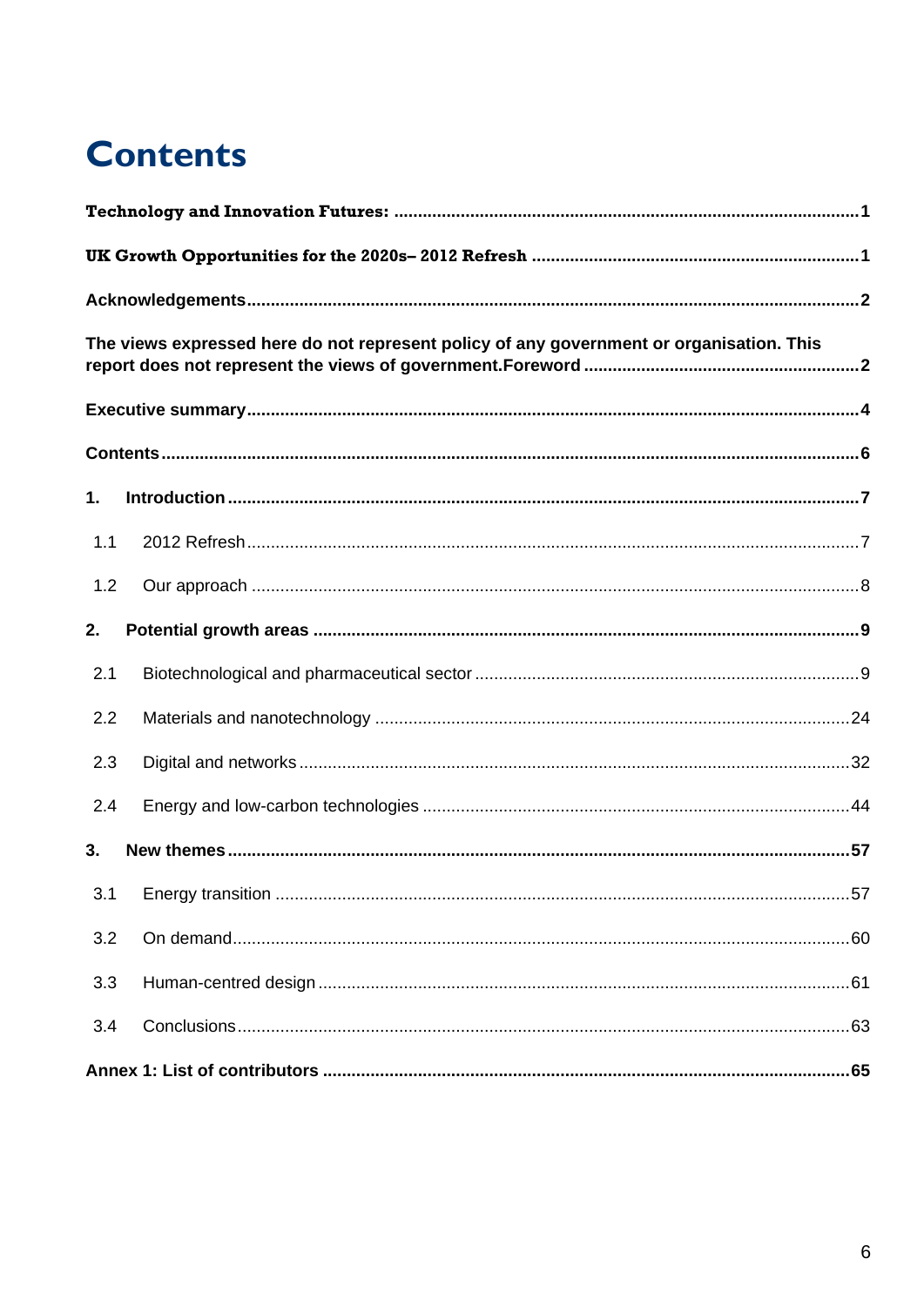# Contents

**Technology and Innovation Futures:** ..................................................................................................1

**UK Growth Opportunities for the 2020s– 2012 Refresh** ....................................................................1

**Acknowledgements**..............................................................................................................................2

**The views expressed here do not represent policy of any government or organisation. This report does not represent the views of government.Foreword** .........................................................2

**Executive summary**...............................................................................................................................4

**Contents**...............................................................................................................................................6

**1. Introduction** ......................................................................................................................................7

1.1 2012 Refresh.....................................................................................................................................7

1.2 Our approach ...................................................................................................................................8

**2. Potential growth areas** ......................................................................................................................9

2.1 Biotechnological and pharmaceutical sector .....................................................................................9

2.2 Materials and nanotechnology ........................................................................................................24

2.3 Digital and networks .......................................................................................................................32

2.4 Energy and low-carbon technologies ..............................................................................................44

**3. New themes** .....................................................................................................................................57

3.1 Energy transition .............................................................................................................................57

3.2 On demand......................................................................................................................................60

3.3 Human-centred design ....................................................................................................................61

3.4 Conclusions.....................................................................................................................................63

**Annex 1: List of contributors** ...............................................................................................................65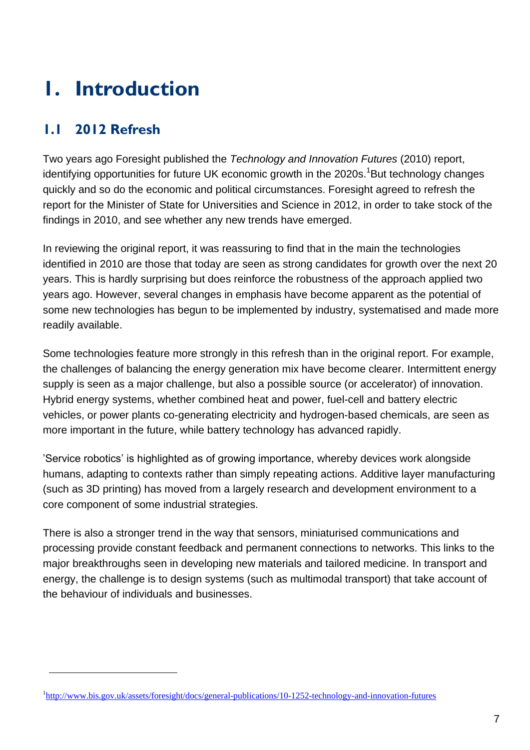# 1. Introduction

## 1.1 2012 Refresh

Two years ago Foresight published the *Technology and Innovation Futures* (2010) report, identifying opportunities for future UK economic growth in the 2020s.[1]But technology changes quickly and so do the economic and political circumstances. Foresight agreed to refresh the report for the Minister of State for Universities and Science in 2012, in order to take stock of the findings in 2010, and see whether any new trends have emerged.

In reviewing the original report, it was reassuring to find that in the main the technologies identified in 2010 are those that today are seen as strong candidates for growth over the next 20 years. This is hardly surprising but does reinforce the robustness of the approach applied two years ago. However, several changes in emphasis have become apparent as the potential of some new technologies has begun to be implemented by industry, systematised and made more readily available.

Some technologies feature more strongly in this refresh than in the original report. For example, the challenges of balancing the energy generation mix have become clearer. Intermittent energy supply is seen as a major challenge, but also a possible source (or accelerator) of innovation. Hybrid energy systems, whether combined heat and power, fuel-cell and battery electric vehicles, or power plants co-generating electricity and hydrogen-based chemicals, are seen as more important in the future, while battery technology has advanced rapidly.

'Service robotics' is highlighted as of growing importance, whereby devices work alongside humans, adapting to contexts rather than simply repeating actions. Additive layer manufacturing (such as 3D printing) has moved from a largely research and development environment to a core component of some industrial strategies.

There is also a stronger trend in the way that sensors, miniaturised communications and processing provide constant feedback and permanent connections to networks. This links to the major breakthroughs seen in developing new materials and tailored medicine. In transport and energy, the challenge is to design systems (such as multimodal transport) that take account of the behaviour of individuals and businesses.

---

[1] http://www.bis.gov.uk/assets/foresight/docs/general-publications/10-1252-technology-and-innovation-futures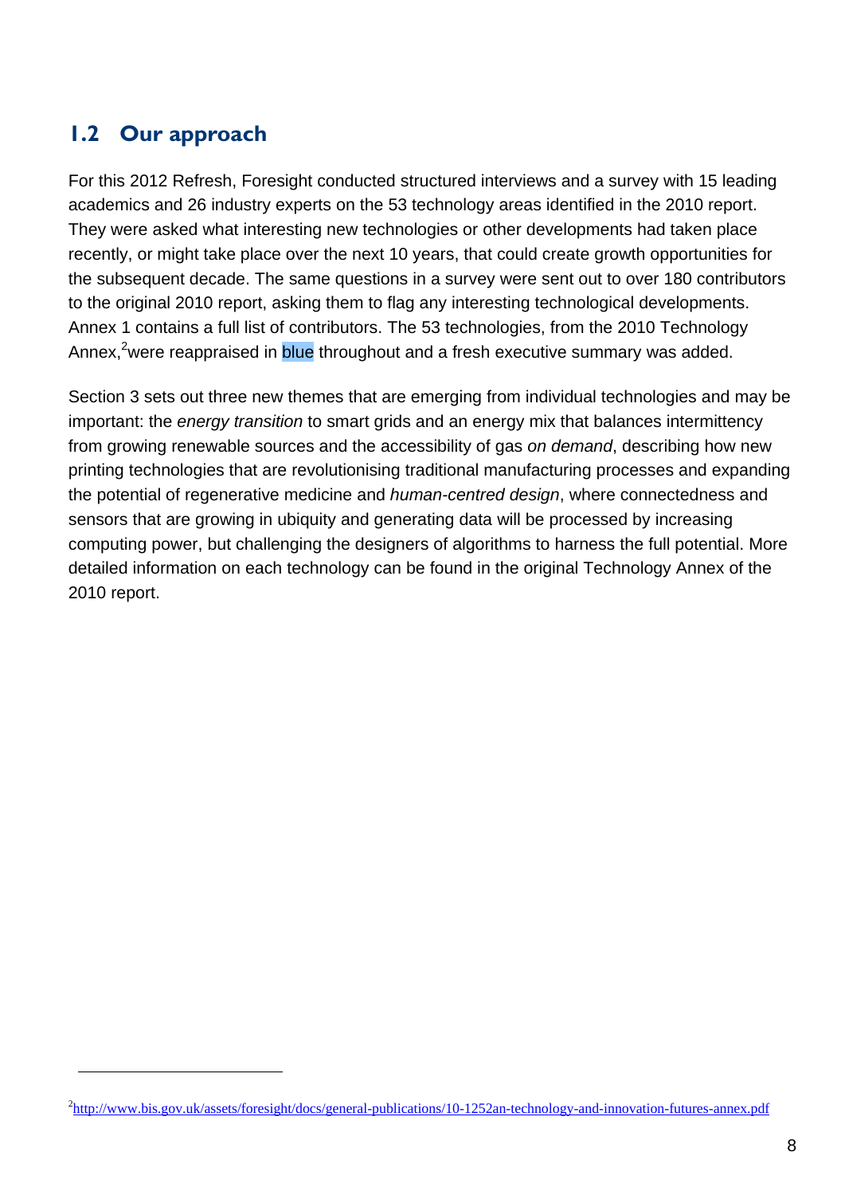## 1.2 Our approach

For this 2012 Refresh, Foresight conducted structured interviews and a survey with 15 leading academics and 26 industry experts on the 53 technology areas identified in the 2010 report. They were asked what interesting new technologies or other developments had taken place recently, or might take place over the next 10 years, that could create growth opportunities for the subsequent decade. The same questions in a survey were sent out to over 180 contributors to the original 2010 report, asking them to flag any interesting technological developments. Annex 1 contains a full list of contributors. The 53 technologies, from the 2010 Technology Annex,[2]were reappraised in blue throughout and a fresh executive summary was added.

Section 3 sets out three new themes that are emerging from individual technologies and may be important: the *energy transition* to smart grids and an energy mix that balances intermittency from growing renewable sources and the accessibility of gas *on demand*, describing how new printing technologies that are revolutionising traditional manufacturing processes and expanding the potential of regenerative medicine and *human-centred design*, where connectedness and sensors that are growing in ubiquity and generating data will be processed by increasing computing power, but challenging the designers of algorithms to harness the full potential. More detailed information on each technology can be found in the original Technology Annex of the 2010 report.

[2]http://www.bis.gov.uk/assets/foresight/docs/general-publications/10-1252an-technology-and-innovation-futures-annex.pdf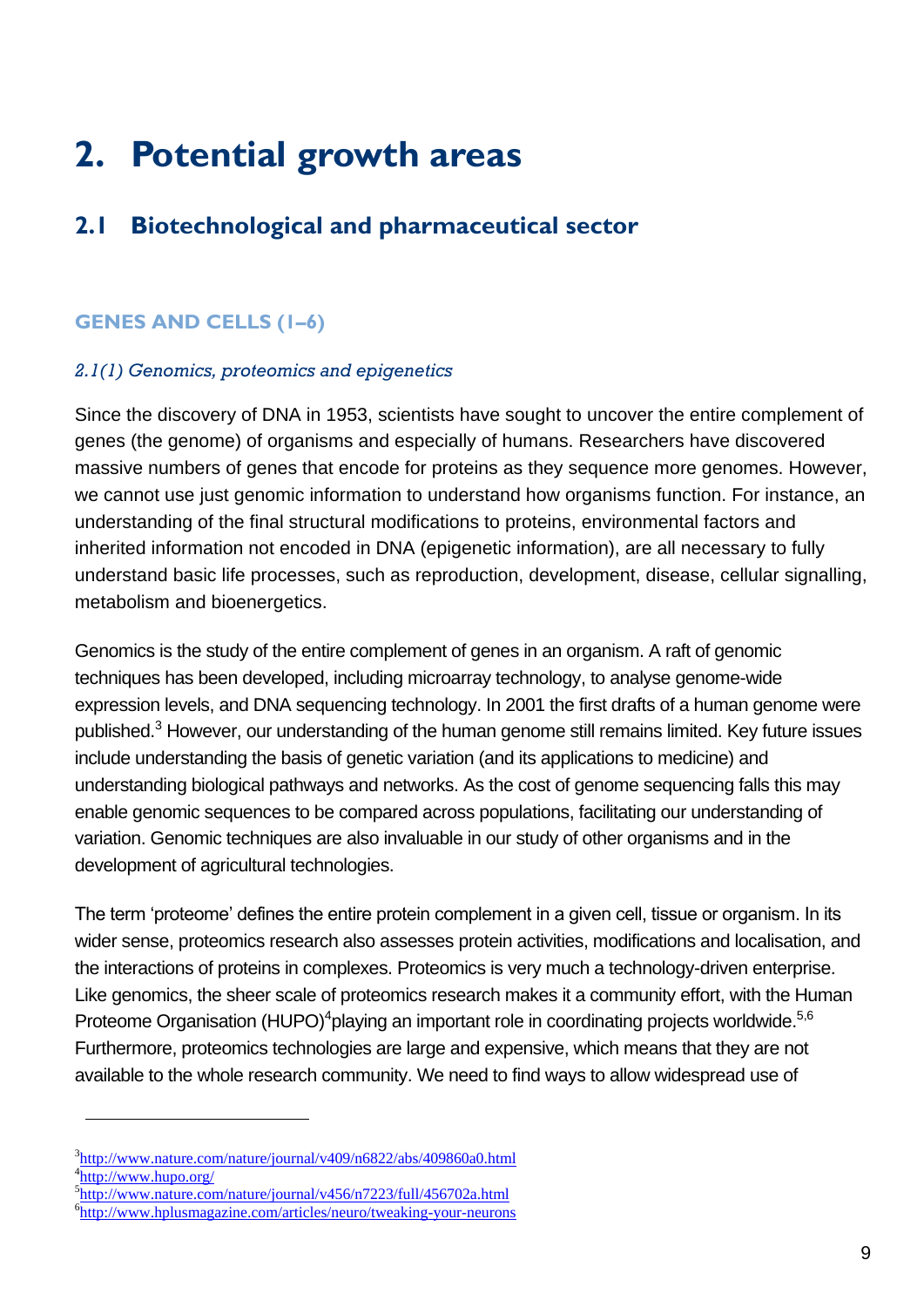# 2. Potential growth areas

## 2.1 Biotechnological and pharmaceutical sector

### GENES AND CELLS (1–6)

#### *2.1(1) Genomics, proteomics and epigenetics*

Since the discovery of DNA in 1953, scientists have sought to uncover the entire complement of genes (the genome) of organisms and especially of humans. Researchers have discovered massive numbers of genes that encode for proteins as they sequence more genomes. However, we cannot use just genomic information to understand how organisms function. For instance, an understanding of the final structural modifications to proteins, environmental factors and inherited information not encoded in DNA (epigenetic information), are all necessary to fully understand basic life processes, such as reproduction, development, disease, cellular signalling, metabolism and bioenergetics.

Genomics is the study of the entire complement of genes in an organism. A raft of genomic techniques has been developed, including microarray technology, to analyse genome-wide expression levels, and DNA sequencing technology. In 2001 the first drafts of a human genome were published.[3] However, our understanding of the human genome still remains limited. Key future issues include understanding the basis of genetic variation (and its applications to medicine) and understanding biological pathways and networks. As the cost of genome sequencing falls this may enable genomic sequences to be compared across populations, facilitating our understanding of variation. Genomic techniques are also invaluable in our study of other organisms and in the development of agricultural technologies.

The term 'proteome' defines the entire protein complement in a given cell, tissue or organism. In its wider sense, proteomics research also assesses protein activities, modifications and localisation, and the interactions of proteins in complexes. Proteomics is very much a technology-driven enterprise. Like genomics, the sheer scale of proteomics research makes it a community effort, with the Human Proteome Organisation (HUPO)[4] playing an important role in coordinating projects worldwide.[5,6] Furthermore, proteomics technologies are large and expensive, which means that they are not available to the whole research community. We need to find ways to allow widespread use of

---

[3] http://www.nature.com/nature/journal/v409/n6822/abs/409860a0.html

[4] http://www.hupo.org/

[5] http://www.nature.com/nature/journal/v456/n7223/full/456702a.html

[6] http://www.hplusmagazine.com/articles/neuro/tweaking-your-neurons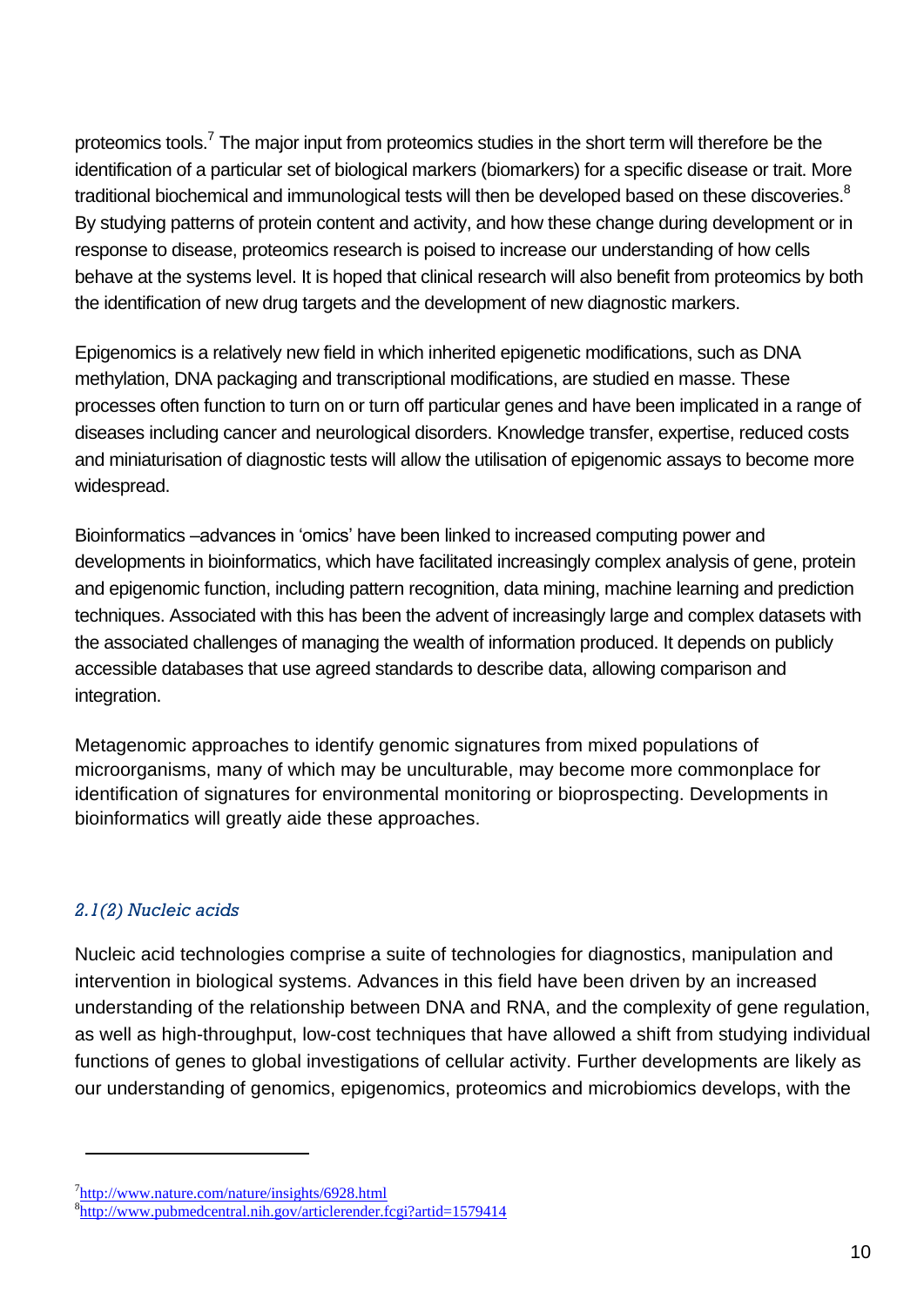proteomics tools.[7] The major input from proteomics studies in the short term will therefore be the identification of a particular set of biological markers (biomarkers) for a specific disease or trait. More traditional biochemical and immunological tests will then be developed based on these discoveries.[8] By studying patterns of protein content and activity, and how these change during development or in response to disease, proteomics research is poised to increase our understanding of how cells behave at the systems level. It is hoped that clinical research will also benefit from proteomics by both the identification of new drug targets and the development of new diagnostic markers.

Epigenomics is a relatively new field in which inherited epigenetic modifications, such as DNA methylation, DNA packaging and transcriptional modifications, are studied en masse. These processes often function to turn on or turn off particular genes and have been implicated in a range of diseases including cancer and neurological disorders. Knowledge transfer, expertise, reduced costs and miniaturisation of diagnostic tests will allow the utilisation of epigenomic assays to become more widespread.

Bioinformatics –advances in 'omics' have been linked to increased computing power and developments in bioinformatics, which have facilitated increasingly complex analysis of gene, protein and epigenomic function, including pattern recognition, data mining, machine learning and prediction techniques. Associated with this has been the advent of increasingly large and complex datasets with the associated challenges of managing the wealth of information produced. It depends on publicly accessible databases that use agreed standards to describe data, allowing comparison and integration.

Metagenomic approaches to identify genomic signatures from mixed populations of microorganisms, many of which may be unculturable, may become more commonplace for identification of signatures for environmental monitoring or bioprospecting. Developments in bioinformatics will greatly aide these approaches.

### *2.1(2) Nucleic acids*

Nucleic acid technologies comprise a suite of technologies for diagnostics, manipulation and intervention in biological systems. Advances in this field have been driven by an increased understanding of the relationship between DNA and RNA, and the complexity of gene regulation, as well as high-throughput, low-cost techniques that have allowed a shift from studying individual functions of genes to global investigations of cellular activity. Further developments are likely as our understanding of genomics, epigenomics, proteomics and microbiomics develops, with the

---

[7] http://www.nature.com/nature/insights/6928.html

[8] http://www.pubmedcentral.nih.gov/articlerender.fcgi?artid=1579414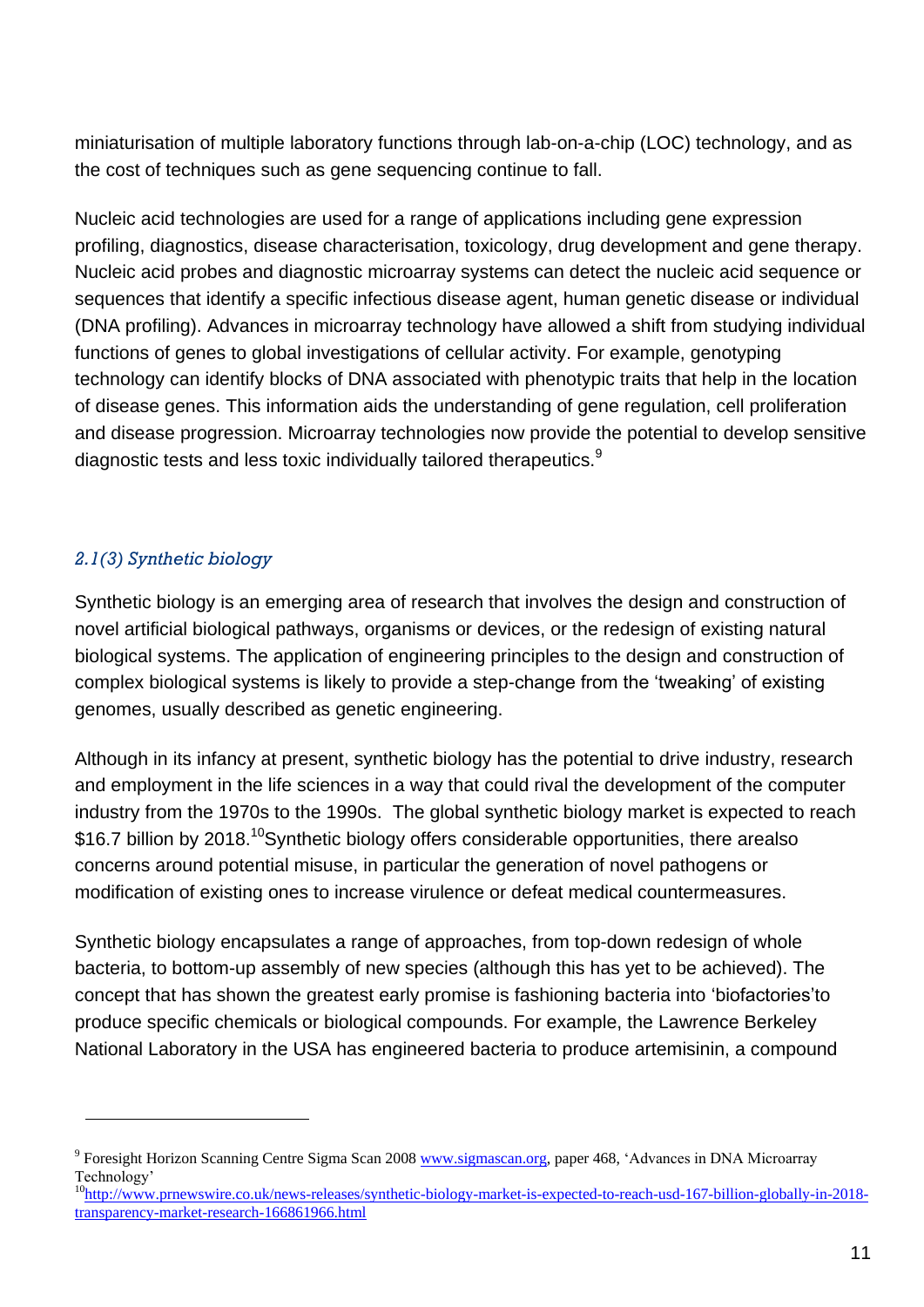miniaturisation of multiple laboratory functions through lab-on-a-chip (LOC) technology, and as the cost of techniques such as gene sequencing continue to fall.

Nucleic acid technologies are used for a range of applications including gene expression profiling, diagnostics, disease characterisation, toxicology, drug development and gene therapy. Nucleic acid probes and diagnostic microarray systems can detect the nucleic acid sequence or sequences that identify a specific infectious disease agent, human genetic disease or individual (DNA profiling). Advances in microarray technology have allowed a shift from studying individual functions of genes to global investigations of cellular activity. For example, genotyping technology can identify blocks of DNA associated with phenotypic traits that help in the location of disease genes. This information aids the understanding of gene regulation, cell proliferation and disease progression. Microarray technologies now provide the potential to develop sensitive diagnostic tests and less toxic individually tailored therapeutics.[9]

### *2.1(3) Synthetic biology*

Synthetic biology is an emerging area of research that involves the design and construction of novel artificial biological pathways, organisms or devices, or the redesign of existing natural biological systems. The application of engineering principles to the design and construction of complex biological systems is likely to provide a step-change from the 'tweaking' of existing genomes, usually described as genetic engineering.

Although in its infancy at present, synthetic biology has the potential to drive industry, research and employment in the life sciences in a way that could rival the development of the computer industry from the 1970s to the 1990s. The global synthetic biology market is expected to reach $16.7 billion by 2018.[10]Synthetic biology offers considerable opportunities, there arealso concerns around potential misuse, in particular the generation of novel pathogens or modification of existing ones to increase virulence or defeat medical countermeasures.

Synthetic biology encapsulates a range of approaches, from top-down redesign of whole bacteria, to bottom-up assembly of new species (although this has yet to be achieved). The concept that has shown the greatest early promise is fashioning bacteria into 'biofactories'to produce specific chemicals or biological compounds. For example, the Lawrence Berkeley National Laboratory in the USA has engineered bacteria to produce artemisinin, a compound

---

[9] Foresight Horizon Scanning Centre Sigma Scan 2008 www.sigmascan.org, paper 468, 'Advances in DNA Microarray Technology'

[10] http://www.prnewswire.co.uk/news-releases/synthetic-biology-market-is-expected-to-reach-usd-167-billion-globally-in-2018-transparency-market-research-166861966.html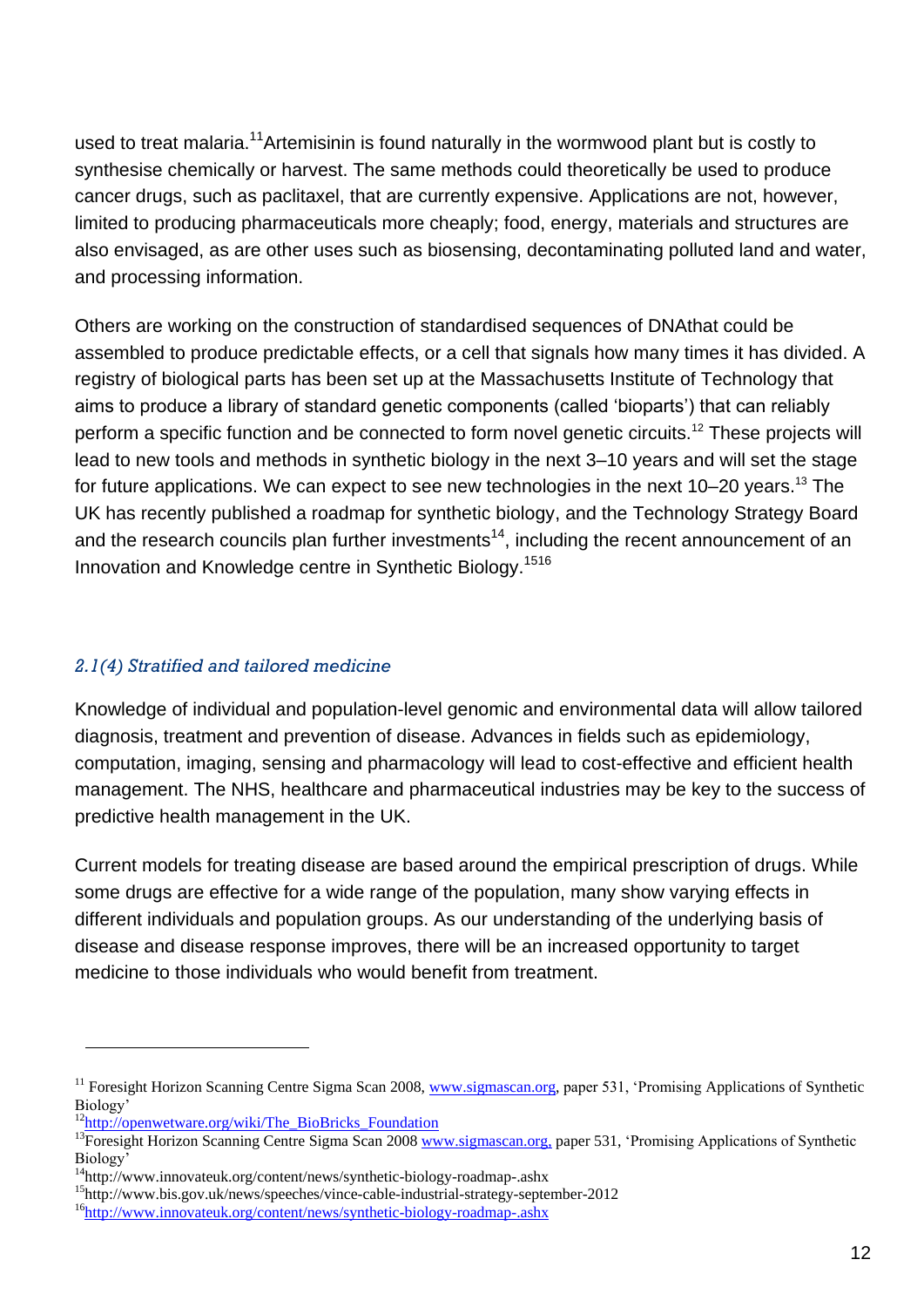used to treat malaria.[11]Artemisinin is found naturally in the wormwood plant but is costly to synthesise chemically or harvest. The same methods could theoretically be used to produce cancer drugs, such as paclitaxel, that are currently expensive. Applications are not, however, limited to producing pharmaceuticals more cheaply; food, energy, materials and structures are also envisaged, as are other uses such as biosensing, decontaminating polluted land and water, and processing information.

Others are working on the construction of standardised sequences of DNAthat could be assembled to produce predictable effects, or a cell that signals how many times it has divided. A registry of biological parts has been set up at the Massachusetts Institute of Technology that aims to produce a library of standard genetic components (called 'bioparts') that can reliably perform a specific function and be connected to form novel genetic circuits.[12] These projects will lead to new tools and methods in synthetic biology in the next 3–10 years and will set the stage for future applications. We can expect to see new technologies in the next 10–20 years.[13] The UK has recently published a roadmap for synthetic biology, and the Technology Strategy Board and the research councils plan further investments[14], including the recent announcement of an Innovation and Knowledge centre in Synthetic Biology.[15][16]

### *2.1(4) Stratified and tailored medicine*

Knowledge of individual and population-level genomic and environmental data will allow tailored diagnosis, treatment and prevention of disease. Advances in fields such as epidemiology, computation, imaging, sensing and pharmacology will lead to cost-effective and efficient health management. The NHS, healthcare and pharmaceutical industries may be key to the success of predictive health management in the UK.

Current models for treating disease are based around the empirical prescription of drugs. While some drugs are effective for a wide range of the population, many show varying effects in different individuals and population groups. As our understanding of the underlying basis of disease and disease response improves, there will be an increased opportunity to target medicine to those individuals who would benefit from treatment.

---

[11] Foresight Horizon Scanning Centre Sigma Scan 2008, www.sigmascan.org, paper 531, 'Promising Applications of Synthetic Biology'

[12] http://openwetware.org/wiki/The_BioBricks_Foundation

[13] Foresight Horizon Scanning Centre Sigma Scan 2008 www.sigmascan.org, paper 531, 'Promising Applications of Synthetic Biology'

[14] http://www.innovateuk.org/content/news/synthetic-biology-roadmap-.ashx

[15] http://www.bis.gov.uk/news/speeches/vince-cable-industrial-strategy-september-2012

[16] http://www.innovateuk.org/content/news/synthetic-biology-roadmap-.ashx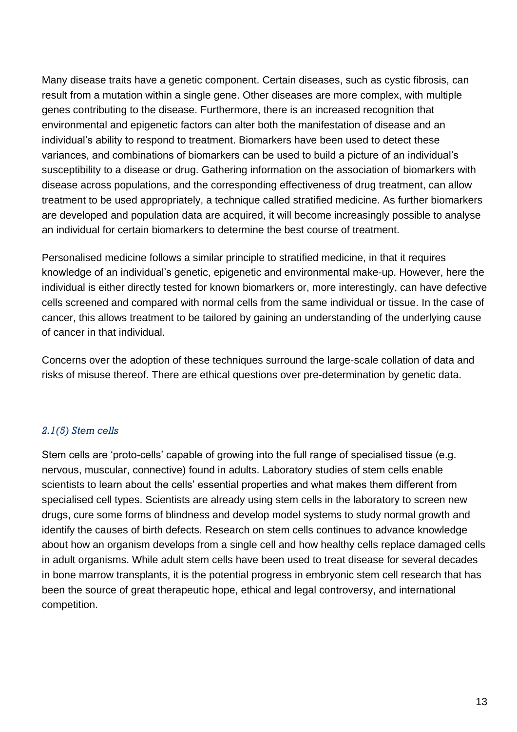Many disease traits have a genetic component. Certain diseases, such as cystic fibrosis, can result from a mutation within a single gene. Other diseases are more complex, with multiple genes contributing to the disease. Furthermore, there is an increased recognition that environmental and epigenetic factors can alter both the manifestation of disease and an individual's ability to respond to treatment. Biomarkers have been used to detect these variances, and combinations of biomarkers can be used to build a picture of an individual's susceptibility to a disease or drug. Gathering information on the association of biomarkers with disease across populations, and the corresponding effectiveness of drug treatment, can allow treatment to be used appropriately, a technique called stratified medicine. As further biomarkers are developed and population data are acquired, it will become increasingly possible to analyse an individual for certain biomarkers to determine the best course of treatment.

Personalised medicine follows a similar principle to stratified medicine, in that it requires knowledge of an individual's genetic, epigenetic and environmental make-up. However, here the individual is either directly tested for known biomarkers or, more interestingly, can have defective cells screened and compared with normal cells from the same individual or tissue. In the case of cancer, this allows treatment to be tailored by gaining an understanding of the underlying cause of cancer in that individual.

Concerns over the adoption of these techniques surround the large-scale collation of data and risks of misuse thereof. There are ethical questions over pre-determination by genetic data.

### *2.1(5) Stem cells*

Stem cells are 'proto-cells' capable of growing into the full range of specialised tissue (e.g. nervous, muscular, connective) found in adults. Laboratory studies of stem cells enable scientists to learn about the cells' essential properties and what makes them different from specialised cell types. Scientists are already using stem cells in the laboratory to screen new drugs, cure some forms of blindness and develop model systems to study normal growth and identify the causes of birth defects. Research on stem cells continues to advance knowledge about how an organism develops from a single cell and how healthy cells replace damaged cells in adult organisms. While adult stem cells have been used to treat disease for several decades in bone marrow transplants, it is the potential progress in embryonic stem cell research that has been the source of great therapeutic hope, ethical and legal controversy, and international competition.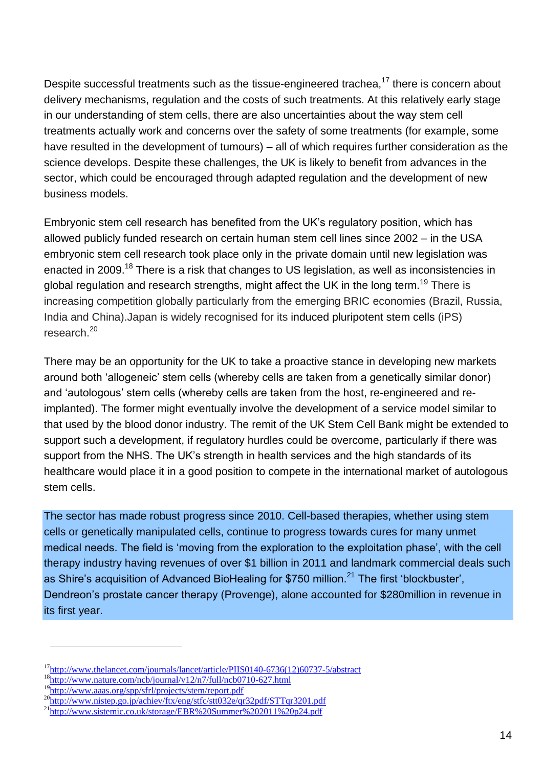Despite successful treatments such as the tissue-engineered trachea,[17] there is concern about delivery mechanisms, regulation and the costs of such treatments. At this relatively early stage in our understanding of stem cells, there are also uncertainties about the way stem cell treatments actually work and concerns over the safety of some treatments (for example, some have resulted in the development of tumours) – all of which requires further consideration as the science develops. Despite these challenges, the UK is likely to benefit from advances in the sector, which could be encouraged through adapted regulation and the development of new business models.

Embryonic stem cell research has benefited from the UK's regulatory position, which has allowed publicly funded research on certain human stem cell lines since 2002 – in the USA embryonic stem cell research took place only in the private domain until new legislation was enacted in 2009.[18] There is a risk that changes to US legislation, as well as inconsistencies in global regulation and research strengths, might affect the UK in the long term.[19] There is increasing competition globally particularly from the emerging BRIC economies (Brazil, Russia, India and China).Japan is widely recognised for its induced pluripotent stem cells (iPS) research.[20]

There may be an opportunity for the UK to take a proactive stance in developing new markets around both 'allogeneic' stem cells (whereby cells are taken from a genetically similar donor) and 'autologous' stem cells (whereby cells are taken from the host, re-engineered and re-implanted). The former might eventually involve the development of a service model similar to that used by the blood donor industry. The remit of the UK Stem Cell Bank might be extended to support such a development, if regulatory hurdles could be overcome, particularly if there was support from the NHS. The UK's strength in health services and the high standards of its healthcare would place it in a good position to compete in the international market of autologous stem cells.

The sector has made robust progress since 2010. Cell-based therapies, whether using stem cells or genetically manipulated cells, continue to progress towards cures for many unmet medical needs. The field is 'moving from the exploration to the exploitation phase', with the cell therapy industry having revenues of over $1 billion in 2011 and landmark commercial deals such as Shire's acquisition of Advanced BioHealing for $750 million.[21] The first 'blockbuster', Dendreon's prostate cancer therapy (Provenge), alone accounted for $280million in revenue in its first year.

---

[17] http://www.thelancet.com/journals/lancet/article/PIIS0140-6736(12)60737-5/abstract

[18] http://www.nature.com/ncb/journal/v12/n7/full/ncb0710-627.html

[19] http://www.aaas.org/spp/sfrl/projects/stem/report.pdf

[20] http://www.nistep.go.jp/achiev/ftx/eng/stfc/stt032e/qr32pdf/STTqr3201.pdf

[21] http://www.sistemic.co.uk/storage/EBR%20Summer%202011%20p24.pdf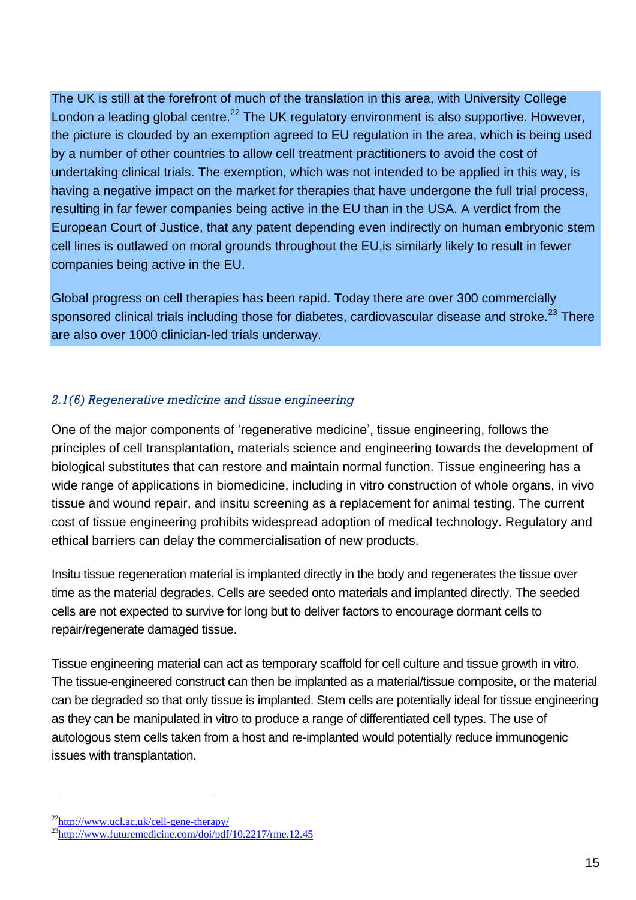The UK is still at the forefront of much of the translation in this area, with University College London a leading global centre.[22] The UK regulatory environment is also supportive. However, the picture is clouded by an exemption agreed to EU regulation in the area, which is being used by a number of other countries to allow cell treatment practitioners to avoid the cost of undertaking clinical trials. The exemption, which was not intended to be applied in this way, is having a negative impact on the market for therapies that have undergone the full trial process, resulting in far fewer companies being active in the EU than in the USA. A verdict from the European Court of Justice, that any patent depending even indirectly on human embryonic stem cell lines is outlawed on moral grounds throughout the EU,is similarly likely to result in fewer companies being active in the EU.

Global progress on cell therapies has been rapid. Today there are over 300 commercially sponsored clinical trials including those for diabetes, cardiovascular disease and stroke.[23] There are also over 1000 clinician-led trials underway.

### *2.1(6) Regenerative medicine and tissue engineering*

One of the major components of 'regenerative medicine', tissue engineering, follows the principles of cell transplantation, materials science and engineering towards the development of biological substitutes that can restore and maintain normal function. Tissue engineering has a wide range of applications in biomedicine, including in vitro construction of whole organs, in vivo tissue and wound repair, and insitu screening as a replacement for animal testing. The current cost of tissue engineering prohibits widespread adoption of medical technology. Regulatory and ethical barriers can delay the commercialisation of new products.

Insitu tissue regeneration material is implanted directly in the body and regenerates the tissue over time as the material degrades. Cells are seeded onto materials and implanted directly. The seeded cells are not expected to survive for long but to deliver factors to encourage dormant cells to repair/regenerate damaged tissue.

Tissue engineering material can act as temporary scaffold for cell culture and tissue growth in vitro. The tissue-engineered construct can then be implanted as a material/tissue composite, or the material can be degraded so that only tissue is implanted. Stem cells are potentially ideal for tissue engineering as they can be manipulated in vitro to produce a range of differentiated cell types. The use of autologous stem cells taken from a host and re-implanted would potentially reduce immunogenic issues with transplantation.

---

[22] http://www.ucl.ac.uk/cell-gene-therapy/

[23] http://www.futuremedicine.com/doi/pdf/10.2217/rme.12.45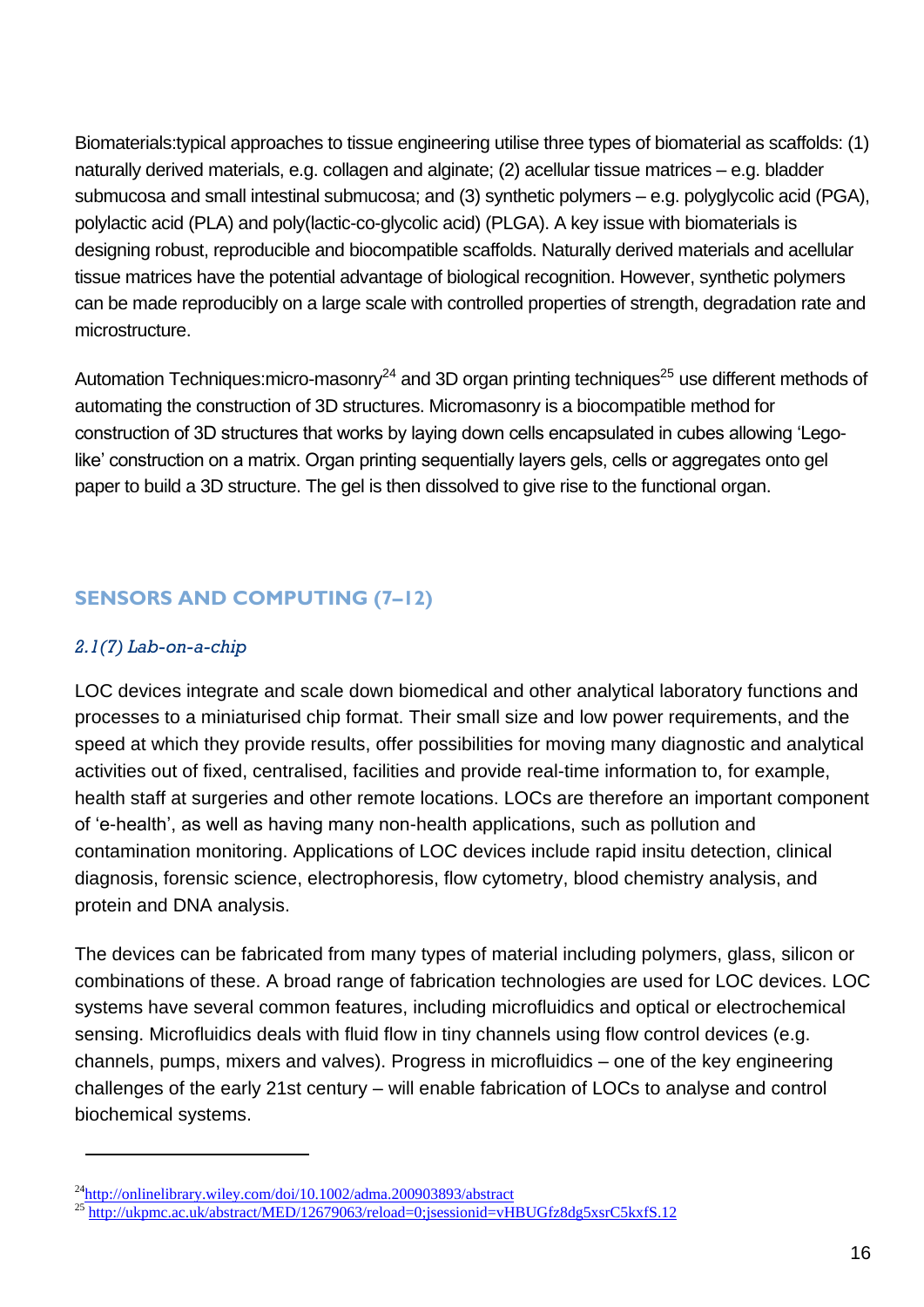Biomaterials:typical approaches to tissue engineering utilise three types of biomaterial as scaffolds: (1) naturally derived materials, e.g. collagen and alginate; (2) acellular tissue matrices – e.g. bladder submucosa and small intestinal submucosa; and (3) synthetic polymers – e.g. polyglycolic acid (PGA), polylactic acid (PLA) and poly(lactic-co-glycolic acid) (PLGA). A key issue with biomaterials is designing robust, reproducible and biocompatible scaffolds. Naturally derived materials and acellular tissue matrices have the potential advantage of biological recognition. However, synthetic polymers can be made reproducibly on a large scale with controlled properties of strength, degradation rate and microstructure.

Automation Techniques:micro-masonry[24] and 3D organ printing techniques[25] use different methods of automating the construction of 3D structures. Micromasonry is a biocompatible method for construction of 3D structures that works by laying down cells encapsulated in cubes allowing 'Lego-like' construction on a matrix. Organ printing sequentially layers gels, cells or aggregates onto gel paper to build a 3D structure. The gel is then dissolved to give rise to the functional organ.

## SENSORS AND COMPUTING (7–12)

### *2.1(7) Lab-on-a-chip*

LOC devices integrate and scale down biomedical and other analytical laboratory functions and processes to a miniaturised chip format. Their small size and low power requirements, and the speed at which they provide results, offer possibilities for moving many diagnostic and analytical activities out of fixed, centralised, facilities and provide real-time information to, for example, health staff at surgeries and other remote locations. LOCs are therefore an important component of 'e-health', as well as having many non-health applications, such as pollution and contamination monitoring. Applications of LOC devices include rapid insitu detection, clinical diagnosis, forensic science, electrophoresis, flow cytometry, blood chemistry analysis, and protein and DNA analysis.

The devices can be fabricated from many types of material including polymers, glass, silicon or combinations of these. A broad range of fabrication technologies are used for LOC devices. LOC systems have several common features, including microfluidics and optical or electrochemical sensing. Microfluidics deals with fluid flow in tiny channels using flow control devices (e.g. channels, pumps, mixers and valves). Progress in microfluidics – one of the key engineering challenges of the early 21st century – will enable fabrication of LOCs to analyse and control biochemical systems.

---

[24] http://onlinelibrary.wiley.com/doi/10.1002/adma.200903893/abstract

[25] http://ukpmc.ac.uk/abstract/MED/12679063/reload=0;jsessionid=vHBUGfz8dg5xsrC5kxfS.12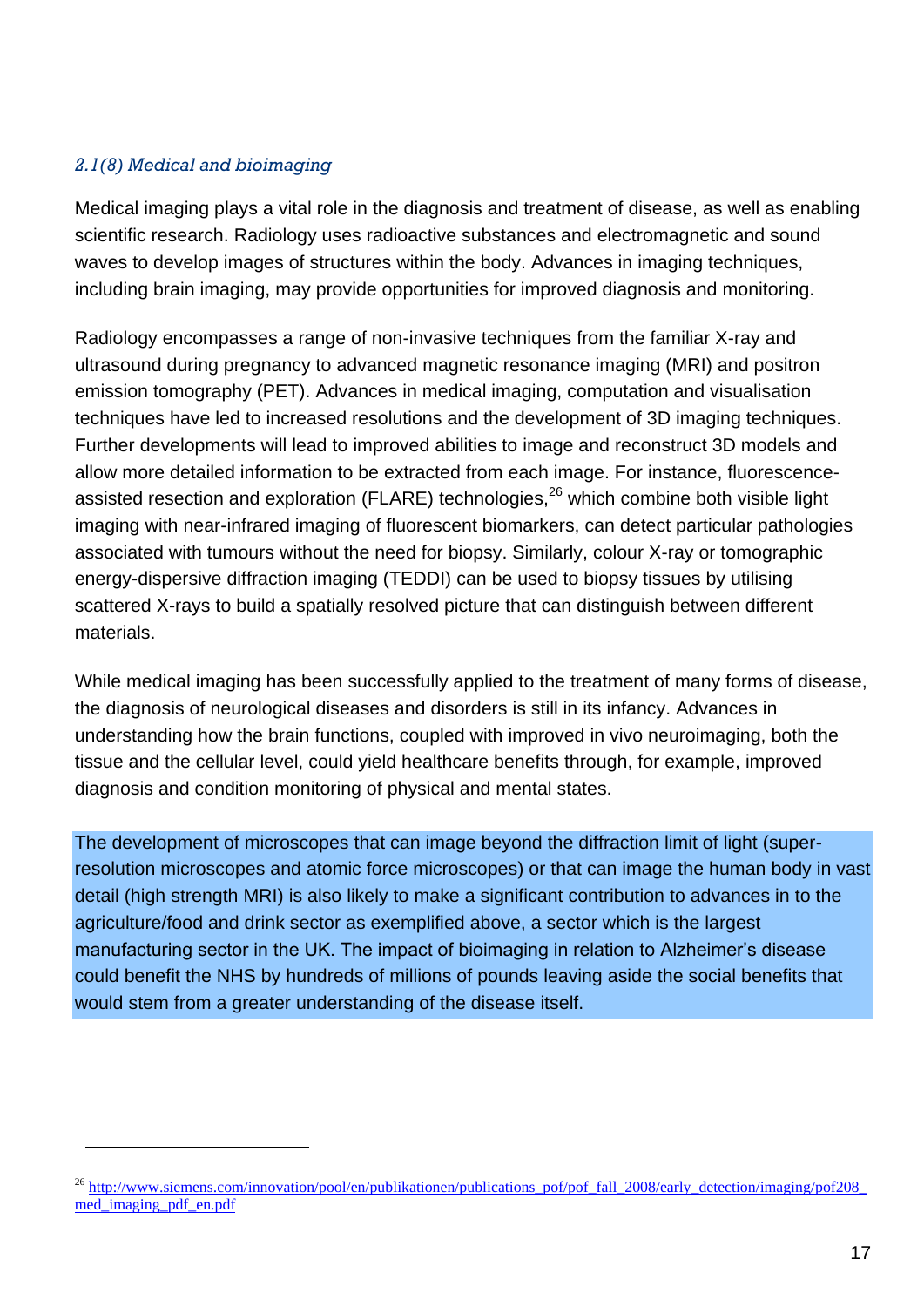*2.1(8) Medical and bioimaging*

Medical imaging plays a vital role in the diagnosis and treatment of disease, as well as enabling scientific research. Radiology uses radioactive substances and electromagnetic and sound waves to develop images of structures within the body. Advances in imaging techniques, including brain imaging, may provide opportunities for improved diagnosis and monitoring.

Radiology encompasses a range of non-invasive techniques from the familiar X-ray and ultrasound during pregnancy to advanced magnetic resonance imaging (MRI) and positron emission tomography (PET). Advances in medical imaging, computation and visualisation techniques have led to increased resolutions and the development of 3D imaging techniques. Further developments will lead to improved abilities to image and reconstruct 3D models and allow more detailed information to be extracted from each image. For instance, fluorescence-assisted resection and exploration (FLARE) technologies,[26] which combine both visible light imaging with near-infrared imaging of fluorescent biomarkers, can detect particular pathologies associated with tumours without the need for biopsy. Similarly, colour X-ray or tomographic energy-dispersive diffraction imaging (TEDDI) can be used to biopsy tissues by utilising scattered X-rays to build a spatially resolved picture that can distinguish between different materials.

While medical imaging has been successfully applied to the treatment of many forms of disease, the diagnosis of neurological diseases and disorders is still in its infancy. Advances in understanding how the brain functions, coupled with improved in vivo neuroimaging, both the tissue and the cellular level, could yield healthcare benefits through, for example, improved diagnosis and condition monitoring of physical and mental states.

The development of microscopes that can image beyond the diffraction limit of light (super-resolution microscopes and atomic force microscopes) or that can image the human body in vast detail (high strength MRI) is also likely to make a significant contribution to advances in to the agriculture/food and drink sector as exemplified above, a sector which is the largest manufacturing sector in the UK. The impact of bioimaging in relation to Alzheimer's disease could benefit the NHS by hundreds of millions of pounds leaving aside the social benefits that would stem from a greater understanding of the disease itself.

---

[26] http://www.siemens.com/innovation/pool/en/publikationen/publications_pof/pof_fall_2008/early_detection/imaging/pof208_med_imaging_pdf_en.pdf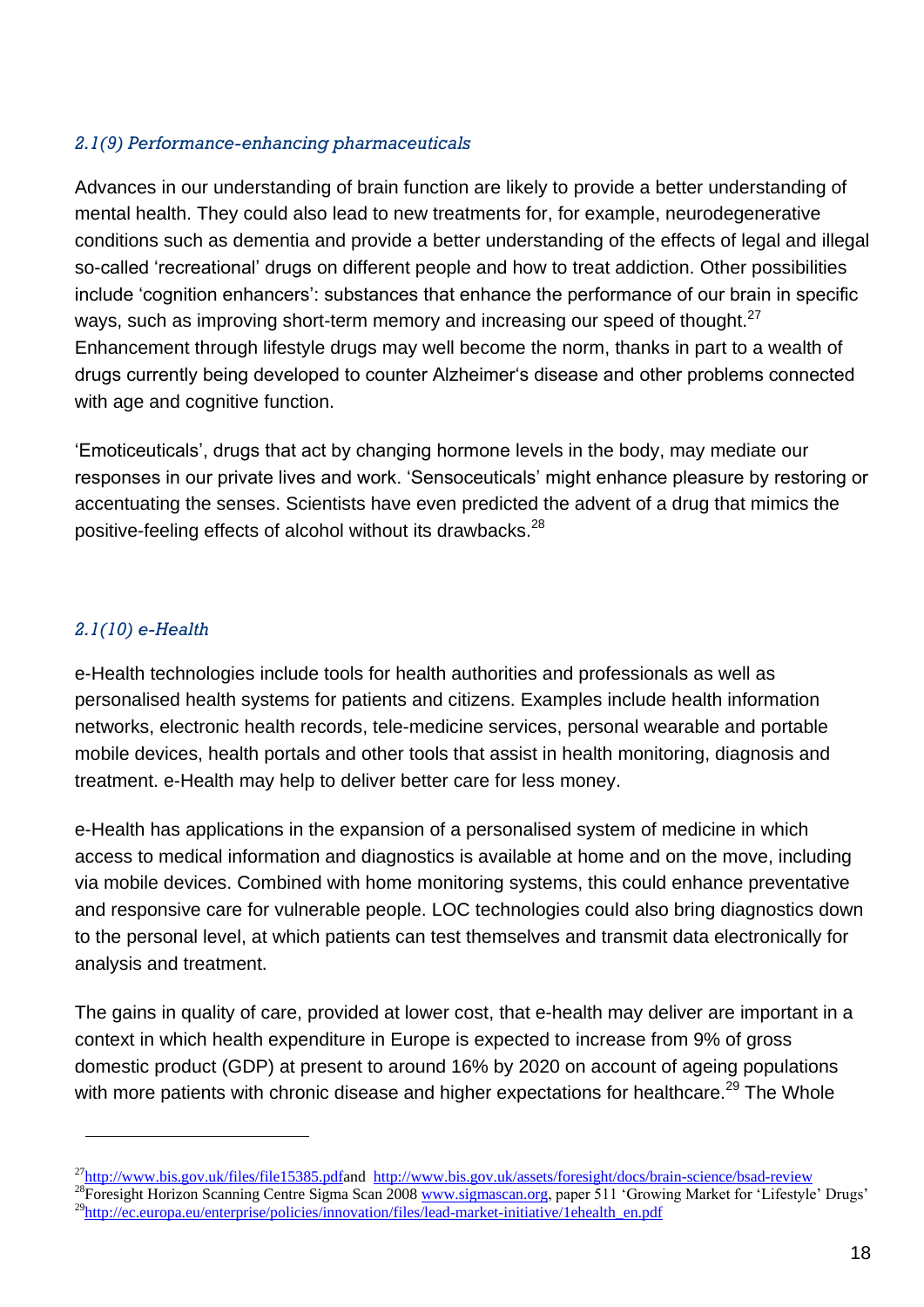### *2.1(9) Performance-enhancing pharmaceuticals*

Advances in our understanding of brain function are likely to provide a better understanding of mental health. They could also lead to new treatments for, for example, neurodegenerative conditions such as dementia and provide a better understanding of the effects of legal and illegal so-called 'recreational' drugs on different people and how to treat addiction. Other possibilities include 'cognition enhancers': substances that enhance the performance of our brain in specific ways, such as improving short-term memory and increasing our speed of thought.[27] Enhancement through lifestyle drugs may well become the norm, thanks in part to a wealth of drugs currently being developed to counter Alzheimer's disease and other problems connected with age and cognitive function.

'Emoticeuticals', drugs that act by changing hormone levels in the body, may mediate our responses in our private lives and work. 'Sensoceuticals' might enhance pleasure by restoring or accentuating the senses. Scientists have even predicted the advent of a drug that mimics the positive-feeling effects of alcohol without its drawbacks.[28]

### *2.1(10) e-Health*

e-Health technologies include tools for health authorities and professionals as well as personalised health systems for patients and citizens. Examples include health information networks, electronic health records, tele-medicine services, personal wearable and portable mobile devices, health portals and other tools that assist in health monitoring, diagnosis and treatment. e-Health may help to deliver better care for less money.

e-Health has applications in the expansion of a personalised system of medicine in which access to medical information and diagnostics is available at home and on the move, including via mobile devices. Combined with home monitoring systems, this could enhance preventative and responsive care for vulnerable people. LOC technologies could also bring diagnostics down to the personal level, at which patients can test themselves and transmit data electronically for analysis and treatment.

The gains in quality of care, provided at lower cost, that e-health may deliver are important in a context in which health expenditure in Europe is expected to increase from 9% of gross domestic product (GDP) at present to around 16% by 2020 on account of ageing populations with more patients with chronic disease and higher expectations for healthcare.[29] The Whole

---

[27] http://www.bis.gov.uk/files/file15385.pdfand http://www.bis.gov.uk/assets/foresight/docs/brain-science/bsad-review

[28] Foresight Horizon Scanning Centre Sigma Scan 2008 www.sigmascan.org, paper 511 'Growing Market for 'Lifestyle' Drugs'

[29] http://ec.europa.eu/enterprise/policies/innovation/files/lead-market-initiative/1ehealth_en.pdf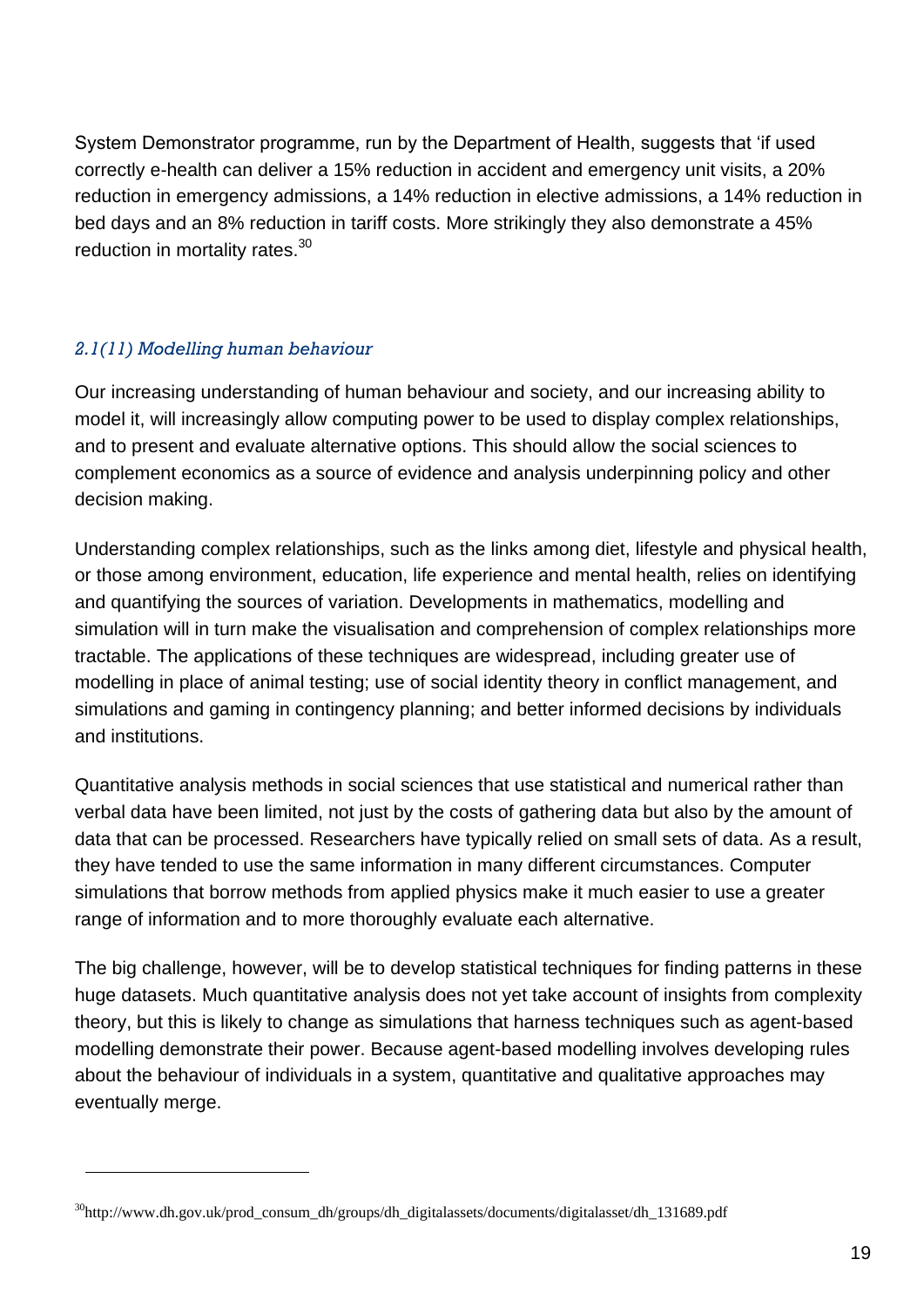System Demonstrator programme, run by the Department of Health, suggests that 'if used correctly e-health can deliver a 15% reduction in accident and emergency unit visits, a 20% reduction in emergency admissions, a 14% reduction in elective admissions, a 14% reduction in bed days and an 8% reduction in tariff costs. More strikingly they also demonstrate a 45% reduction in mortality rates.[30]

### *2.1(11) Modelling human behaviour*

Our increasing understanding of human behaviour and society, and our increasing ability to model it, will increasingly allow computing power to be used to display complex relationships, and to present and evaluate alternative options. This should allow the social sciences to complement economics as a source of evidence and analysis underpinning policy and other decision making.

Understanding complex relationships, such as the links among diet, lifestyle and physical health, or those among environment, education, life experience and mental health, relies on identifying and quantifying the sources of variation. Developments in mathematics, modelling and simulation will in turn make the visualisation and comprehension of complex relationships more tractable. The applications of these techniques are widespread, including greater use of modelling in place of animal testing; use of social identity theory in conflict management, and simulations and gaming in contingency planning; and better informed decisions by individuals and institutions.

Quantitative analysis methods in social sciences that use statistical and numerical rather than verbal data have been limited, not just by the costs of gathering data but also by the amount of data that can be processed. Researchers have typically relied on small sets of data. As a result, they have tended to use the same information in many different circumstances. Computer simulations that borrow methods from applied physics make it much easier to use a greater range of information and to more thoroughly evaluate each alternative.

The big challenge, however, will be to develop statistical techniques for finding patterns in these huge datasets. Much quantitative analysis does not yet take account of insights from complexity theory, but this is likely to change as simulations that harness techniques such as agent-based modelling demonstrate their power. Because agent-based modelling involves developing rules about the behaviour of individuals in a system, quantitative and qualitative approaches may eventually merge.

---

[30] http://www.dh.gov.uk/prod_consum_dh/groups/dh_digitalassets/documents/digitalasset/dh_131689.pdf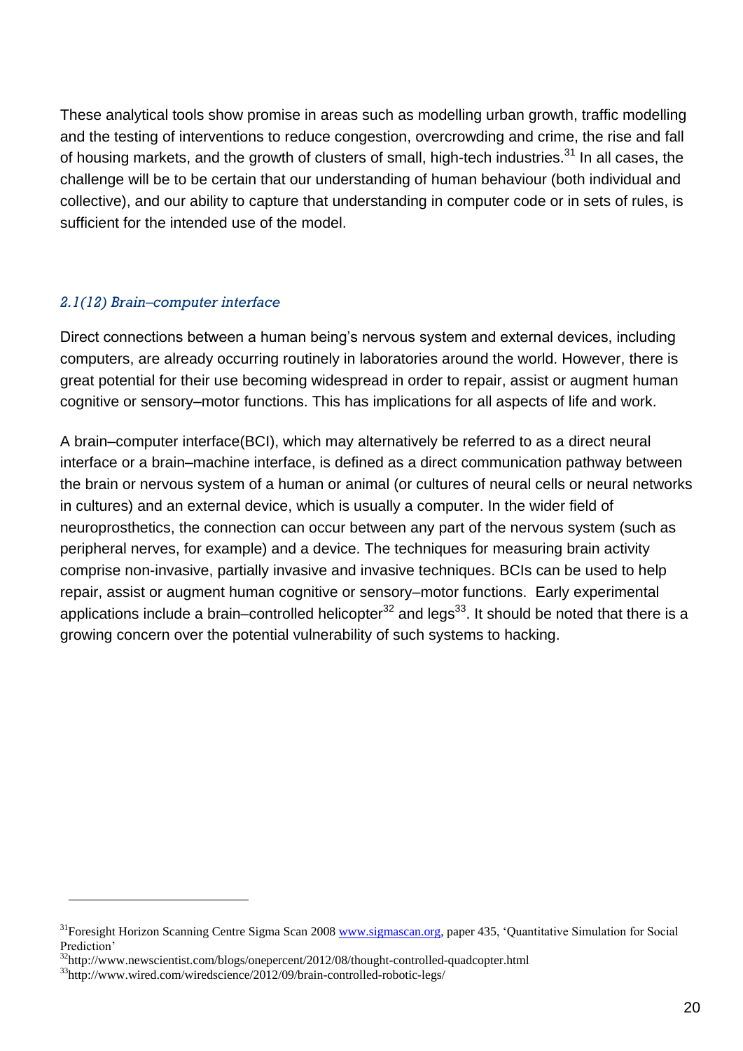These analytical tools show promise in areas such as modelling urban growth, traffic modelling and the testing of interventions to reduce congestion, overcrowding and crime, the rise and fall of housing markets, and the growth of clusters of small, high-tech industries.[31] In all cases, the challenge will be to be certain that our understanding of human behaviour (both individual and collective), and our ability to capture that understanding in computer code or in sets of rules, is sufficient for the intended use of the model.

### *2.1(12) Brain–computer interface*

Direct connections between a human being's nervous system and external devices, including computers, are already occurring routinely in laboratories around the world. However, there is great potential for their use becoming widespread in order to repair, assist or augment human cognitive or sensory–motor functions. This has implications for all aspects of life and work.

A brain–computer interface(BCI), which may alternatively be referred to as a direct neural interface or a brain–machine interface, is defined as a direct communication pathway between the brain or nervous system of a human or animal (or cultures of neural cells or neural networks in cultures) and an external device, which is usually a computer. In the wider field of neuroprosthetics, the connection can occur between any part of the nervous system (such as peripheral nerves, for example) and a device. The techniques for measuring brain activity comprise non-invasive, partially invasive and invasive techniques. BCIs can be used to help repair, assist or augment human cognitive or sensory–motor functions. Early experimental applications include a brain–controlled helicopter[32] and legs[33]. It should be noted that there is a growing concern over the potential vulnerability of such systems to hacking.

---

[31] Foresight Horizon Scanning Centre Sigma Scan 2008 www.sigmascan.org, paper 435, 'Quantitative Simulation for Social Prediction'

[32] http://www.newscientist.com/blogs/onepercent/2012/08/thought-controlled-quadcopter.html

[33] http://www.wired.com/wiredscience/2012/09/brain-controlled-robotic-legs/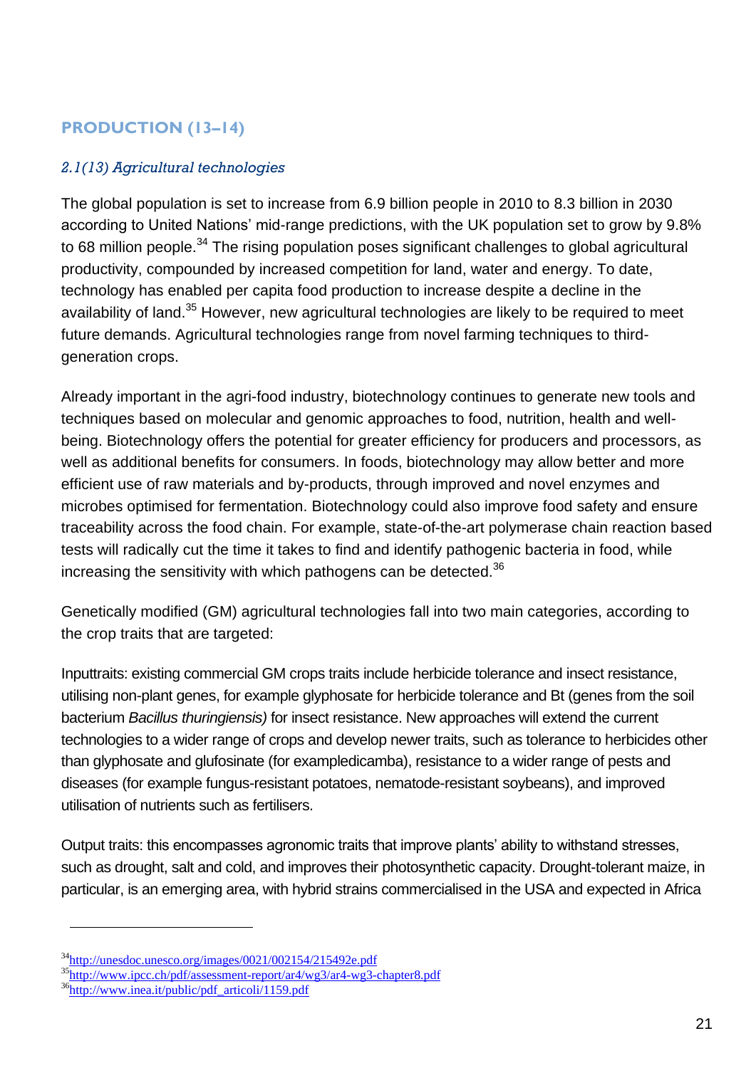## PRODUCTION (13–14)

### *2.1(13) Agricultural technologies*

The global population is set to increase from 6.9 billion people in 2010 to 8.3 billion in 2030 according to United Nations' mid-range predictions, with the UK population set to grow by 9.8% to 68 million people.[34] The rising population poses significant challenges to global agricultural productivity, compounded by increased competition for land, water and energy. To date, technology has enabled per capita food production to increase despite a decline in the availability of land.[35] However, new agricultural technologies are likely to be required to meet future demands. Agricultural technologies range from novel farming techniques to third-generation crops.

Already important in the agri-food industry, biotechnology continues to generate new tools and techniques based on molecular and genomic approaches to food, nutrition, health and well-being. Biotechnology offers the potential for greater efficiency for producers and processors, as well as additional benefits for consumers. In foods, biotechnology may allow better and more efficient use of raw materials and by-products, through improved and novel enzymes and microbes optimised for fermentation. Biotechnology could also improve food safety and ensure traceability across the food chain. For example, state-of-the-art polymerase chain reaction based tests will radically cut the time it takes to find and identify pathogenic bacteria in food, while increasing the sensitivity with which pathogens can be detected.[36]

Genetically modified (GM) agricultural technologies fall into two main categories, according to the crop traits that are targeted:

Inputtraits: existing commercial GM crops traits include herbicide tolerance and insect resistance, utilising non-plant genes, for example glyphosate for herbicide tolerance and Bt (genes from the soil bacterium *Bacillus thuringiensis)* for insect resistance. New approaches will extend the current technologies to a wider range of crops and develop newer traits, such as tolerance to herbicides other than glyphosate and glufosinate (for exampledicamba), resistance to a wider range of pests and diseases (for example fungus-resistant potatoes, nematode-resistant soybeans), and improved utilisation of nutrients such as fertilisers.

Output traits: this encompasses agronomic traits that improve plants' ability to withstand stresses, such as drought, salt and cold, and improves their photosynthetic capacity. Drought-tolerant maize, in particular, is an emerging area, with hybrid strains commercialised in the USA and expected in Africa

---

[34] http://unesdoc.unesco.org/images/0021/002154/215492e.pdf
[35] http://www.ipcc.ch/pdf/assessment-report/ar4/wg3/ar4-wg3-chapter8.pdf
[36] http://www.inea.it/public/pdf_articoli/1159.pdf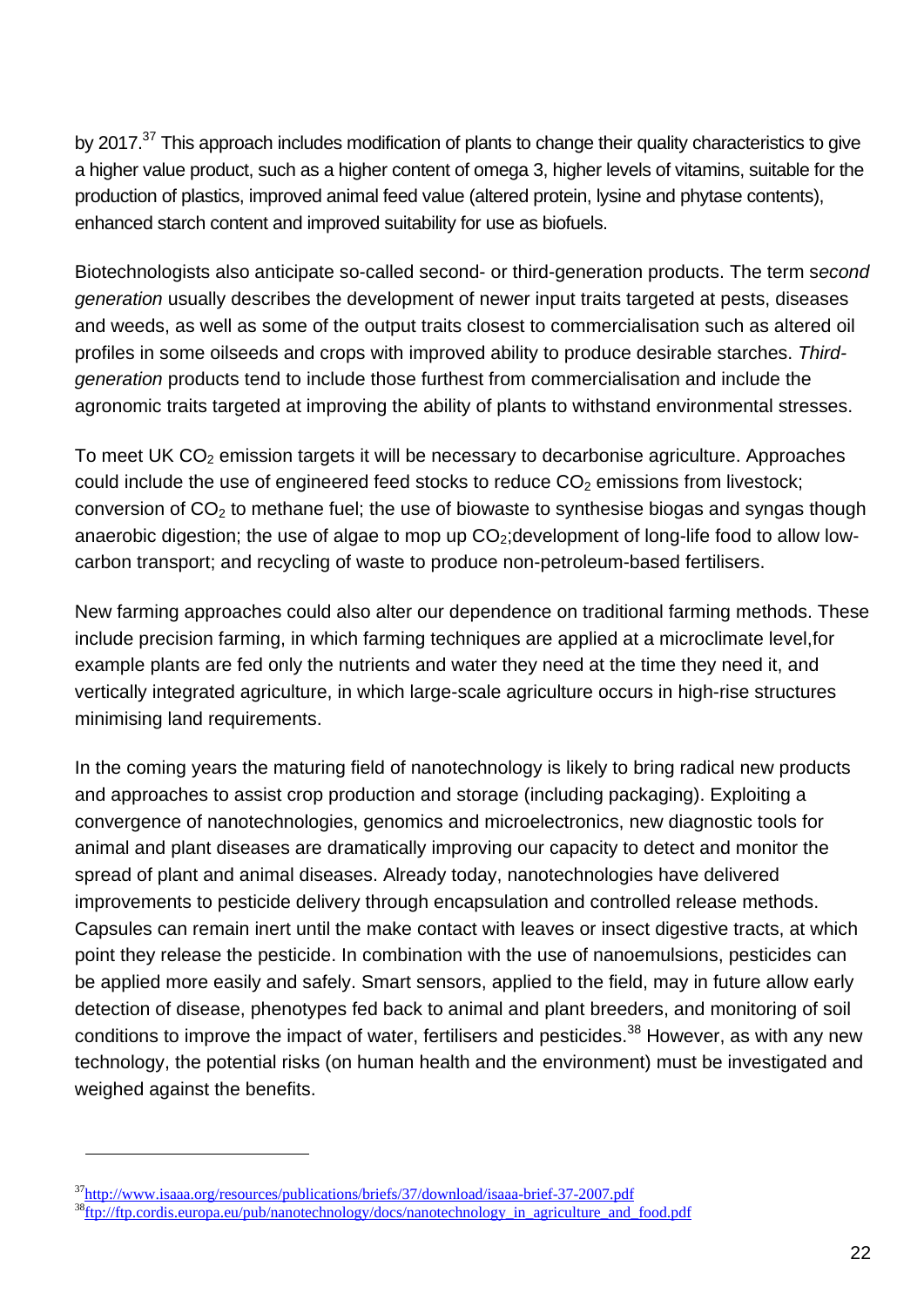by 2017.[37] This approach includes modification of plants to change their quality characteristics to give a higher value product, such as a higher content of omega 3, higher levels of vitamins, suitable for the production of plastics, improved animal feed value (altered protein, lysine and phytase contents), enhanced starch content and improved suitability for use as biofuels.

Biotechnologists also anticipate so-called second- or third-generation products. The term s*econd generation* usually describes the development of newer input traits targeted at pests, diseases and weeds, as well as some of the output traits closest to commercialisation such as altered oil profiles in some oilseeds and crops with improved ability to produce desirable starches. *Third-generation* products tend to include those furthest from commercialisation and include the agronomic traits targeted at improving the ability of plants to withstand environmental stresses.

To meet UK $CO_2$ emission targets it will be necessary to decarbonise agriculture. Approaches could include the use of engineered feed stocks to reduce $CO_2$ emissions from livestock; conversion of $CO_2$ to methane fuel; the use of biowaste to synthesise biogas and syngas though anaerobic digestion; the use of algae to mop up $CO_2$;development of long-life food to allow low-carbon transport; and recycling of waste to produce non-petroleum-based fertilisers.

New farming approaches could also alter our dependence on traditional farming methods. These include precision farming, in which farming techniques are applied at a microclimate level,for example plants are fed only the nutrients and water they need at the time they need it, and vertically integrated agriculture, in which large-scale agriculture occurs in high-rise structures minimising land requirements.

In the coming years the maturing field of nanotechnology is likely to bring radical new products and approaches to assist crop production and storage (including packaging). Exploiting a convergence of nanotechnologies, genomics and microelectronics, new diagnostic tools for animal and plant diseases are dramatically improving our capacity to detect and monitor the spread of plant and animal diseases. Already today, nanotechnologies have delivered improvements to pesticide delivery through encapsulation and controlled release methods. Capsules can remain inert until the make contact with leaves or insect digestive tracts, at which point they release the pesticide. In combination with the use of nanoemulsions, pesticides can be applied more easily and safely. Smart sensors, applied to the field, may in future allow early detection of disease, phenotypes fed back to animal and plant breeders, and monitoring of soil conditions to improve the impact of water, fertilisers and pesticides.[38] However, as with any new technology, the potential risks (on human health and the environment) must be investigated and weighed against the benefits.

---

[37] http://www.isaaa.org/resources/publications/briefs/37/download/isaaa-brief-37-2007.pdf

[38] ftp://ftp.cordis.europa.eu/pub/nanotechnology/docs/nanotechnology_in_agriculture_and_food.pdf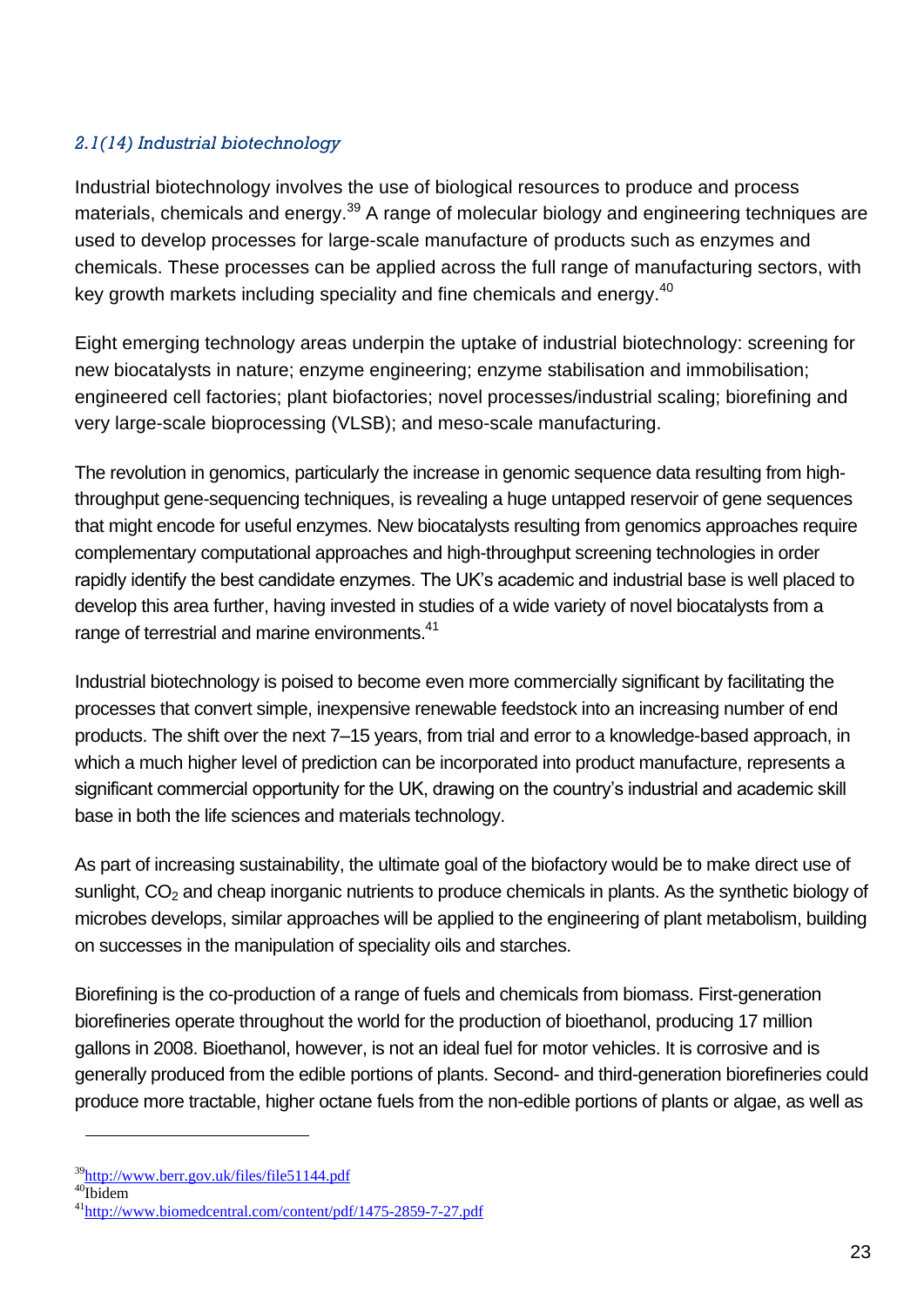### *2.1(14) Industrial biotechnology*

Industrial biotechnology involves the use of biological resources to produce and process materials, chemicals and energy.[39] A range of molecular biology and engineering techniques are used to develop processes for large-scale manufacture of products such as enzymes and chemicals. These processes can be applied across the full range of manufacturing sectors, with key growth markets including speciality and fine chemicals and energy.[40]

Eight emerging technology areas underpin the uptake of industrial biotechnology: screening for new biocatalysts in nature; enzyme engineering; enzyme stabilisation and immobilisation; engineered cell factories; plant biofactories; novel processes/industrial scaling; biorefining and very large-scale bioprocessing (VLSB); and meso-scale manufacturing.

The revolution in genomics, particularly the increase in genomic sequence data resulting from high-throughput gene-sequencing techniques, is revealing a huge untapped reservoir of gene sequences that might encode for useful enzymes. New biocatalysts resulting from genomics approaches require complementary computational approaches and high-throughput screening technologies in order rapidly identify the best candidate enzymes. The UK's academic and industrial base is well placed to develop this area further, having invested in studies of a wide variety of novel biocatalysts from a range of terrestrial and marine environments.[41]

Industrial biotechnology is poised to become even more commercially significant by facilitating the processes that convert simple, inexpensive renewable feedstock into an increasing number of end products. The shift over the next 7–15 years, from trial and error to a knowledge-based approach, in which a much higher level of prediction can be incorporated into product manufacture, represents a significant commercial opportunity for the UK, drawing on the country's industrial and academic skill base in both the life sciences and materials technology.

As part of increasing sustainability, the ultimate goal of the biofactory would be to make direct use of sunlight, $CO_2$ and cheap inorganic nutrients to produce chemicals in plants. As the synthetic biology of microbes develops, similar approaches will be applied to the engineering of plant metabolism, building on successes in the manipulation of speciality oils and starches.

Biorefining is the co-production of a range of fuels and chemicals from biomass. First-generation biorefineries operate throughout the world for the production of bioethanol, producing 17 million gallons in 2008. Bioethanol, however, is not an ideal fuel for motor vehicles. It is corrosive and is generally produced from the edible portions of plants. Second- and third-generation biorefineries could produce more tractable, higher octane fuels from the non-edible portions of plants or algae, as well as

---

[39] http://www.berr.gov.uk/files/file51144.pdf

[40] Ibidem

[41] http://www.biomedcentral.com/content/pdf/1475-2859-7-27.pdf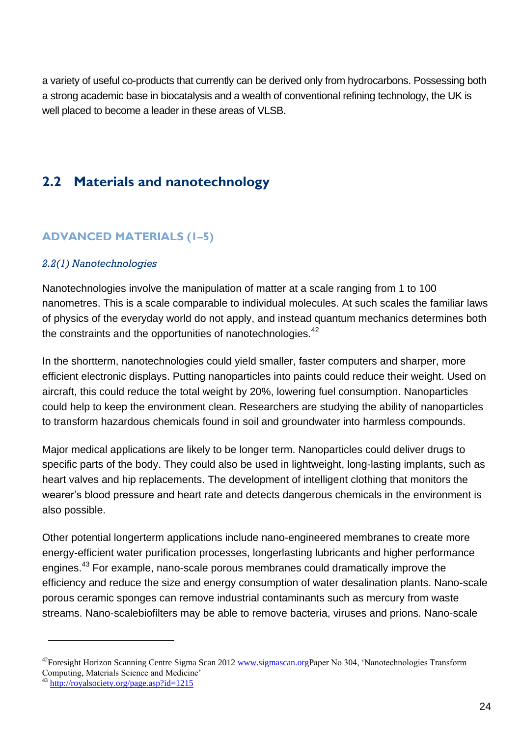a variety of useful co-products that currently can be derived only from hydrocarbons. Possessing both a strong academic base in biocatalysis and a wealth of conventional refining technology, the UK is well placed to become a leader in these areas of VLSB.

## 2.2 Materials and nanotechnology

### ADVANCED MATERIALS (1–5)

#### *2.2(1) Nanotechnologies*

Nanotechnologies involve the manipulation of matter at a scale ranging from 1 to 100 nanometres. This is a scale comparable to individual molecules. At such scales the familiar laws of physics of the everyday world do not apply, and instead quantum mechanics determines both the constraints and the opportunities of nanotechnologies.[42]

In the shortterm, nanotechnologies could yield smaller, faster computers and sharper, more efficient electronic displays. Putting nanoparticles into paints could reduce their weight. Used on aircraft, this could reduce the total weight by 20%, lowering fuel consumption. Nanoparticles could help to keep the environment clean. Researchers are studying the ability of nanoparticles to transform hazardous chemicals found in soil and groundwater into harmless compounds.

Major medical applications are likely to be longer term. Nanoparticles could deliver drugs to specific parts of the body. They could also be used in lightweight, long-lasting implants, such as heart valves and hip replacements. The development of intelligent clothing that monitors the wearer's blood pressure and heart rate and detects dangerous chemicals in the environment is also possible.

Other potential longerterm applications include nano-engineered membranes to create more energy-efficient water purification processes, longerlasting lubricants and higher performance engines.[43] For example, nano-scale porous membranes could dramatically improve the efficiency and reduce the size and energy consumption of water desalination plants. Nano-scale porous ceramic sponges can remove industrial contaminants such as mercury from waste streams. Nano-scalebiofilters may be able to remove bacteria, viruses and prions. Nano-scale

---

[42] Foresight Horizon Scanning Centre Sigma Scan 2012 www.sigmascan.orgPaper No 304, 'Nanotechnologies Transform Computing, Materials Science and Medicine'

[43] http://royalsociety.org/page.asp?id=1215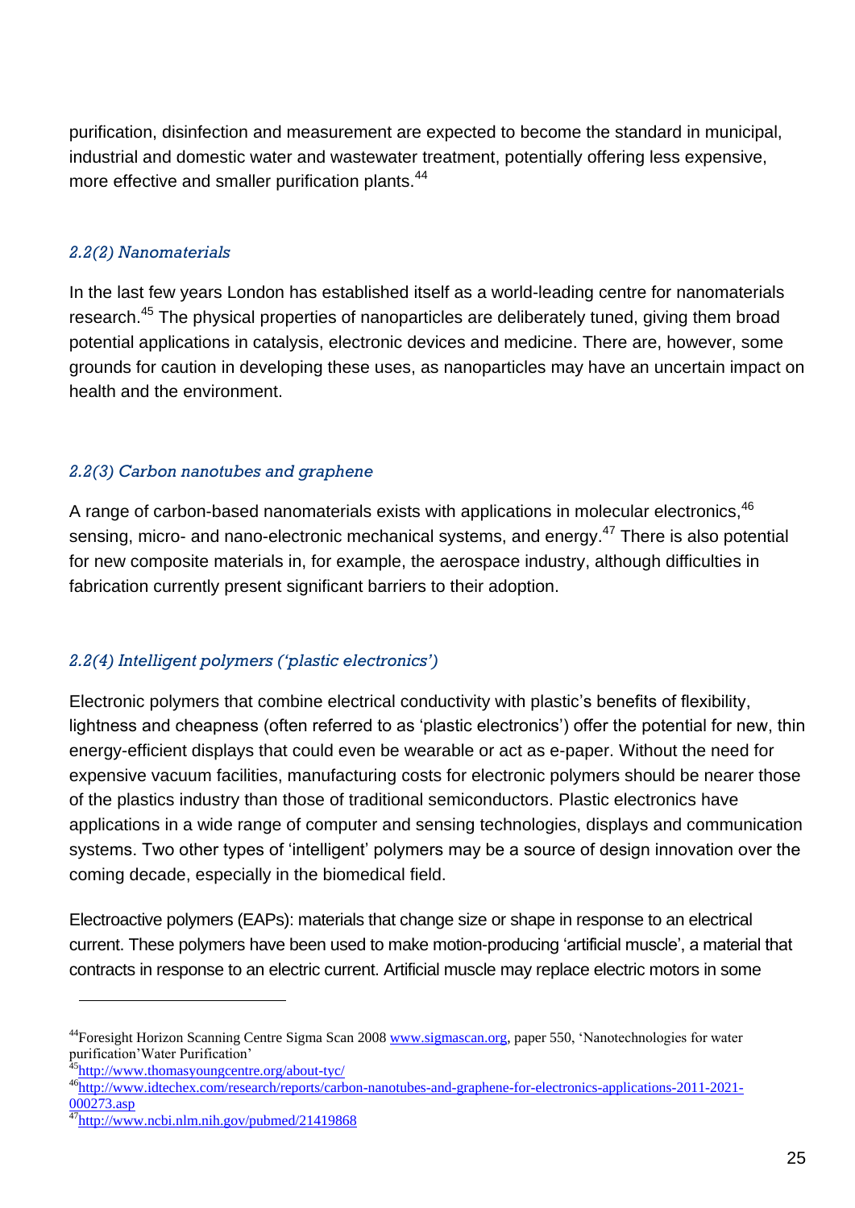purification, disinfection and measurement are expected to become the standard in municipal, industrial and domestic water and wastewater treatment, potentially offering less expensive, more effective and smaller purification plants.[44]

### *2.2(2) Nanomaterials*

In the last few years London has established itself as a world-leading centre for nanomaterials research.[45] The physical properties of nanoparticles are deliberately tuned, giving them broad potential applications in catalysis, electronic devices and medicine. There are, however, some grounds for caution in developing these uses, as nanoparticles may have an uncertain impact on health and the environment.

### *2.2(3) Carbon nanotubes and graphene*

A range of carbon-based nanomaterials exists with applications in molecular electronics,[46] sensing, micro- and nano-electronic mechanical systems, and energy.[47] There is also potential for new composite materials in, for example, the aerospace industry, although difficulties in fabrication currently present significant barriers to their adoption.

### *2.2(4) Intelligent polymers ('plastic electronics')*

Electronic polymers that combine electrical conductivity with plastic's benefits of flexibility, lightness and cheapness (often referred to as 'plastic electronics') offer the potential for new, thin energy-efficient displays that could even be wearable or act as e-paper. Without the need for expensive vacuum facilities, manufacturing costs for electronic polymers should be nearer those of the plastics industry than those of traditional semiconductors. Plastic electronics have applications in a wide range of computer and sensing technologies, displays and communication systems. Two other types of 'intelligent' polymers may be a source of design innovation over the coming decade, especially in the biomedical field.

Electroactive polymers (EAPs): materials that change size or shape in response to an electrical current. These polymers have been used to make motion-producing 'artificial muscle', a material that contracts in response to an electric current. Artificial muscle may replace electric motors in some

---

[44] Foresight Horizon Scanning Centre Sigma Scan 2008 www.sigmascan.org, paper 550, 'Nanotechnologies for water purification'Water Purification'

[45] http://www.thomasyoungcentre.org/about-tyc/

[46] http://www.idtechex.com/research/reports/carbon-nanotubes-and-graphene-for-electronics-applications-2011-2021-000273.asp

[47] http://www.ncbi.nlm.nih.gov/pubmed/21419868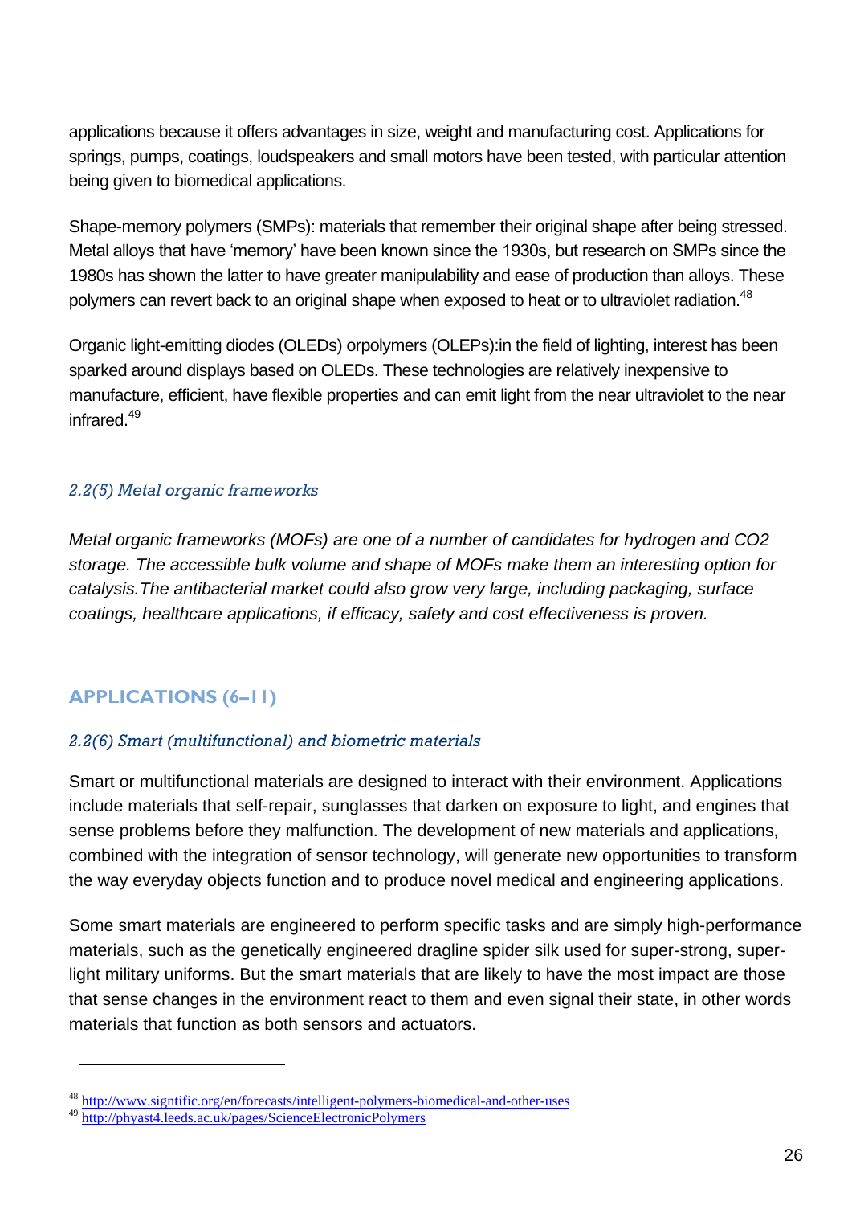applications because it offers advantages in size, weight and manufacturing cost. Applications for springs, pumps, coatings, loudspeakers and small motors have been tested, with particular attention being given to biomedical applications.

Shape-memory polymers (SMPs): materials that remember their original shape after being stressed. Metal alloys that have 'memory' have been known since the 1930s, but research on SMPs since the 1980s has shown the latter to have greater manipulability and ease of production than alloys. These polymers can revert back to an original shape when exposed to heat or to ultraviolet radiation.[48]

Organic light-emitting diodes (OLEDs) orpolymers (OLEPs):in the field of lighting, interest has been sparked around displays based on OLEDs. These technologies are relatively inexpensive to manufacture, efficient, have flexible properties and can emit light from the near ultraviolet to the near infrared.[49]

### *2.2(5) Metal organic frameworks*

*Metal organic frameworks (MOFs) are one of a number of candidates for hydrogen and CO2 storage. The accessible bulk volume and shape of MOFs make them an interesting option for catalysis.The antibacterial market could also grow very large, including packaging, surface coatings, healthcare applications, if efficacy, safety and cost effectiveness is proven.*

## APPLICATIONS (6–11)

### *2.2(6) Smart (multifunctional) and biometric materials*

Smart or multifunctional materials are designed to interact with their environment. Applications include materials that self-repair, sunglasses that darken on exposure to light, and engines that sense problems before they malfunction. The development of new materials and applications, combined with the integration of sensor technology, will generate new opportunities to transform the way everyday objects function and to produce novel medical and engineering applications.

Some smart materials are engineered to perform specific tasks and are simply high-performance materials, such as the genetically engineered dragline spider silk used for super-strong, super-light military uniforms. But the smart materials that are likely to have the most impact are those that sense changes in the environment react to them and even signal their state, in other words materials that function as both sensors and actuators.

---

[48] http://www.signtific.org/en/forecasts/intelligent-polymers-biomedical-and-other-uses
[49] http://phyast4.leeds.ac.uk/pages/ScienceElectronicPolymers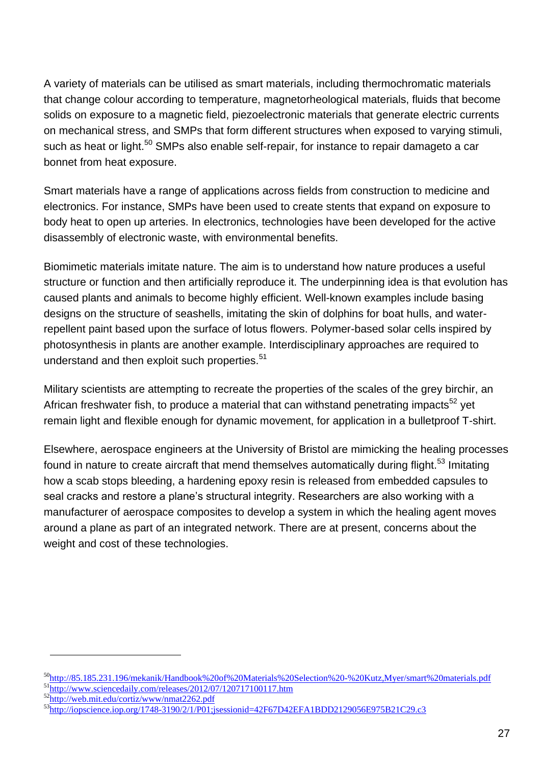A variety of materials can be utilised as smart materials, including thermochromatic materials that change colour according to temperature, magnetorheological materials, fluids that become solids on exposure to a magnetic field, piezoelectronic materials that generate electric currents on mechanical stress, and SMPs that form different structures when exposed to varying stimuli, such as heat or light.[50] SMPs also enable self-repair, for instance to repair damageto a car bonnet from heat exposure.

Smart materials have a range of applications across fields from construction to medicine and electronics. For instance, SMPs have been used to create stents that expand on exposure to body heat to open up arteries. In electronics, technologies have been developed for the active disassembly of electronic waste, with environmental benefits.

Biomimetic materials imitate nature. The aim is to understand how nature produces a useful structure or function and then artificially reproduce it. The underpinning idea is that evolution has caused plants and animals to become highly efficient. Well-known examples include basing designs on the structure of seashells, imitating the skin of dolphins for boat hulls, and water-repellent paint based upon the surface of lotus flowers. Polymer-based solar cells inspired by photosynthesis in plants are another example. Interdisciplinary approaches are required to understand and then exploit such properties.[51]

Military scientists are attempting to recreate the properties of the scales of the grey birchir, an African freshwater fish, to produce a material that can withstand penetrating impacts[52] yet remain light and flexible enough for dynamic movement, for application in a bulletproof T-shirt.

Elsewhere, aerospace engineers at the University of Bristol are mimicking the healing processes found in nature to create aircraft that mend themselves automatically during flight.[53] Imitating how a scab stops bleeding, a hardening epoxy resin is released from embedded capsules to seal cracks and restore a plane's structural integrity. Researchers are also working with a manufacturer of aerospace composites to develop a system in which the healing agent moves around a plane as part of an integrated network. There are at present, concerns about the weight and cost of these technologies.

---

[50] http://85.185.231.196/mekanik/Handbook%20of%20Materials%20Selection%20-%20Kutz,Myer/smart%20materials.pdf

[51] http://www.sciencedaily.com/releases/2012/07/120717100117.htm

[52] http://web.mit.edu/cortiz/www/nmat2262.pdf

[53] http://iopscience.iop.org/1748-3190/2/1/P01;jsessionid=42F67D42EFA1BDD2129056E975B21C29.c3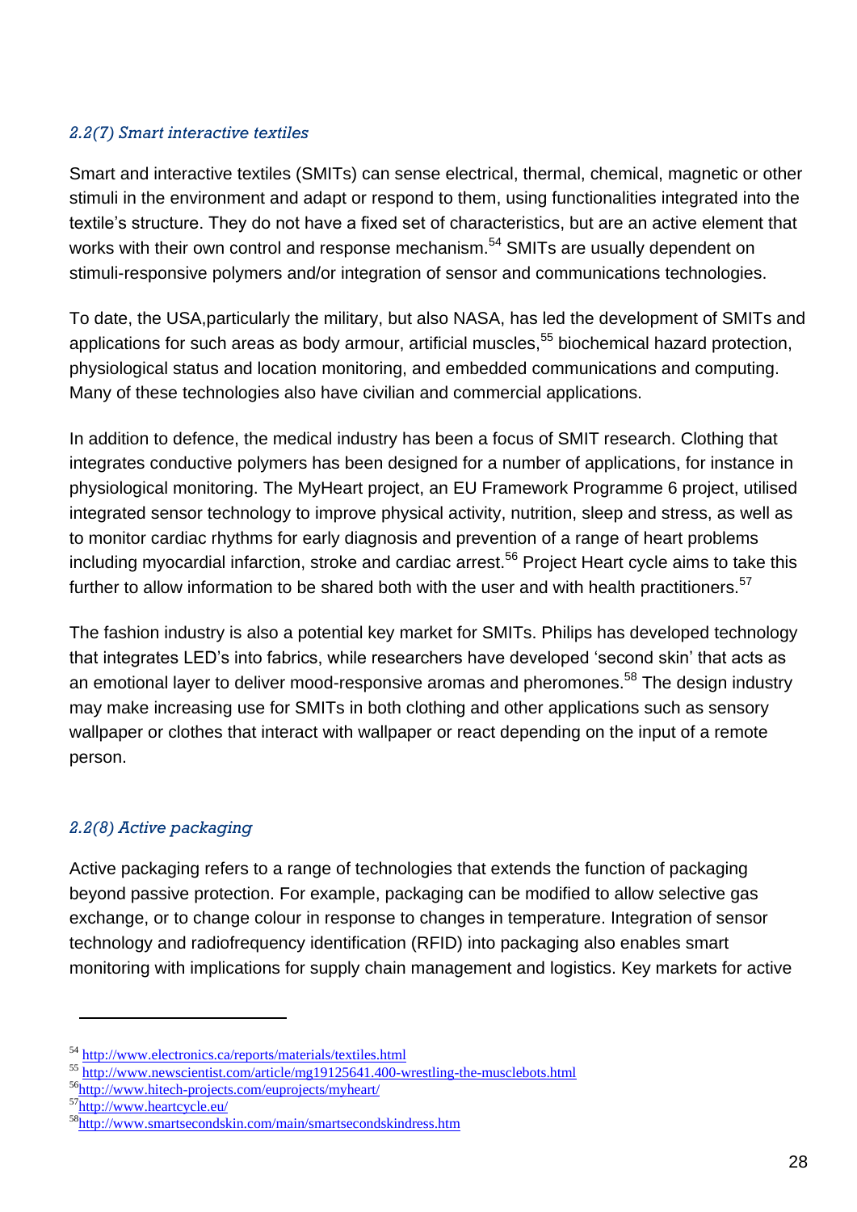### *2.2(7) Smart interactive textiles*

Smart and interactive textiles (SMITs) can sense electrical, thermal, chemical, magnetic or other stimuli in the environment and adapt or respond to them, using functionalities integrated into the textile's structure. They do not have a fixed set of characteristics, but are an active element that works with their own control and response mechanism.[54] SMITs are usually dependent on stimuli-responsive polymers and/or integration of sensor and communications technologies.

To date, the USA,particularly the military, but also NASA, has led the development of SMITs and applications for such areas as body armour, artificial muscles,[55] biochemical hazard protection, physiological status and location monitoring, and embedded communications and computing. Many of these technologies also have civilian and commercial applications.

In addition to defence, the medical industry has been a focus of SMIT research. Clothing that integrates conductive polymers has been designed for a number of applications, for instance in physiological monitoring. The MyHeart project, an EU Framework Programme 6 project, utilised integrated sensor technology to improve physical activity, nutrition, sleep and stress, as well as to monitor cardiac rhythms for early diagnosis and prevention of a range of heart problems including myocardial infarction, stroke and cardiac arrest.[56] Project Heart cycle aims to take this further to allow information to be shared both with the user and with health practitioners.[57]

The fashion industry is also a potential key market for SMITs. Philips has developed technology that integrates LED's into fabrics, while researchers have developed 'second skin' that acts as an emotional layer to deliver mood-responsive aromas and pheromones.[58] The design industry may make increasing use for SMITs in both clothing and other applications such as sensory wallpaper or clothes that interact with wallpaper or react depending on the input of a remote person.

### *2.2(8) Active packaging*

Active packaging refers to a range of technologies that extends the function of packaging beyond passive protection. For example, packaging can be modified to allow selective gas exchange, or to change colour in response to changes in temperature. Integration of sensor technology and radiofrequency identification (RFID) into packaging also enables smart monitoring with implications for supply chain management and logistics. Key markets for active

---

[54] http://www.electronics.ca/reports/materials/textiles.html
[55] http://www.newscientist.com/article/mg19125641.400-wrestling-the-musclebots.html
[56] http://www.hitech-projects.com/euprojects/myheart/
[57] http://www.heartcycle.eu/
[58] http://www.smartsecondskin.com/main/smartsecondskindress.htm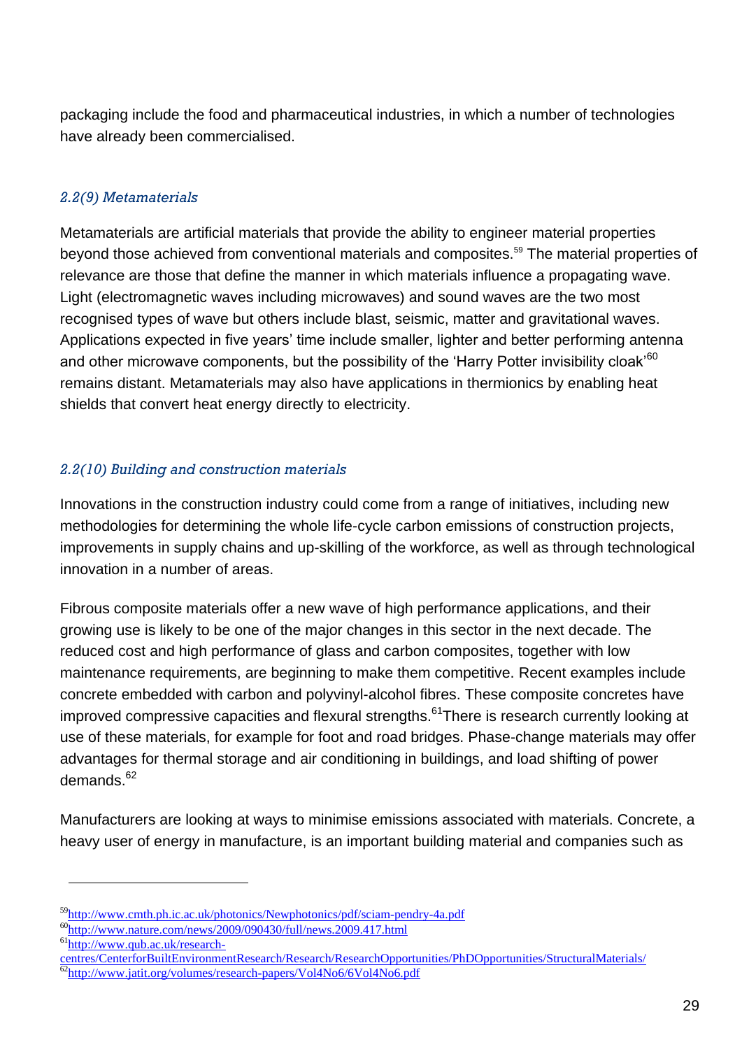packaging include the food and pharmaceutical industries, in which a number of technologies have already been commercialised.

### *2.2(9) Metamaterials*

Metamaterials are artificial materials that provide the ability to engineer material properties beyond those achieved from conventional materials and composites.[59] The material properties of relevance are those that define the manner in which materials influence a propagating wave. Light (electromagnetic waves including microwaves) and sound waves are the two most recognised types of wave but others include blast, seismic, matter and gravitational waves. Applications expected in five years' time include smaller, lighter and better performing antenna and other microwave components, but the possibility of the 'Harry Potter invisibility cloak'[60] remains distant. Metamaterials may also have applications in thermionics by enabling heat shields that convert heat energy directly to electricity.

### *2.2(10) Building and construction materials*

Innovations in the construction industry could come from a range of initiatives, including new methodologies for determining the whole life-cycle carbon emissions of construction projects, improvements in supply chains and up-skilling of the workforce, as well as through technological innovation in a number of areas.

Fibrous composite materials offer a new wave of high performance applications, and their growing use is likely to be one of the major changes in this sector in the next decade. The reduced cost and high performance of glass and carbon composites, together with low maintenance requirements, are beginning to make them competitive. Recent examples include concrete embedded with carbon and polyvinyl-alcohol fibres. These composite concretes have improved compressive capacities and flexural strengths.[61]There is research currently looking at use of these materials, for example for foot and road bridges. Phase-change materials may offer advantages for thermal storage and air conditioning in buildings, and load shifting of power demands.[62]

Manufacturers are looking at ways to minimise emissions associated with materials. Concrete, a heavy user of energy in manufacture, is an important building material and companies such as

---

[59] http://www.cmth.ph.ic.ac.uk/photonics/Newphotonics/pdf/sciam-pendry-4a.pdf
[60] http://www.nature.com/news/2009/090430/full/news.2009.417.html
[61] http://www.qub.ac.uk/research-centres/CenterforBuiltEnvironmentResearch/Research/ResearchOpportunities/PhDOpportunities/StructuralMaterials/
[62] http://www.jatit.org/volumes/research-papers/Vol4No6/6Vol4No6.pdf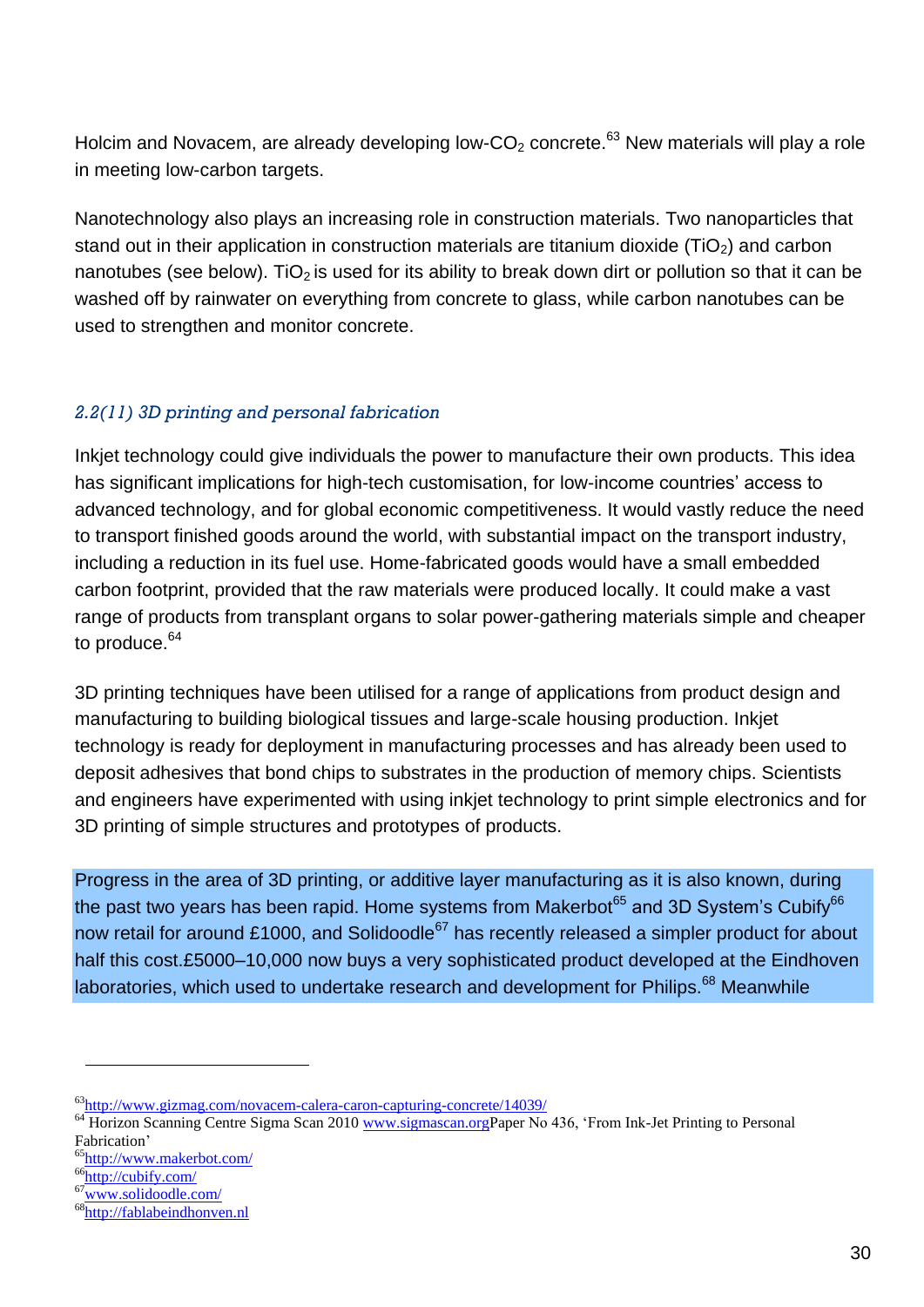Holcim and Novacem, are already developing low-$CO_2$ concrete.[63] New materials will play a role in meeting low-carbon targets.

Nanotechnology also plays an increasing role in construction materials. Two nanoparticles that stand out in their application in construction materials are titanium dioxide ($TiO_2$) and carbon nanotubes (see below). $TiO_2$ is used for its ability to break down dirt or pollution so that it can be washed off by rainwater on everything from concrete to glass, while carbon nanotubes can be used to strengthen and monitor concrete.

### *2.2(11) 3D printing and personal fabrication*

Inkjet technology could give individuals the power to manufacture their own products. This idea has significant implications for high-tech customisation, for low-income countries' access to advanced technology, and for global economic competitiveness. It would vastly reduce the need to transport finished goods around the world, with substantial impact on the transport industry, including a reduction in its fuel use. Home-fabricated goods would have a small embedded carbon footprint, provided that the raw materials were produced locally. It could make a vast range of products from transplant organs to solar power-gathering materials simple and cheaper to produce.[64]

3D printing techniques have been utilised for a range of applications from product design and manufacturing to building biological tissues and large-scale housing production. Inkjet technology is ready for deployment in manufacturing processes and has already been used to deposit adhesives that bond chips to substrates in the production of memory chips. Scientists and engineers have experimented with using inkjet technology to print simple electronics and for 3D printing of simple structures and prototypes of products.

Progress in the area of 3D printing, or additive layer manufacturing as it is also known, during the past two years has been rapid. Home systems from Makerbot[65] and 3D System's Cubify[66] now retail for around £1000, and Solidoodle[67] has recently released a simpler product for about half this cost.£5000–10,000 now buys a very sophisticated product developed at the Eindhoven laboratories, which used to undertake research and development for Philips.[68] Meanwhile

---

[63] http://www.gizmag.com/novacem-calera-caron-capturing-concrete/14039/

[64] Horizon Scanning Centre Sigma Scan 2010 www.sigmascan.orgPaper No 436, 'From Ink-Jet Printing to Personal Fabrication'

[65] http://www.makerbot.com/

[66] http://cubify.com/

[67] www.solidoodle.com/

[68] http://fablabeindhonven.nl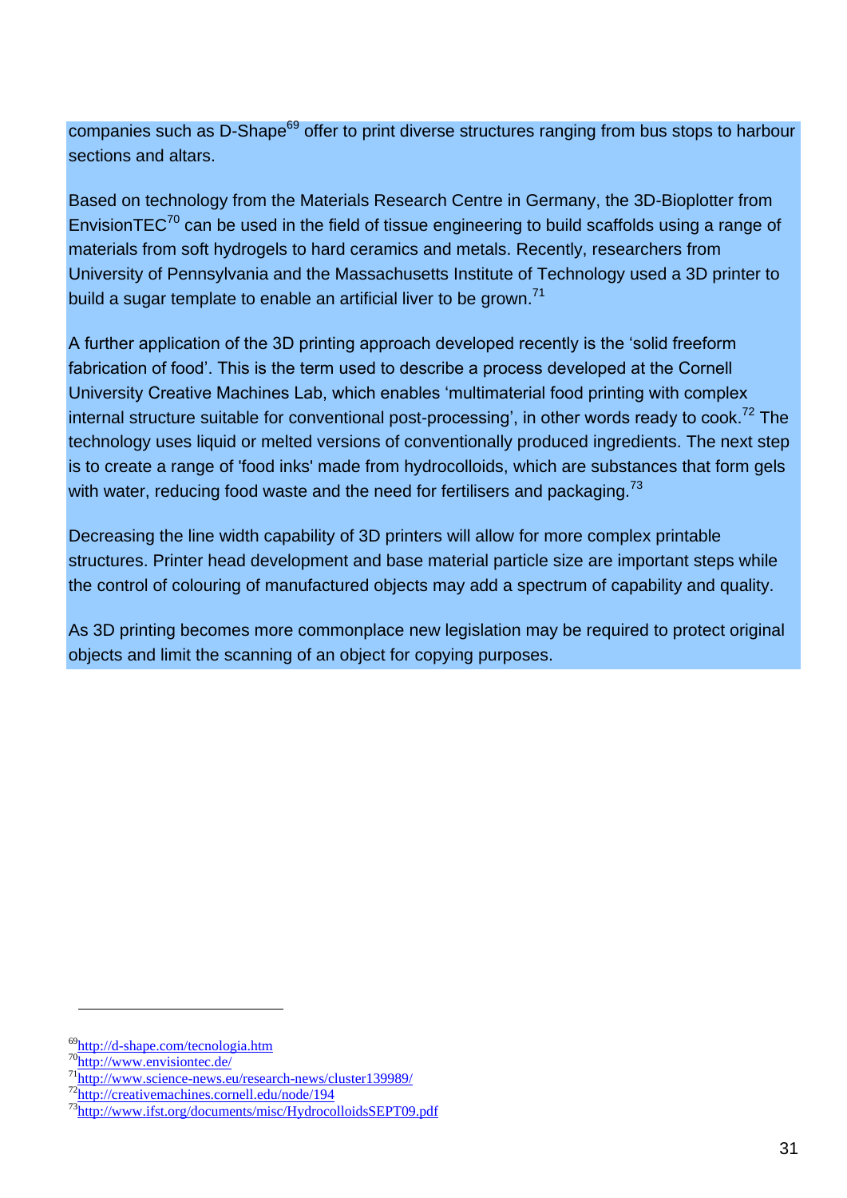companies such as D-Shape[69] offer to print diverse structures ranging from bus stops to harbour sections and altars.

Based on technology from the Materials Research Centre in Germany, the 3D-Bioplotter from EnvisionTEC[70] can be used in the field of tissue engineering to build scaffolds using a range of materials from soft hydrogels to hard ceramics and metals. Recently, researchers from University of Pennsylvania and the Massachusetts Institute of Technology used a 3D printer to build a sugar template to enable an artificial liver to be grown.[71]

A further application of the 3D printing approach developed recently is the 'solid freeform fabrication of food'. This is the term used to describe a process developed at the Cornell University Creative Machines Lab, which enables 'multimaterial food printing with complex internal structure suitable for conventional post-processing', in other words ready to cook.[72] The technology uses liquid or melted versions of conventionally produced ingredients. The next step is to create a range of 'food inks' made from hydrocolloids, which are substances that form gels with water, reducing food waste and the need for fertilisers and packaging.[73]

Decreasing the line width capability of 3D printers will allow for more complex printable structures. Printer head development and base material particle size are important steps while the control of colouring of manufactured objects may add a spectrum of capability and quality.

As 3D printing becomes more commonplace new legislation may be required to protect original objects and limit the scanning of an object for copying purposes.

---

[69] http://d-shape.com/tecnologia.htm

[70] http://www.envisiontec.de/

[71] http://www.science-news.eu/research-news/cluster139989/

[72] http://creativemachines.cornell.edu/node/194

[73] http://www.ifst.org/documents/misc/HydrocolloidsSEPT09.pdf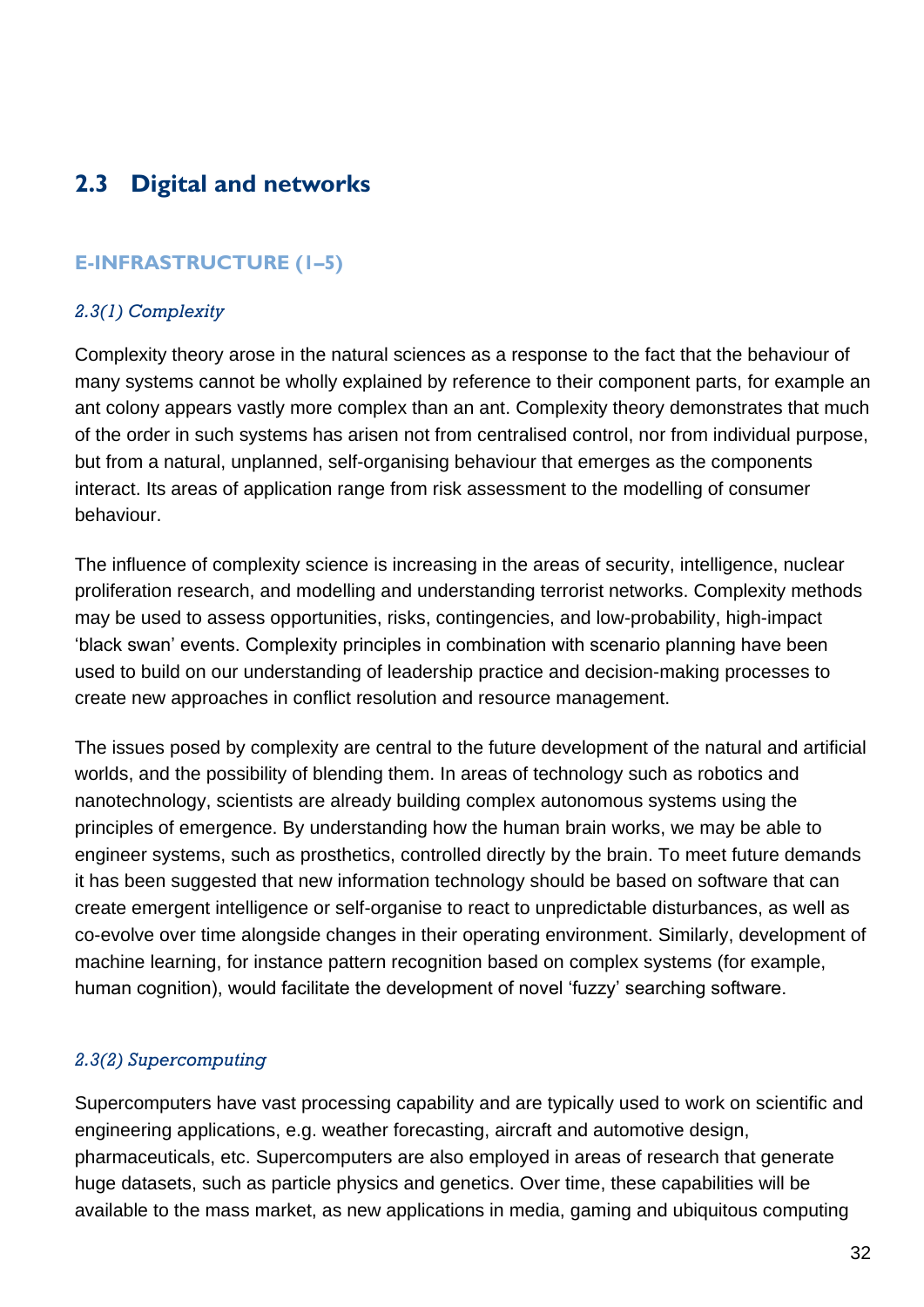## 2.3 Digital and networks

### E-INFRASTRUCTURE (1–5)

#### *2.3(1) Complexity*

Complexity theory arose in the natural sciences as a response to the fact that the behaviour of many systems cannot be wholly explained by reference to their component parts, for example an ant colony appears vastly more complex than an ant. Complexity theory demonstrates that much of the order in such systems has arisen not from centralised control, nor from individual purpose, but from a natural, unplanned, self-organising behaviour that emerges as the components interact. Its areas of application range from risk assessment to the modelling of consumer behaviour.

The influence of complexity science is increasing in the areas of security, intelligence, nuclear proliferation research, and modelling and understanding terrorist networks. Complexity methods may be used to assess opportunities, risks, contingencies, and low-probability, high-impact 'black swan' events. Complexity principles in combination with scenario planning have been used to build on our understanding of leadership practice and decision-making processes to create new approaches in conflict resolution and resource management.

The issues posed by complexity are central to the future development of the natural and artificial worlds, and the possibility of blending them. In areas of technology such as robotics and nanotechnology, scientists are already building complex autonomous systems using the principles of emergence. By understanding how the human brain works, we may be able to engineer systems, such as prosthetics, controlled directly by the brain. To meet future demands it has been suggested that new information technology should be based on software that can create emergent intelligence or self-organise to react to unpredictable disturbances, as well as co-evolve over time alongside changes in their operating environment. Similarly, development of machine learning, for instance pattern recognition based on complex systems (for example, human cognition), would facilitate the development of novel 'fuzzy' searching software.

#### *2.3(2) Supercomputing*

Supercomputers have vast processing capability and are typically used to work on scientific and engineering applications, e.g. weather forecasting, aircraft and automotive design, pharmaceuticals, etc. Supercomputers are also employed in areas of research that generate huge datasets, such as particle physics and genetics. Over time, these capabilities will be available to the mass market, as new applications in media, gaming and ubiquitous computing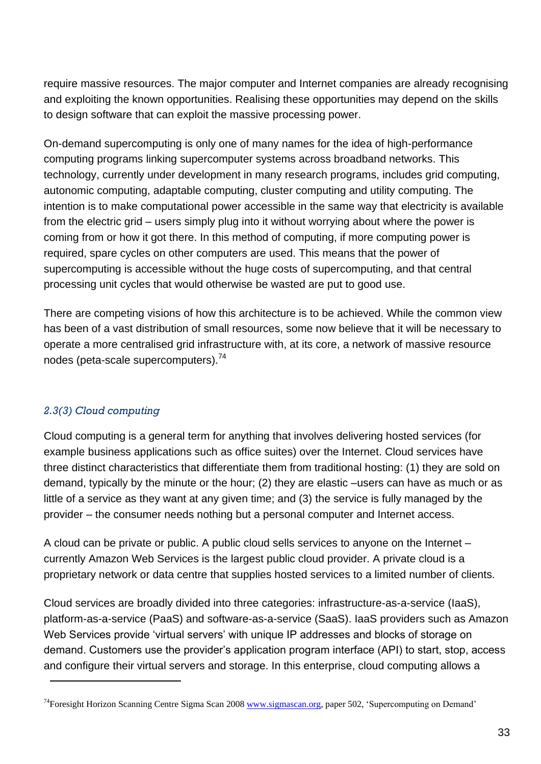require massive resources. The major computer and Internet companies are already recognising and exploiting the known opportunities. Realising these opportunities may depend on the skills to design software that can exploit the massive processing power.

On-demand supercomputing is only one of many names for the idea of high-performance computing programs linking supercomputer systems across broadband networks. This technology, currently under development in many research programs, includes grid computing, autonomic computing, adaptable computing, cluster computing and utility computing. The intention is to make computational power accessible in the same way that electricity is available from the electric grid – users simply plug into it without worrying about where the power is coming from or how it got there. In this method of computing, if more computing power is required, spare cycles on other computers are used. This means that the power of supercomputing is accessible without the huge costs of supercomputing, and that central processing unit cycles that would otherwise be wasted are put to good use.

There are competing visions of how this architecture is to be achieved. While the common view has been of a vast distribution of small resources, some now believe that it will be necessary to operate a more centralised grid infrastructure with, at its core, a network of massive resource nodes (peta-scale supercomputers).[74]

### *2.3(3) Cloud computing*

Cloud computing is a general term for anything that involves delivering hosted services (for example business applications such as office suites) over the Internet. Cloud services have three distinct characteristics that differentiate them from traditional hosting: (1) they are sold on demand, typically by the minute or the hour; (2) they are elastic –users can have as much or as little of a service as they want at any given time; and (3) the service is fully managed by the provider – the consumer needs nothing but a personal computer and Internet access.

A cloud can be private or public. A public cloud sells services to anyone on the Internet – currently Amazon Web Services is the largest public cloud provider. A private cloud is a proprietary network or data centre that supplies hosted services to a limited number of clients.

Cloud services are broadly divided into three categories: infrastructure-as-a-service (IaaS), platform-as-a-service (PaaS) and software-as-a-service (SaaS). IaaS providers such as Amazon Web Services provide 'virtual servers' with unique IP addresses and blocks of storage on demand. Customers use the provider's application program interface (API) to start, stop, access and configure their virtual servers and storage. In this enterprise, cloud computing allows a

---

[74] Foresight Horizon Scanning Centre Sigma Scan 2008 www.sigmascan.org, paper 502, 'Supercomputing on Demand'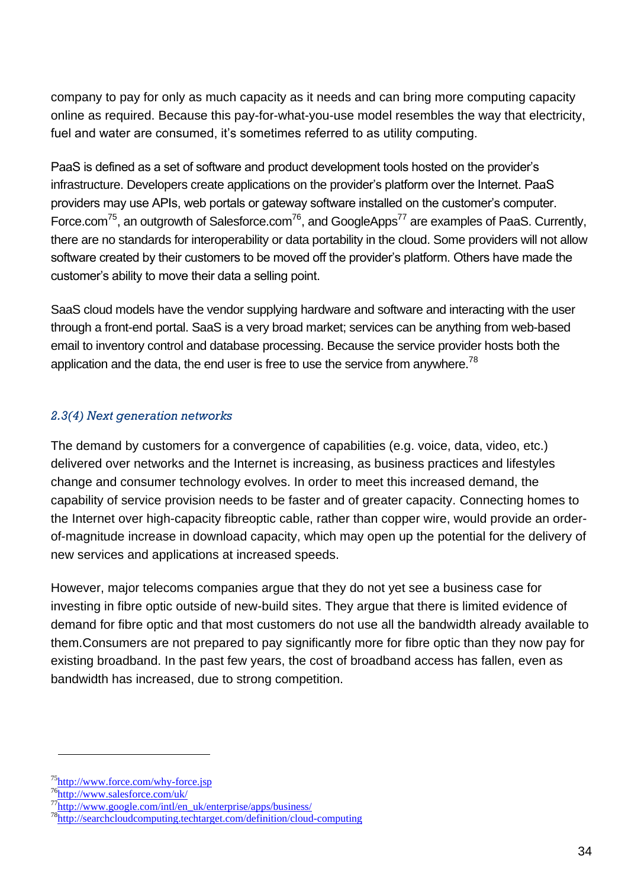company to pay for only as much capacity as it needs and can bring more computing capacity online as required. Because this pay-for-what-you-use model resembles the way that electricity, fuel and water are consumed, it's sometimes referred to as utility computing.

PaaS is defined as a set of software and product development tools hosted on the provider's infrastructure. Developers create applications on the provider's platform over the Internet. PaaS providers may use APIs, web portals or gateway software installed on the customer's computer. Force.com[75], an outgrowth of Salesforce.com[76], and GoogleApps[77] are examples of PaaS. Currently, there are no standards for interoperability or data portability in the cloud. Some providers will not allow software created by their customers to be moved off the provider's platform. Others have made the customer's ability to move their data a selling point.

SaaS cloud models have the vendor supplying hardware and software and interacting with the user through a front-end portal. SaaS is a very broad market; services can be anything from web-based email to inventory control and database processing. Because the service provider hosts both the application and the data, the end user is free to use the service from anywhere.[78]

### *2.3(4) Next generation networks*

The demand by customers for a convergence of capabilities (e.g. voice, data, video, etc.) delivered over networks and the Internet is increasing, as business practices and lifestyles change and consumer technology evolves. In order to meet this increased demand, the capability of service provision needs to be faster and of greater capacity. Connecting homes to the Internet over high-capacity fibreoptic cable, rather than copper wire, would provide an order-of-magnitude increase in download capacity, which may open up the potential for the delivery of new services and applications at increased speeds.

However, major telecoms companies argue that they do not yet see a business case for investing in fibre optic outside of new-build sites. They argue that there is limited evidence of demand for fibre optic and that most customers do not use all the bandwidth already available to them.Consumers are not prepared to pay significantly more for fibre optic than they now pay for existing broadband. In the past few years, the cost of broadband access has fallen, even as bandwidth has increased, due to strong competition.

---

[75] http://www.force.com/why-force.jsp
[76] http://www.salesforce.com/uk/
[77] http://www.google.com/intl/en_uk/enterprise/apps/business/
[78] http://searchcloudcomputing.techtarget.com/definition/cloud-computing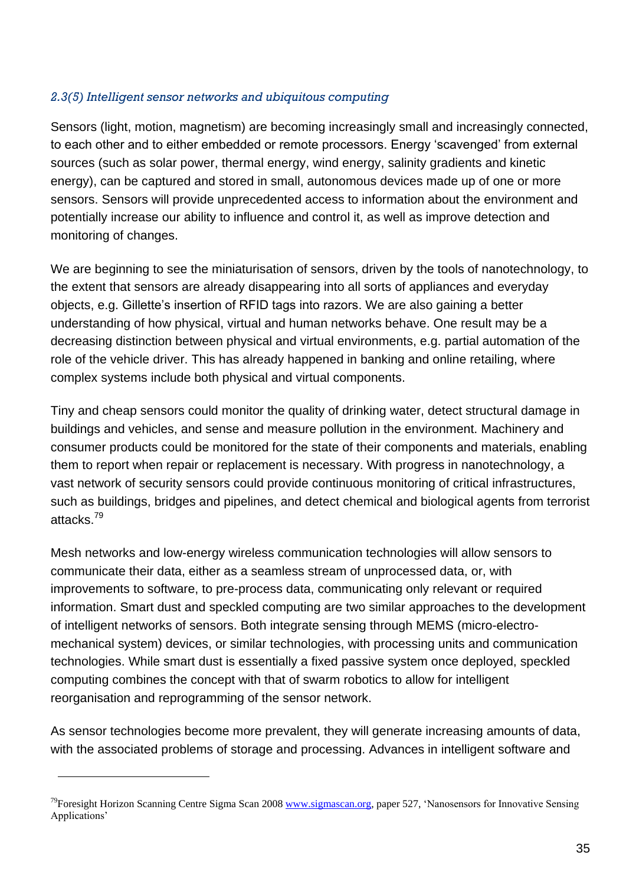### *2.3(5) Intelligent sensor networks and ubiquitous computing*

Sensors (light, motion, magnetism) are becoming increasingly small and increasingly connected, to each other and to either embedded or remote processors. Energy 'scavenged' from external sources (such as solar power, thermal energy, wind energy, salinity gradients and kinetic energy), can be captured and stored in small, autonomous devices made up of one or more sensors. Sensors will provide unprecedented access to information about the environment and potentially increase our ability to influence and control it, as well as improve detection and monitoring of changes.

We are beginning to see the miniaturisation of sensors, driven by the tools of nanotechnology, to the extent that sensors are already disappearing into all sorts of appliances and everyday objects, e.g. Gillette's insertion of RFID tags into razors. We are also gaining a better understanding of how physical, virtual and human networks behave. One result may be a decreasing distinction between physical and virtual environments, e.g. partial automation of the role of the vehicle driver. This has already happened in banking and online retailing, where complex systems include both physical and virtual components.

Tiny and cheap sensors could monitor the quality of drinking water, detect structural damage in buildings and vehicles, and sense and measure pollution in the environment. Machinery and consumer products could be monitored for the state of their components and materials, enabling them to report when repair or replacement is necessary. With progress in nanotechnology, a vast network of security sensors could provide continuous monitoring of critical infrastructures, such as buildings, bridges and pipelines, and detect chemical and biological agents from terrorist attacks.[79]

Mesh networks and low-energy wireless communication technologies will allow sensors to communicate their data, either as a seamless stream of unprocessed data, or, with improvements to software, to pre-process data, communicating only relevant or required information. Smart dust and speckled computing are two similar approaches to the development of intelligent networks of sensors. Both integrate sensing through MEMS (micro-electro-mechanical system) devices, or similar technologies, with processing units and communication technologies. While smart dust is essentially a fixed passive system once deployed, speckled computing combines the concept with that of swarm robotics to allow for intelligent reorganisation and reprogramming of the sensor network.

As sensor technologies become more prevalent, they will generate increasing amounts of data, with the associated problems of storage and processing. Advances in intelligent software and

[79] Foresight Horizon Scanning Centre Sigma Scan 2008 www.sigmascan.org, paper 527, 'Nanosensors for Innovative Sensing Applications'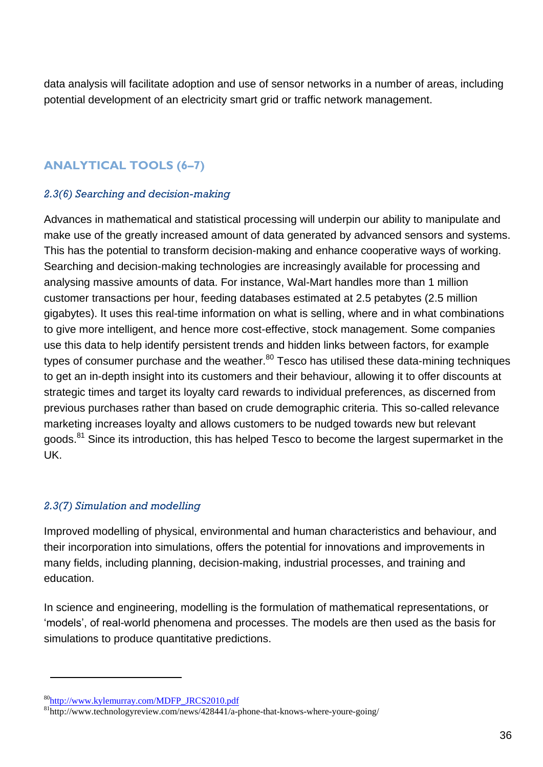data analysis will facilitate adoption and use of sensor networks in a number of areas, including potential development of an electricity smart grid or traffic network management.

## ANALYTICAL TOOLS (6–7)

### *2.3(6) Searching and decision-making*

Advances in mathematical and statistical processing will underpin our ability to manipulate and make use of the greatly increased amount of data generated by advanced sensors and systems. This has the potential to transform decision-making and enhance cooperative ways of working. Searching and decision-making technologies are increasingly available for processing and analysing massive amounts of data. For instance, Wal-Mart handles more than 1 million customer transactions per hour, feeding databases estimated at 2.5 petabytes (2.5 million gigabytes). It uses this real-time information on what is selling, where and in what combinations to give more intelligent, and hence more cost-effective, stock management. Some companies use this data to help identify persistent trends and hidden links between factors, for example types of consumer purchase and the weather.[80] Tesco has utilised these data-mining techniques to get an in-depth insight into its customers and their behaviour, allowing it to offer discounts at strategic times and target its loyalty card rewards to individual preferences, as discerned from previous purchases rather than based on crude demographic criteria. This so-called relevance marketing increases loyalty and allows customers to be nudged towards new but relevant goods.[81] Since its introduction, this has helped Tesco to become the largest supermarket in the UK.

### *2.3(7) Simulation and modelling*

Improved modelling of physical, environmental and human characteristics and behaviour, and their incorporation into simulations, offers the potential for innovations and improvements in many fields, including planning, decision-making, industrial processes, and training and education.

In science and engineering, modelling is the formulation of mathematical representations, or 'models', of real-world phenomena and processes. The models are then used as the basis for simulations to produce quantitative predictions.

---

[80] http://www.kylemurray.com/MDFP_JRCS2010.pdf

[81] http://www.technologyreview.com/news/428441/a-phone-that-knows-where-youre-going/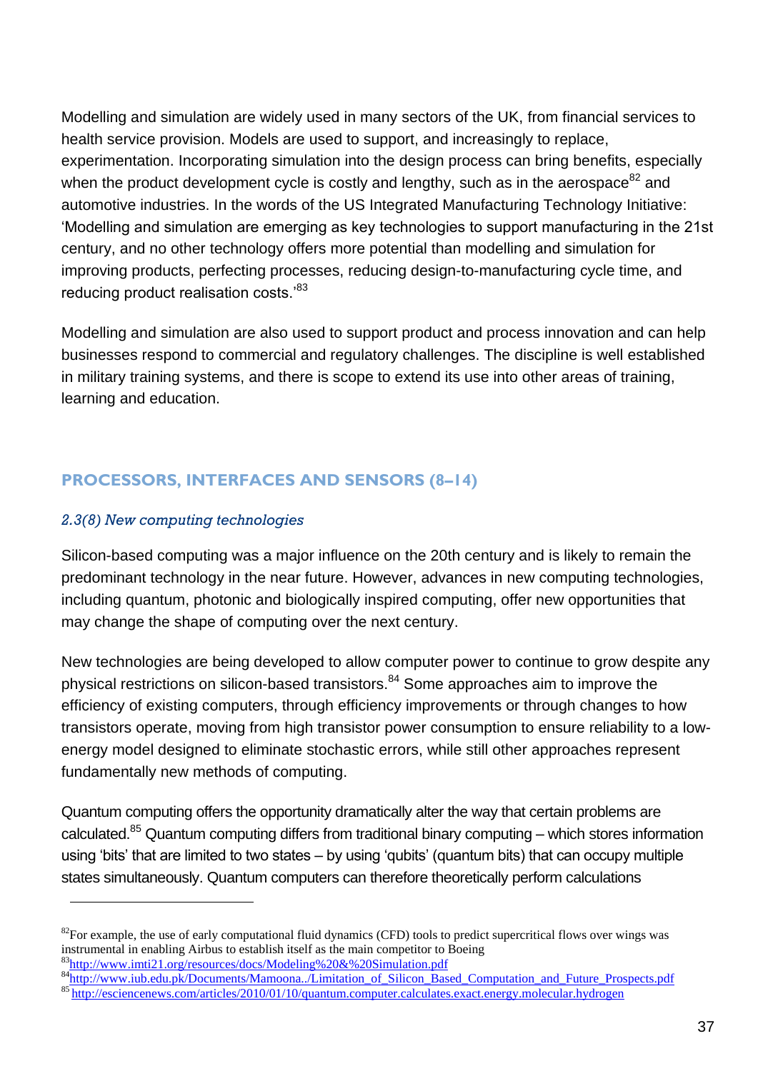Modelling and simulation are widely used in many sectors of the UK, from financial services to health service provision. Models are used to support, and increasingly to replace, experimentation. Incorporating simulation into the design process can bring benefits, especially when the product development cycle is costly and lengthy, such as in the aerospace[82] and automotive industries. In the words of the US Integrated Manufacturing Technology Initiative: 'Modelling and simulation are emerging as key technologies to support manufacturing in the 21st century, and no other technology offers more potential than modelling and simulation for improving products, perfecting processes, reducing design-to-manufacturing cycle time, and reducing product realisation costs.'[83]

Modelling and simulation are also used to support product and process innovation and can help businesses respond to commercial and regulatory challenges. The discipline is well established in military training systems, and there is scope to extend its use into other areas of training, learning and education.

## PROCESSORS, INTERFACES AND SENSORS (8–14)

### *2.3(8) New computing technologies*

Silicon-based computing was a major influence on the 20th century and is likely to remain the predominant technology in the near future. However, advances in new computing technologies, including quantum, photonic and biologically inspired computing, offer new opportunities that may change the shape of computing over the next century.

New technologies are being developed to allow computer power to continue to grow despite any physical restrictions on silicon-based transistors.[84] Some approaches aim to improve the efficiency of existing computers, through efficiency improvements or through changes to how transistors operate, moving from high transistor power consumption to ensure reliability to a low-energy model designed to eliminate stochastic errors, while still other approaches represent fundamentally new methods of computing.

Quantum computing offers the opportunity dramatically alter the way that certain problems are calculated.[85] Quantum computing differs from traditional binary computing – which stores information using 'bits' that are limited to two states – by using 'qubits' (quantum bits) that can occupy multiple states simultaneously. Quantum computers can therefore theoretically perform calculations

---

[82] For example, the use of early computational fluid dynamics (CFD) tools to predict supercritical flows over wings was instrumental in enabling Airbus to establish itself as the main competitor to Boeing

[83] http://www.imti21.org/resources/docs/Modeling%20&%20Simulation.pdf

[84] http://www.iub.edu.pk/Documents/Mamoona../Limitation_of_Silicon_Based_Computation_and_Future_Prospects.pdf

[85] http://esciencenews.com/articles/2010/01/10/quantum.computer.calculates.exact.energy.molecular.hydrogen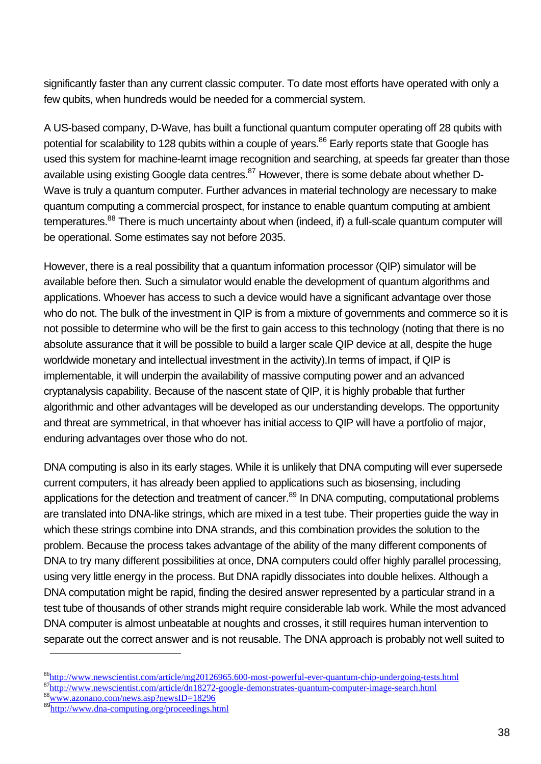significantly faster than any current classic computer. To date most efforts have operated with only a few qubits, when hundreds would be needed for a commercial system.

A US-based company, D-Wave, has built a functional quantum computer operating off 28 qubits with potential for scalability to 128 qubits within a couple of years.[86] Early reports state that Google has used this system for machine-learnt image recognition and searching, at speeds far greater than those available using existing Google data centres.[87] However, there is some debate about whether D-Wave is truly a quantum computer. Further advances in material technology are necessary to make quantum computing a commercial prospect, for instance to enable quantum computing at ambient temperatures.[88] There is much uncertainty about when (indeed, if) a full-scale quantum computer will be operational. Some estimates say not before 2035.

However, there is a real possibility that a quantum information processor (QIP) simulator will be available before then. Such a simulator would enable the development of quantum algorithms and applications. Whoever has access to such a device would have a significant advantage over those who do not. The bulk of the investment in QIP is from a mixture of governments and commerce so it is not possible to determine who will be the first to gain access to this technology (noting that there is no absolute assurance that it will be possible to build a larger scale QIP device at all, despite the huge worldwide monetary and intellectual investment in the activity).In terms of impact, if QIP is implementable, it will underpin the availability of massive computing power and an advanced cryptanalysis capability. Because of the nascent state of QIP, it is highly probable that further algorithmic and other advantages will be developed as our understanding develops. The opportunity and threat are symmetrical, in that whoever has initial access to QIP will have a portfolio of major, enduring advantages over those who do not.

DNA computing is also in its early stages. While it is unlikely that DNA computing will ever supersede current computers, it has already been applied to applications such as biosensing, including applications for the detection and treatment of cancer.[89] In DNA computing, computational problems are translated into DNA-like strings, which are mixed in a test tube. Their properties guide the way in which these strings combine into DNA strands, and this combination provides the solution to the problem. Because the process takes advantage of the ability of the many different components of DNA to try many different possibilities at once, DNA computers could offer highly parallel processing, using very little energy in the process. But DNA rapidly dissociates into double helixes. Although a DNA computation might be rapid, finding the desired answer represented by a particular strand in a test tube of thousands of other strands might require considerable lab work. While the most advanced DNA computer is almost unbeatable at noughts and crosses, it still requires human intervention to separate out the correct answer and is not reusable. The DNA approach is probably not well suited to

---

[86] http://www.newscientist.com/article/mg20126965.600-most-powerful-ever-quantum-chip-undergoing-tests.html
[87] http://www.newscientist.com/article/dn18272-google-demonstrates-quantum-computer-image-search.html
[88] www.azonano.com/news.asp?newsID=18296
[89] http://www.dna-computing.org/proceedings.html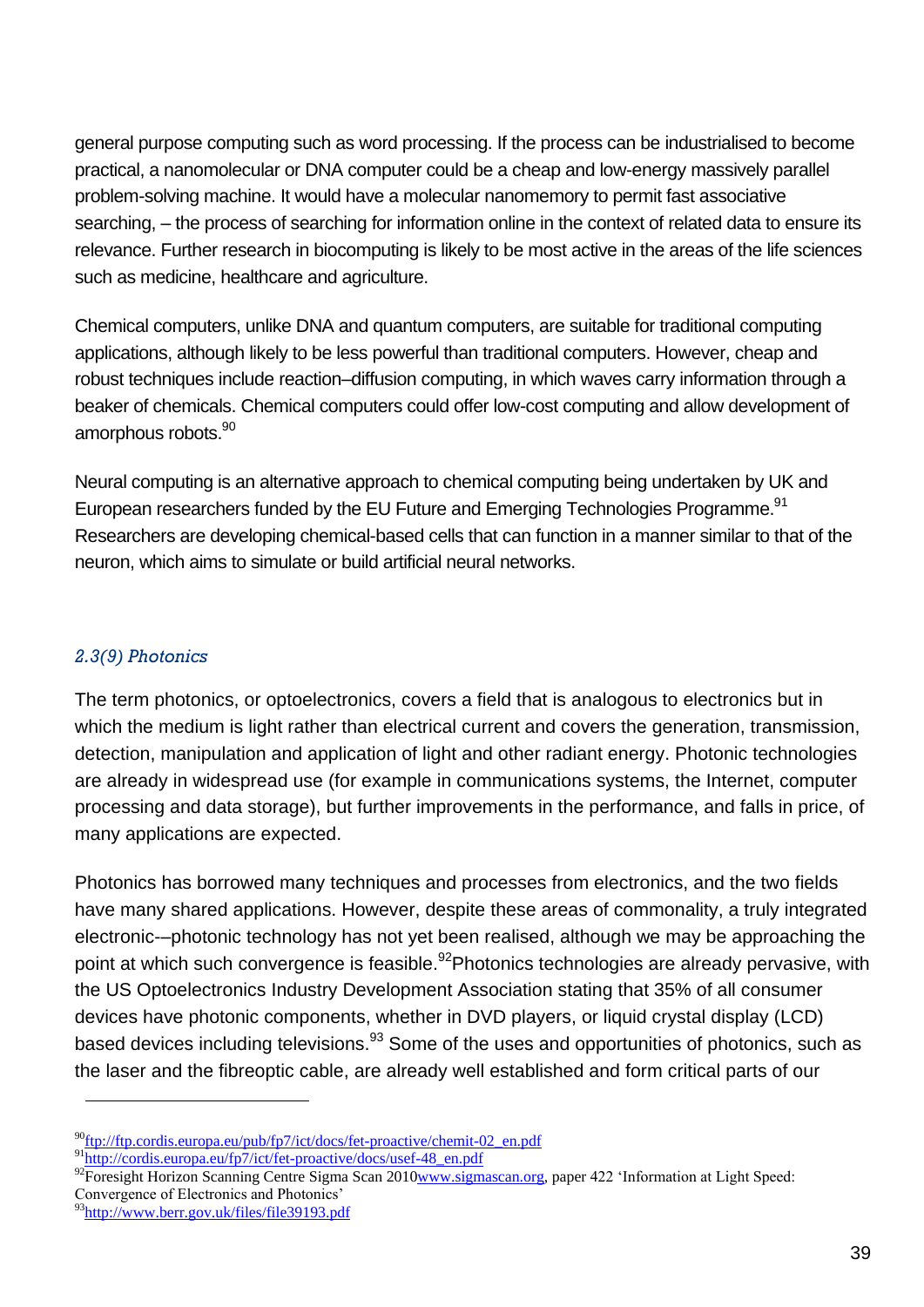general purpose computing such as word processing. If the process can be industrialised to become practical, a nanomolecular or DNA computer could be a cheap and low-energy massively parallel problem-solving machine. It would have a molecular nanomemory to permit fast associative searching, – the process of searching for information online in the context of related data to ensure its relevance. Further research in biocomputing is likely to be most active in the areas of the life sciences such as medicine, healthcare and agriculture.

Chemical computers, unlike DNA and quantum computers, are suitable for traditional computing applications, although likely to be less powerful than traditional computers. However, cheap and robust techniques include reaction–diffusion computing, in which waves carry information through a beaker of chemicals. Chemical computers could offer low-cost computing and allow development of amorphous robots.[90]

Neural computing is an alternative approach to chemical computing being undertaken by UK and European researchers funded by the EU Future and Emerging Technologies Programme.[91] Researchers are developing chemical-based cells that can function in a manner similar to that of the neuron, which aims to simulate or build artificial neural networks.

### *2.3(9) Photonics*

The term photonics, or optoelectronics, covers a field that is analogous to electronics but in which the medium is light rather than electrical current and covers the generation, transmission, detection, manipulation and application of light and other radiant energy. Photonic technologies are already in widespread use (for example in communications systems, the Internet, computer processing and data storage), but further improvements in the performance, and falls in price, of many applications are expected.

Photonics has borrowed many techniques and processes from electronics, and the two fields have many shared applications. However, despite these areas of commonality, a truly integrated electronic-–photonic technology has not yet been realised, although we may be approaching the point at which such convergence is feasible.[92]Photonics technologies are already pervasive, with the US Optoelectronics Industry Development Association stating that 35% of all consumer devices have photonic components, whether in DVD players, or liquid crystal display (LCD) based devices including televisions.[93] Some of the uses and opportunities of photonics, such as the laser and the fibreoptic cable, are already well established and form critical parts of our

---

[90] ftp://ftp.cordis.europa.eu/pub/fp7/ict/docs/fet-proactive/chemit-02_en.pdf

[91] http://cordis.europa.eu/fp7/ict/fet-proactive/docs/usef-48_en.pdf

[92] Foresight Horizon Scanning Centre Sigma Scan 2010www.sigmascan.org, paper 422 'Information at Light Speed: Convergence of Electronics and Photonics'

[93] http://www.berr.gov.uk/files/file39193.pdf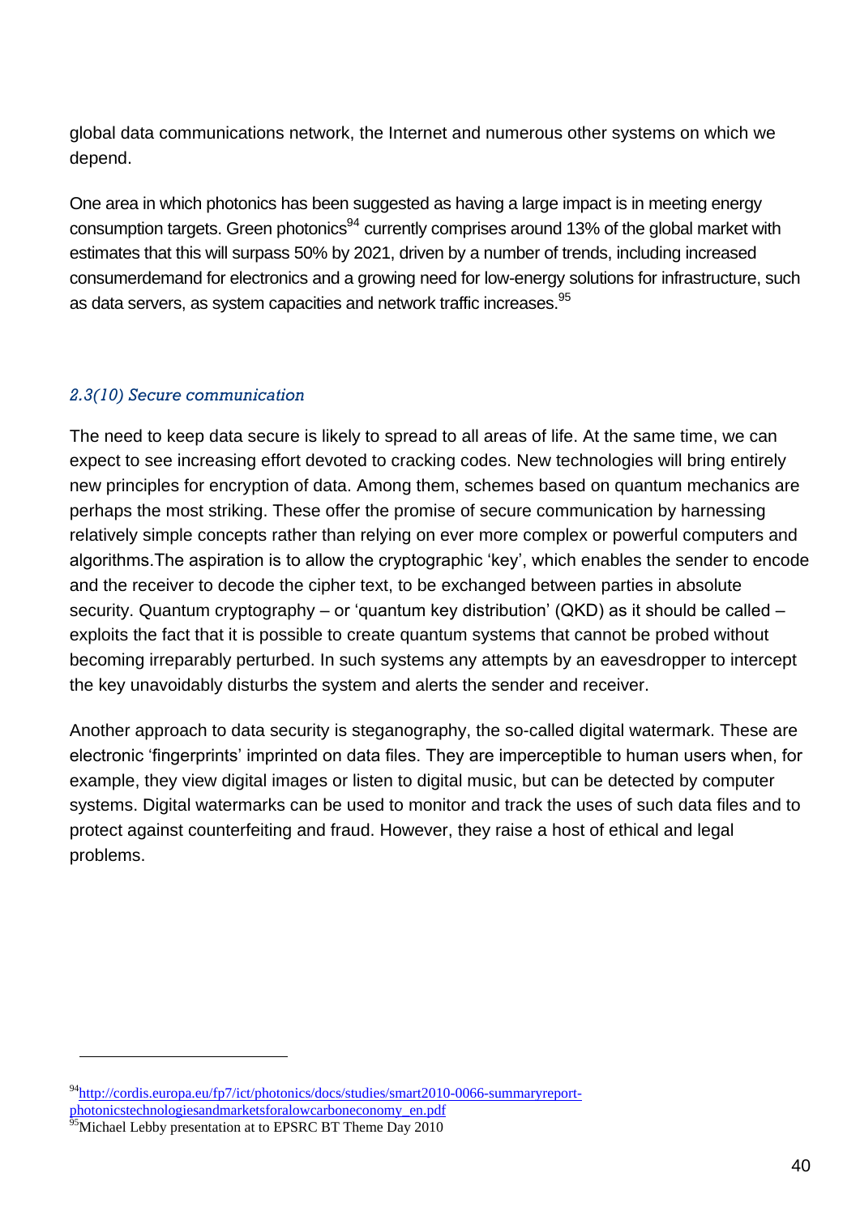global data communications network, the Internet and numerous other systems on which we depend.

One area in which photonics has been suggested as having a large impact is in meeting energy consumption targets. Green photonics[94] currently comprises around 13% of the global market with estimates that this will surpass 50% by 2021, driven by a number of trends, including increased consumerdemand for electronics and a growing need for low-energy solutions for infrastructure, such as data servers, as system capacities and network traffic increases.[95]

### *2.3(10) Secure communication*

The need to keep data secure is likely to spread to all areas of life. At the same time, we can expect to see increasing effort devoted to cracking codes. New technologies will bring entirely new principles for encryption of data. Among them, schemes based on quantum mechanics are perhaps the most striking. These offer the promise of secure communication by harnessing relatively simple concepts rather than relying on ever more complex or powerful computers and algorithms.The aspiration is to allow the cryptographic 'key', which enables the sender to encode and the receiver to decode the cipher text, to be exchanged between parties in absolute security. Quantum cryptography – or 'quantum key distribution' (QKD) as it should be called – exploits the fact that it is possible to create quantum systems that cannot be probed without becoming irreparably perturbed. In such systems any attempts by an eavesdropper to intercept the key unavoidably disturbs the system and alerts the sender and receiver.

Another approach to data security is steganography, the so-called digital watermark. These are electronic 'fingerprints' imprinted on data files. They are imperceptible to human users when, for example, they view digital images or listen to digital music, but can be detected by computer systems. Digital watermarks can be used to monitor and track the uses of such data files and to protect against counterfeiting and fraud. However, they raise a host of ethical and legal problems.

---

[94] http://cordis.europa.eu/fp7/ict/photonics/docs/studies/smart2010-0066-summaryreport-photonicstechnologiesandmarketsforalowcarboneconomy_en.pdf

[95] Michael Lebby presentation at to EPSRC BT Theme Day 2010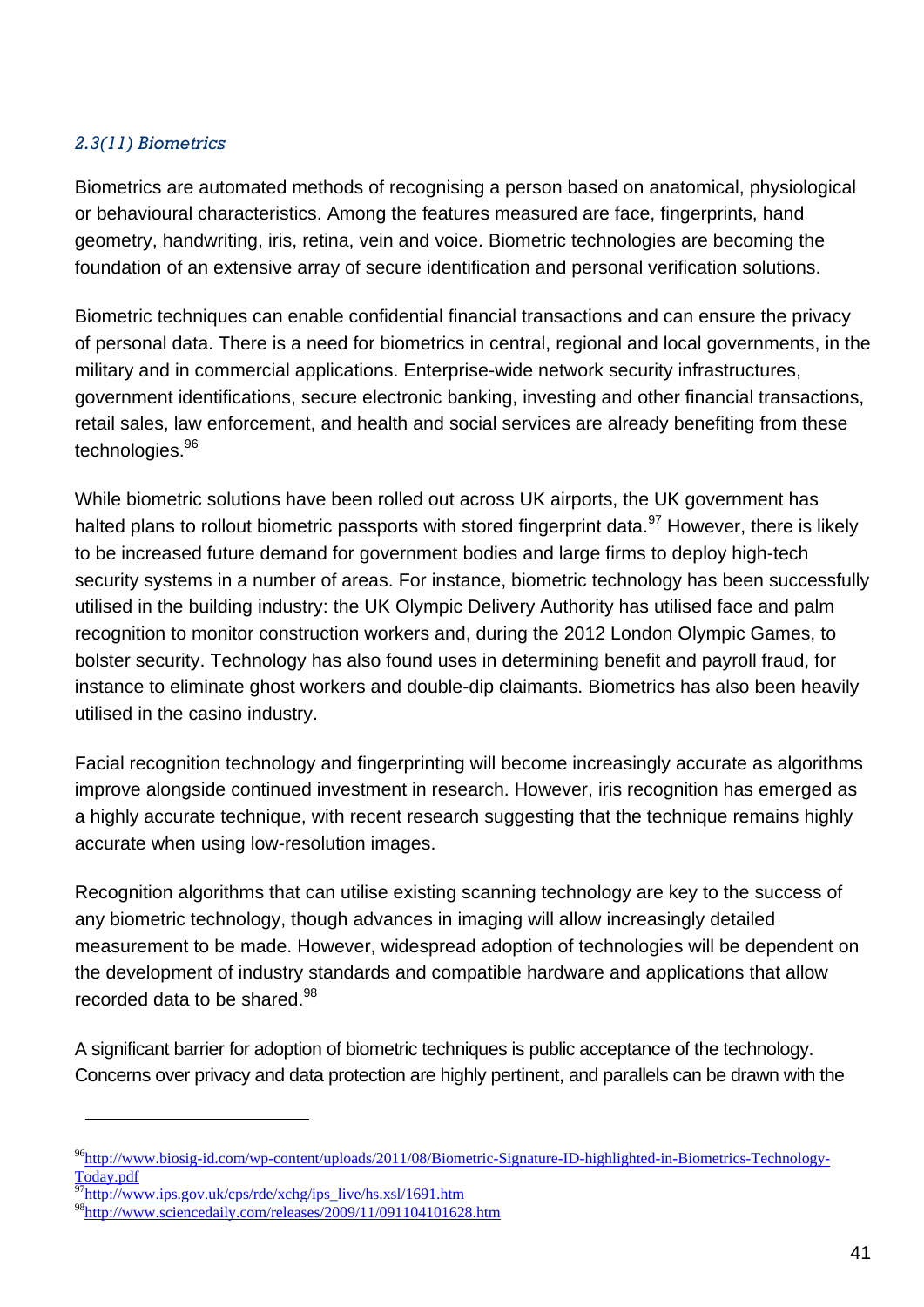### *2.3(11) Biometrics*

Biometrics are automated methods of recognising a person based on anatomical, physiological or behavioural characteristics. Among the features measured are face, fingerprints, hand geometry, handwriting, iris, retina, vein and voice. Biometric technologies are becoming the foundation of an extensive array of secure identification and personal verification solutions.

Biometric techniques can enable confidential financial transactions and can ensure the privacy of personal data. There is a need for biometrics in central, regional and local governments, in the military and in commercial applications. Enterprise-wide network security infrastructures, government identifications, secure electronic banking, investing and other financial transactions, retail sales, law enforcement, and health and social services are already benefiting from these technologies.[96]

While biometric solutions have been rolled out across UK airports, the UK government has halted plans to rollout biometric passports with stored fingerprint data.[97] However, there is likely to be increased future demand for government bodies and large firms to deploy high-tech security systems in a number of areas. For instance, biometric technology has been successfully utilised in the building industry: the UK Olympic Delivery Authority has utilised face and palm recognition to monitor construction workers and, during the 2012 London Olympic Games, to bolster security. Technology has also found uses in determining benefit and payroll fraud, for instance to eliminate ghost workers and double-dip claimants. Biometrics has also been heavily utilised in the casino industry.

Facial recognition technology and fingerprinting will become increasingly accurate as algorithms improve alongside continued investment in research. However, iris recognition has emerged as a highly accurate technique, with recent research suggesting that the technique remains highly accurate when using low-resolution images.

Recognition algorithms that can utilise existing scanning technology are key to the success of any biometric technology, though advances in imaging will allow increasingly detailed measurement to be made. However, widespread adoption of technologies will be dependent on the development of industry standards and compatible hardware and applications that allow recorded data to be shared.[98]

A significant barrier for adoption of biometric techniques is public acceptance of the technology. Concerns over privacy and data protection are highly pertinent, and parallels can be drawn with the

---

[96] http://www.biosig-id.com/wp-content/uploads/2011/08/Biometric-Signature-ID-highlighted-in-Biometrics-Technology-Today.pdf

[97] http://www.ips.gov.uk/cps/rde/xchg/ips_live/hs.xsl/1691.htm

[98] http://www.sciencedaily.com/releases/2009/11/091104101628.htm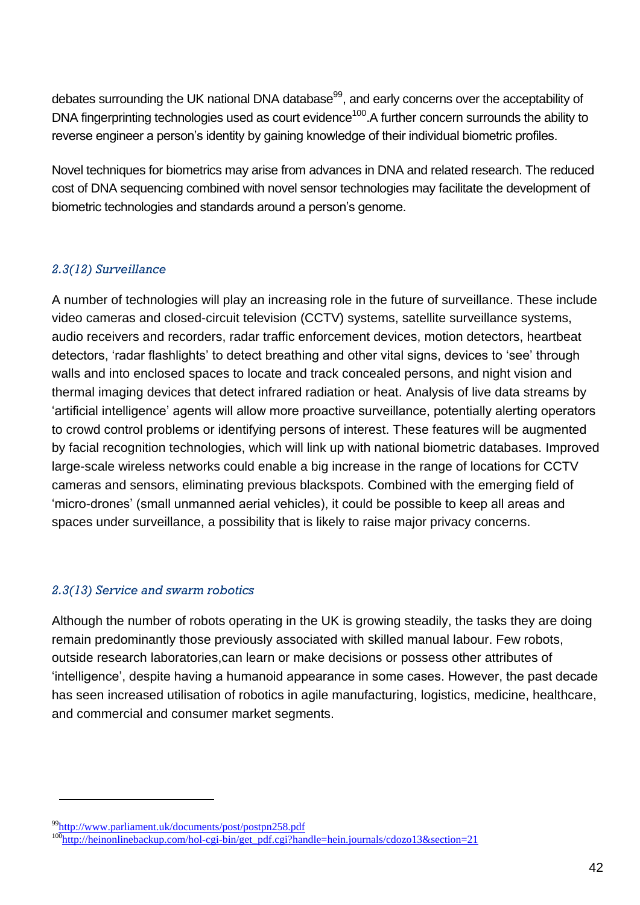debates surrounding the UK national DNA database[99], and early concerns over the acceptability of DNA fingerprinting technologies used as court evidence[100].A further concern surrounds the ability to reverse engineer a person's identity by gaining knowledge of their individual biometric profiles.

Novel techniques for biometrics may arise from advances in DNA and related research. The reduced cost of DNA sequencing combined with novel sensor technologies may facilitate the development of biometric technologies and standards around a person's genome.

### *2.3(12) Surveillance*

A number of technologies will play an increasing role in the future of surveillance. These include video cameras and closed-circuit television (CCTV) systems, satellite surveillance systems, audio receivers and recorders, radar traffic enforcement devices, motion detectors, heartbeat detectors, 'radar flashlights' to detect breathing and other vital signs, devices to 'see' through walls and into enclosed spaces to locate and track concealed persons, and night vision and thermal imaging devices that detect infrared radiation or heat. Analysis of live data streams by 'artificial intelligence' agents will allow more proactive surveillance, potentially alerting operators to crowd control problems or identifying persons of interest. These features will be augmented by facial recognition technologies, which will link up with national biometric databases. Improved large-scale wireless networks could enable a big increase in the range of locations for CCTV cameras and sensors, eliminating previous blackspots. Combined with the emerging field of 'micro-drones' (small unmanned aerial vehicles), it could be possible to keep all areas and spaces under surveillance, a possibility that is likely to raise major privacy concerns.

### *2.3(13) Service and swarm robotics*

Although the number of robots operating in the UK is growing steadily, the tasks they are doing remain predominantly those previously associated with skilled manual labour. Few robots, outside research laboratories,can learn or make decisions or possess other attributes of 'intelligence', despite having a humanoid appearance in some cases. However, the past decade has seen increased utilisation of robotics in agile manufacturing, logistics, medicine, healthcare, and commercial and consumer market segments.

---

[99] http://www.parliament.uk/documents/post/postpn258.pdf
[100] http://heinonlinebackup.com/hol-cgi-bin/get_pdf.cgi?handle=hein.journals/cdozo13&section=21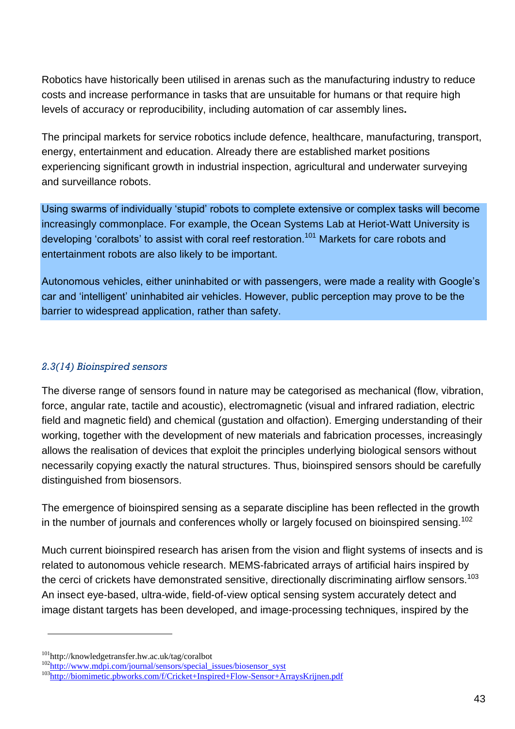Robotics have historically been utilised in arenas such as the manufacturing industry to reduce costs and increase performance in tasks that are unsuitable for humans or that require high levels of accuracy or reproducibility, including automation of car assembly lines**.**

The principal markets for service robotics include defence, healthcare, manufacturing, transport, energy, entertainment and education. Already there are established market positions experiencing significant growth in industrial inspection, agricultural and underwater surveying and surveillance robots.

Using swarms of individually 'stupid' robots to complete extensive or complex tasks will become increasingly commonplace. For example, the Ocean Systems Lab at Heriot-Watt University is developing 'coralbots' to assist with coral reef restoration.[101] Markets for care robots and entertainment robots are also likely to be important.

Autonomous vehicles, either uninhabited or with passengers, were made a reality with Google's car and 'intelligent' uninhabited air vehicles. However, public perception may prove to be the barrier to widespread application, rather than safety.

### *2.3(14) Bioinspired sensors*

The diverse range of sensors found in nature may be categorised as mechanical (flow, vibration, force, angular rate, tactile and acoustic), electromagnetic (visual and infrared radiation, electric field and magnetic field) and chemical (gustation and olfaction). Emerging understanding of their working, together with the development of new materials and fabrication processes, increasingly allows the realisation of devices that exploit the principles underlying biological sensors without necessarily copying exactly the natural structures. Thus, bioinspired sensors should be carefully distinguished from biosensors.

The emergence of bioinspired sensing as a separate discipline has been reflected in the growth in the number of journals and conferences wholly or largely focused on bioinspired sensing.[102]

Much current bioinspired research has arisen from the vision and flight systems of insects and is related to autonomous vehicle research. MEMS-fabricated arrays of artificial hairs inspired by the cerci of crickets have demonstrated sensitive, directionally discriminating airflow sensors.[103] An insect eye-based, ultra-wide, field-of-view optical sensing system accurately detect and image distant targets has been developed, and image-processing techniques, inspired by the

---

[101] http://knowledgetransfer.hw.ac.uk/tag/coralbot

[102] http://www.mdpi.com/journal/sensors/special_issues/biosensor_syst

[103] http://biomimetic.pbworks.com/f/Cricket+Inspired+Flow-Sensor+ArraysKrijnen.pdf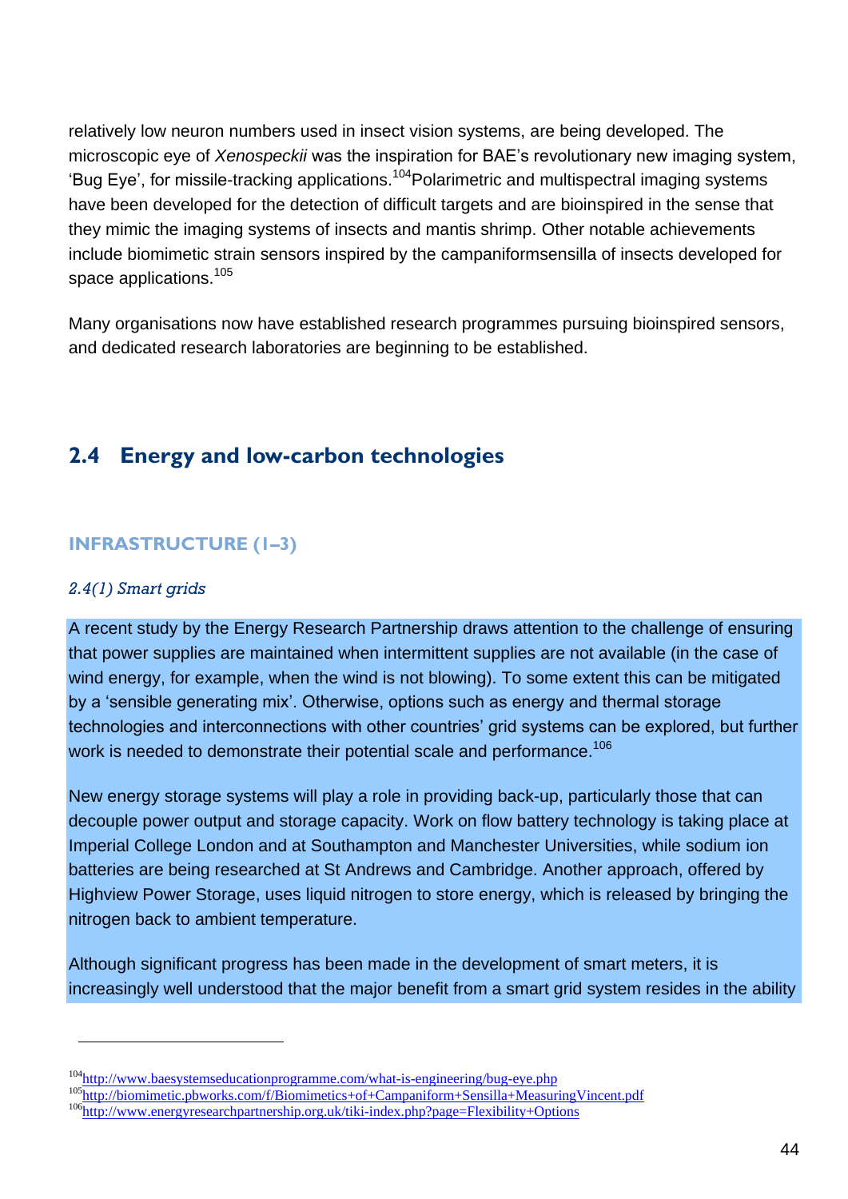relatively low neuron numbers used in insect vision systems, are being developed. The microscopic eye of *Xenospeckii* was the inspiration for BAE's revolutionary new imaging system, 'Bug Eye', for missile-tracking applications.[104] Polarimetric and multispectral imaging systems have been developed for the detection of difficult targets and are bioinspired in the sense that they mimic the imaging systems of insects and mantis shrimp. Other notable achievements include biomimetic strain sensors inspired by the campaniformsensilla of insects developed for space applications.[105]

Many organisations now have established research programmes pursuing bioinspired sensors, and dedicated research laboratories are beginning to be established.

## 2.4 Energy and low-carbon technologies

### INFRASTRUCTURE (1–3)

#### *2.4(1) Smart grids*

A recent study by the Energy Research Partnership draws attention to the challenge of ensuring that power supplies are maintained when intermittent supplies are not available (in the case of wind energy, for example, when the wind is not blowing). To some extent this can be mitigated by a 'sensible generating mix'. Otherwise, options such as energy and thermal storage technologies and interconnections with other countries' grid systems can be explored, but further work is needed to demonstrate their potential scale and performance.[106]

New energy storage systems will play a role in providing back-up, particularly those that can decouple power output and storage capacity. Work on flow battery technology is taking place at Imperial College London and at Southampton and Manchester Universities, while sodium ion batteries are being researched at St Andrews and Cambridge. Another approach, offered by Highview Power Storage, uses liquid nitrogen to store energy, which is released by bringing the nitrogen back to ambient temperature.

Although significant progress has been made in the development of smart meters, it is increasingly well understood that the major benefit from a smart grid system resides in the ability

---

[104] http://www.baesystemseducationprogramme.com/what-is-engineering/bug-eye.php
[105] http://biomimetic.pbworks.com/f/Biomimetics+of+Campaniform+Sensilla+MeasuringVincent.pdf
[106] http://www.energyresearchpartnership.org.uk/tiki-index.php?page=Flexibility+Options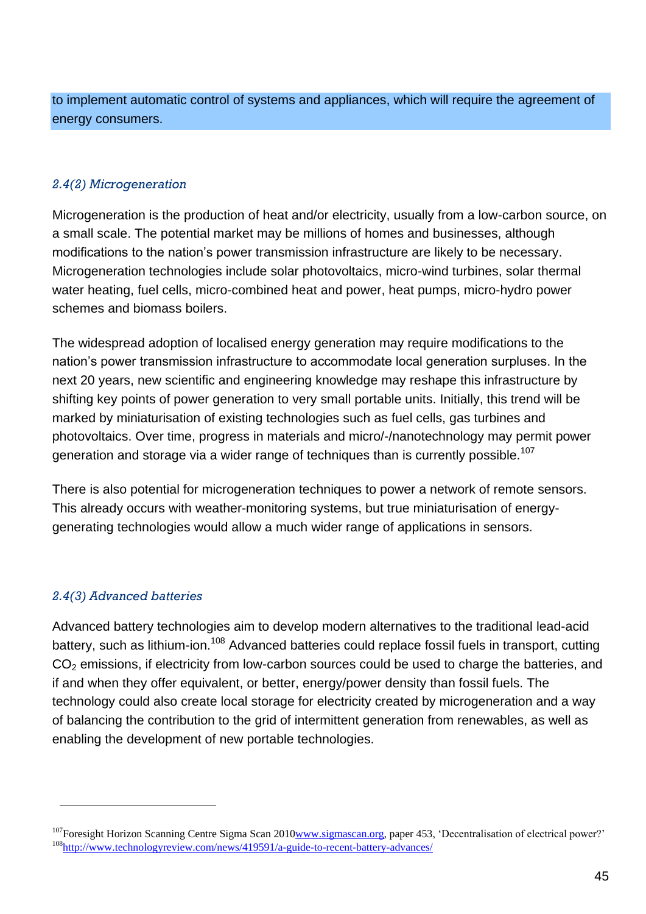to implement automatic control of systems and appliances, which will require the agreement of energy consumers.

### *2.4(2) Microgeneration*

Microgeneration is the production of heat and/or electricity, usually from a low-carbon source, on a small scale. The potential market may be millions of homes and businesses, although modifications to the nation's power transmission infrastructure are likely to be necessary. Microgeneration technologies include solar photovoltaics, micro-wind turbines, solar thermal water heating, fuel cells, micro-combined heat and power, heat pumps, micro-hydro power schemes and biomass boilers.

The widespread adoption of localised energy generation may require modifications to the nation's power transmission infrastructure to accommodate local generation surpluses. In the next 20 years, new scientific and engineering knowledge may reshape this infrastructure by shifting key points of power generation to very small portable units. Initially, this trend will be marked by miniaturisation of existing technologies such as fuel cells, gas turbines and photovoltaics. Over time, progress in materials and micro/-/nanotechnology may permit power generation and storage via a wider range of techniques than is currently possible.[107]

There is also potential for microgeneration techniques to power a network of remote sensors. This already occurs with weather-monitoring systems, but true miniaturisation of energy-generating technologies would allow a much wider range of applications in sensors.

### *2.4(3) Advanced batteries*

Advanced battery technologies aim to develop modern alternatives to the traditional lead-acid battery, such as lithium-ion.[108] Advanced batteries could replace fossil fuels in transport, cutting $CO_2$ emissions, if electricity from low-carbon sources could be used to charge the batteries, and if and when they offer equivalent, or better, energy/power density than fossil fuels. The technology could also create local storage for electricity created by microgeneration and a way of balancing the contribution to the grid of intermittent generation from renewables, as well as enabling the development of new portable technologies.

---

[107] Foresight Horizon Scanning Centre Sigma Scan 2010www.sigmascan.org, paper 453, 'Decentralisation of electrical power?'
[108] http://www.technologyreview.com/news/419591/a-guide-to-recent-battery-advances/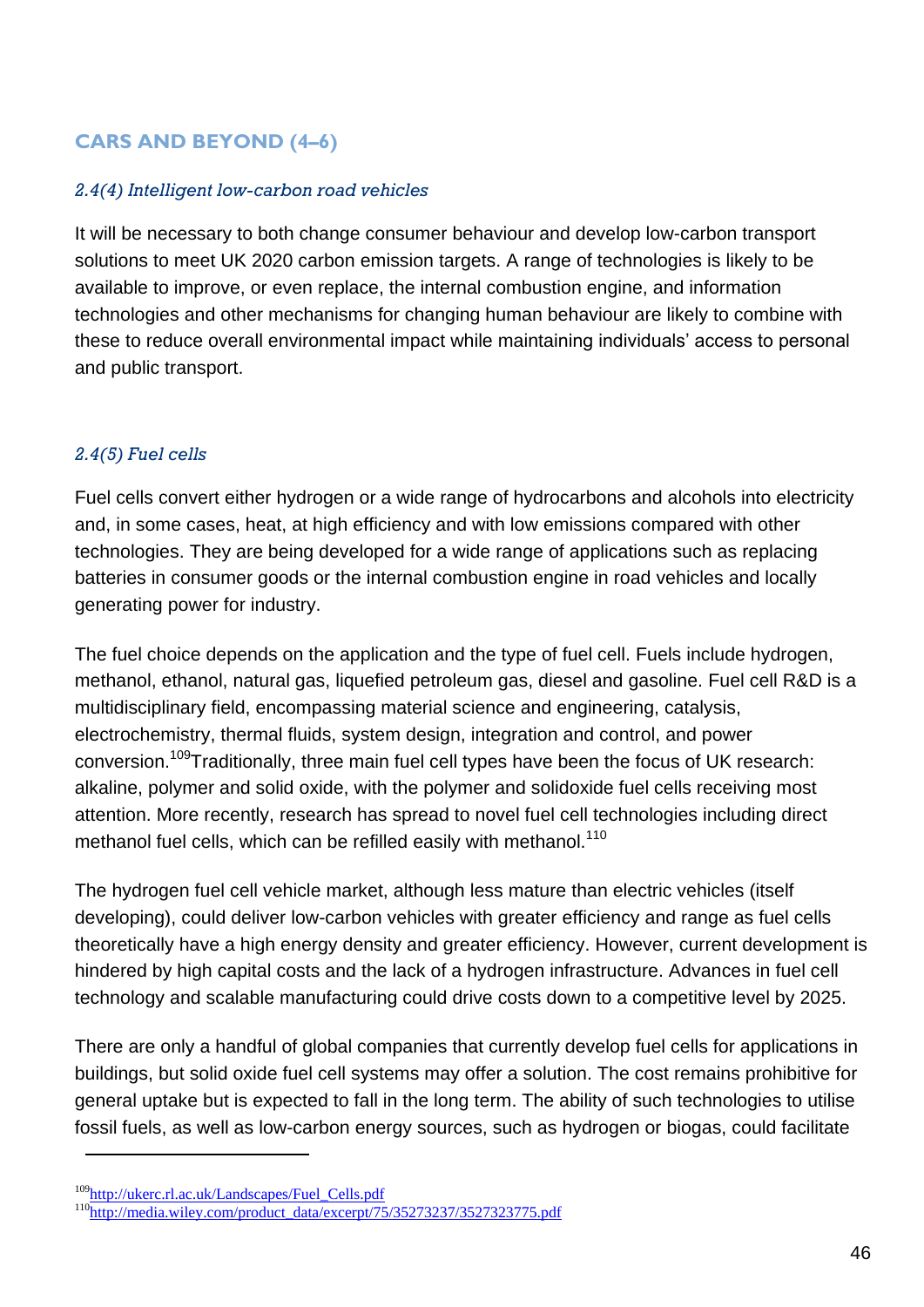## CARS AND BEYOND (4–6)

### *2.4(4) Intelligent low-carbon road vehicles*

It will be necessary to both change consumer behaviour and develop low-carbon transport solutions to meet UK 2020 carbon emission targets. A range of technologies is likely to be available to improve, or even replace, the internal combustion engine, and information technologies and other mechanisms for changing human behaviour are likely to combine with these to reduce overall environmental impact while maintaining individuals' access to personal and public transport.

### *2.4(5) Fuel cells*

Fuel cells convert either hydrogen or a wide range of hydrocarbons and alcohols into electricity and, in some cases, heat, at high efficiency and with low emissions compared with other technologies. They are being developed for a wide range of applications such as replacing batteries in consumer goods or the internal combustion engine in road vehicles and locally generating power for industry.

The fuel choice depends on the application and the type of fuel cell. Fuels include hydrogen, methanol, ethanol, natural gas, liquefied petroleum gas, diesel and gasoline. Fuel cell R&D is a multidisciplinary field, encompassing material science and engineering, catalysis, electrochemistry, thermal fluids, system design, integration and control, and power conversion.[109]Traditionally, three main fuel cell types have been the focus of UK research: alkaline, polymer and solid oxide, with the polymer and solidoxide fuel cells receiving most attention. More recently, research has spread to novel fuel cell technologies including direct methanol fuel cells, which can be refilled easily with methanol.[110]

The hydrogen fuel cell vehicle market, although less mature than electric vehicles (itself developing), could deliver low-carbon vehicles with greater efficiency and range as fuel cells theoretically have a high energy density and greater efficiency. However, current development is hindered by high capital costs and the lack of a hydrogen infrastructure. Advances in fuel cell technology and scalable manufacturing could drive costs down to a competitive level by 2025.

There are only a handful of global companies that currently develop fuel cells for applications in buildings, but solid oxide fuel cell systems may offer a solution. The cost remains prohibitive for general uptake but is expected to fall in the long term. The ability of such technologies to utilise fossil fuels, as well as low-carbon energy sources, such as hydrogen or biogas, could facilitate

---

[109] http://ukerc.rl.ac.uk/Landscapes/Fuel_Cells.pdf
[110] http://media.wiley.com/product_data/excerpt/75/35273237/3527323775.pdf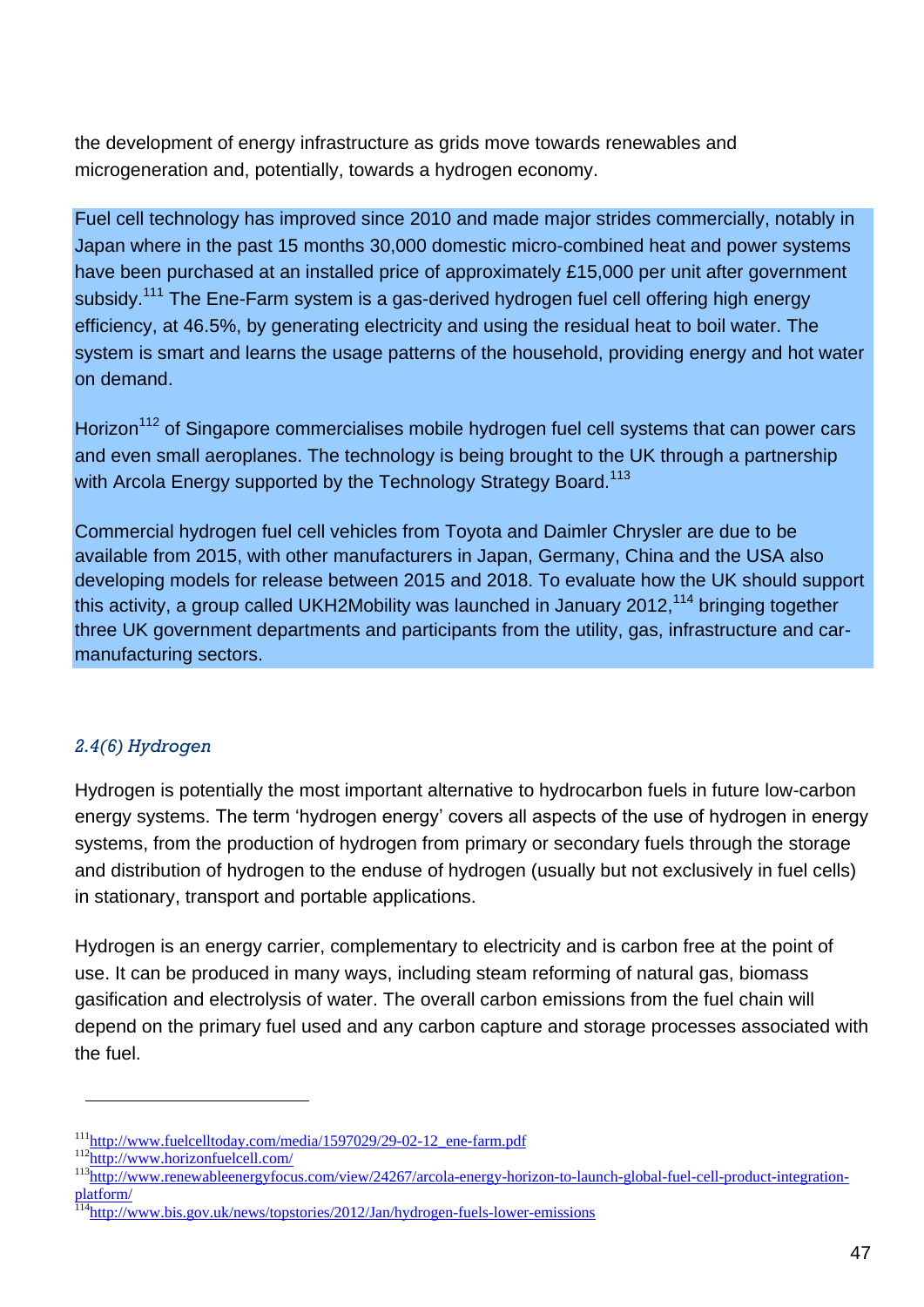the development of energy infrastructure as grids move towards renewables and microgeneration and, potentially, towards a hydrogen economy.

Fuel cell technology has improved since 2010 and made major strides commercially, notably in Japan where in the past 15 months 30,000 domestic micro-combined heat and power systems have been purchased at an installed price of approximately £15,000 per unit after government subsidy.[111] The Ene-Farm system is a gas-derived hydrogen fuel cell offering high energy efficiency, at 46.5%, by generating electricity and using the residual heat to boil water. The system is smart and learns the usage patterns of the household, providing energy and hot water on demand.

Horizon[112] of Singapore commercialises mobile hydrogen fuel cell systems that can power cars and even small aeroplanes. The technology is being brought to the UK through a partnership with Arcola Energy supported by the Technology Strategy Board.[113]

Commercial hydrogen fuel cell vehicles from Toyota and Daimler Chrysler are due to be available from 2015, with other manufacturers in Japan, Germany, China and the USA also developing models for release between 2015 and 2018. To evaluate how the UK should support this activity, a group called UKH2Mobility was launched in January 2012,[114] bringing together three UK government departments and participants from the utility, gas, infrastructure and car-manufacturing sectors.

### *2.4(6) Hydrogen*

Hydrogen is potentially the most important alternative to hydrocarbon fuels in future low-carbon energy systems. The term 'hydrogen energy' covers all aspects of the use of hydrogen in energy systems, from the production of hydrogen from primary or secondary fuels through the storage and distribution of hydrogen to the enduse of hydrogen (usually but not exclusively in fuel cells) in stationary, transport and portable applications.

Hydrogen is an energy carrier, complementary to electricity and is carbon free at the point of use. It can be produced in many ways, including steam reforming of natural gas, biomass gasification and electrolysis of water. The overall carbon emissions from the fuel chain will depend on the primary fuel used and any carbon capture and storage processes associated with the fuel.

---

[111] http://www.fuelcelltoday.com/media/1597029/29-02-12_ene-farm.pdf
[112] http://www.horizonfuelcell.com/
[113] http://www.renewableenergyfocus.com/view/24267/arcola-energy-horizon-to-launch-global-fuel-cell-product-integration-platform/
[114] http://www.bis.gov.uk/news/topstories/2012/Jan/hydrogen-fuels-lower-emissions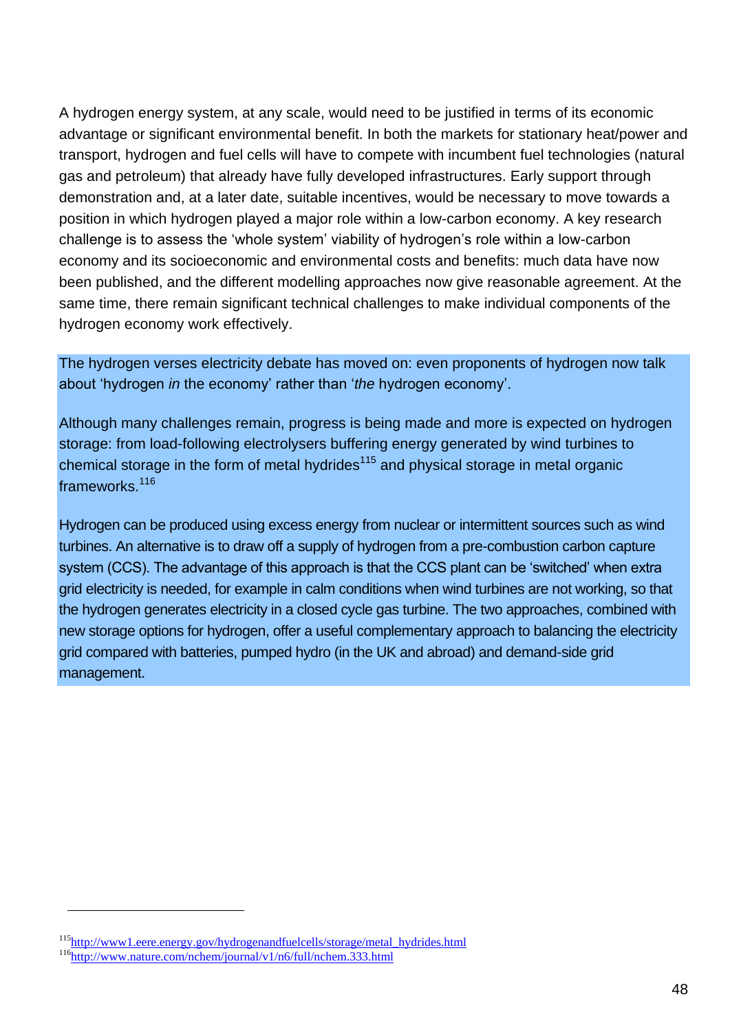A hydrogen energy system, at any scale, would need to be justified in terms of its economic advantage or significant environmental benefit. In both the markets for stationary heat/power and transport, hydrogen and fuel cells will have to compete with incumbent fuel technologies (natural gas and petroleum) that already have fully developed infrastructures. Early support through demonstration and, at a later date, suitable incentives, would be necessary to move towards a position in which hydrogen played a major role within a low-carbon economy. A key research challenge is to assess the 'whole system' viability of hydrogen's role within a low-carbon economy and its socioeconomic and environmental costs and benefits: much data have now been published, and the different modelling approaches now give reasonable agreement. At the same time, there remain significant technical challenges to make individual components of the hydrogen economy work effectively.

The hydrogen verses electricity debate has moved on: even proponents of hydrogen now talk about 'hydrogen *in* the economy' rather than '*the* hydrogen economy'.

Although many challenges remain, progress is being made and more is expected on hydrogen storage: from load-following electrolysers buffering energy generated by wind turbines to chemical storage in the form of metal hydrides[115] and physical storage in metal organic frameworks.[116]

Hydrogen can be produced using excess energy from nuclear or intermittent sources such as wind turbines. An alternative is to draw off a supply of hydrogen from a pre-combustion carbon capture system (CCS). The advantage of this approach is that the CCS plant can be 'switched' when extra grid electricity is needed, for example in calm conditions when wind turbines are not working, so that the hydrogen generates electricity in a closed cycle gas turbine. The two approaches, combined with new storage options for hydrogen, offer a useful complementary approach to balancing the electricity grid compared with batteries, pumped hydro (in the UK and abroad) and demand-side grid management.

---

[115] http://www1.eere.energy.gov/hydrogenandfuelcells/storage/metal_hydrides.html

[116] http://www.nature.com/nchem/journal/v1/n6/full/nchem.333.html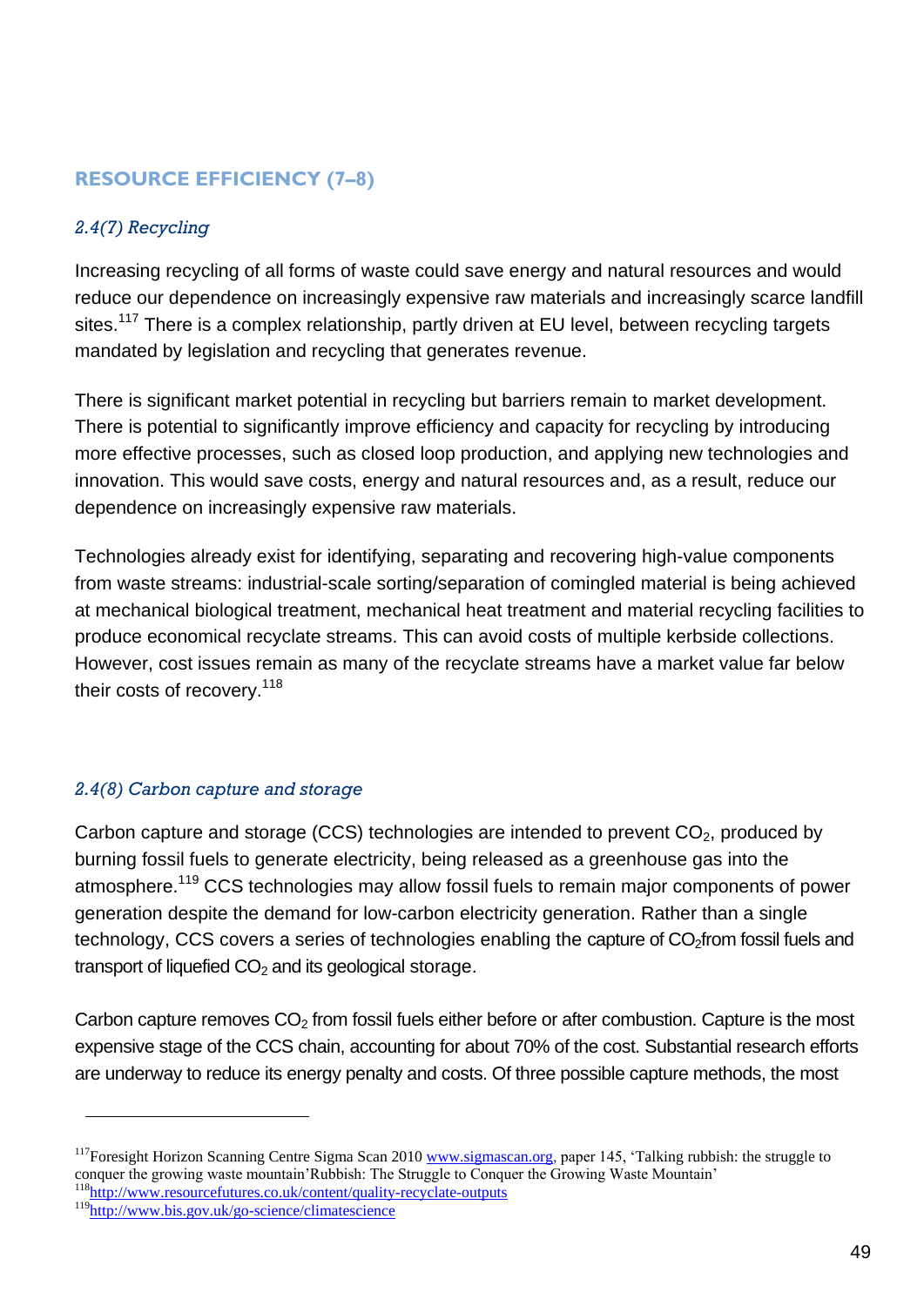## RESOURCE EFFICIENCY (7–8)

### *2.4(7) Recycling*

Increasing recycling of all forms of waste could save energy and natural resources and would reduce our dependence on increasingly expensive raw materials and increasingly scarce landfill sites.[117] There is a complex relationship, partly driven at EU level, between recycling targets mandated by legislation and recycling that generates revenue.

There is significant market potential in recycling but barriers remain to market development. There is potential to significantly improve efficiency and capacity for recycling by introducing more effective processes, such as closed loop production, and applying new technologies and innovation. This would save costs, energy and natural resources and, as a result, reduce our dependence on increasingly expensive raw materials.

Technologies already exist for identifying, separating and recovering high-value components from waste streams: industrial-scale sorting/separation of comingled material is being achieved at mechanical biological treatment, mechanical heat treatment and material recycling facilities to produce economical recyclate streams. This can avoid costs of multiple kerbside collections. However, cost issues remain as many of the recyclate streams have a market value far below their costs of recovery.[118]

### *2.4(8) Carbon capture and storage*

Carbon capture and storage (CCS) technologies are intended to prevent $CO_2$, produced by burning fossil fuels to generate electricity, being released as a greenhouse gas into the atmosphere.[119] CCS technologies may allow fossil fuels to remain major components of power generation despite the demand for low-carbon electricity generation. Rather than a single technology, CCS covers a series of technologies enabling the capture of $CO_2$ from fossil fuels and transport of liquefied $CO_2$ and its geological storage.

Carbon capture removes $CO_2$ from fossil fuels either before or after combustion. Capture is the most expensive stage of the CCS chain, accounting for about 70% of the cost. Substantial research efforts are underway to reduce its energy penalty and costs. Of three possible capture methods, the most

---

[117] Foresight Horizon Scanning Centre Sigma Scan 2010 www.sigmascan.org, paper 145, 'Talking rubbish: the struggle to conquer the growing waste mountain'Rubbish: The Struggle to Conquer the Growing Waste Mountain'

[118] http://www.resourcefutures.co.uk/content/quality-recyclate-outputs

[119] http://www.bis.gov.uk/go-science/climatescience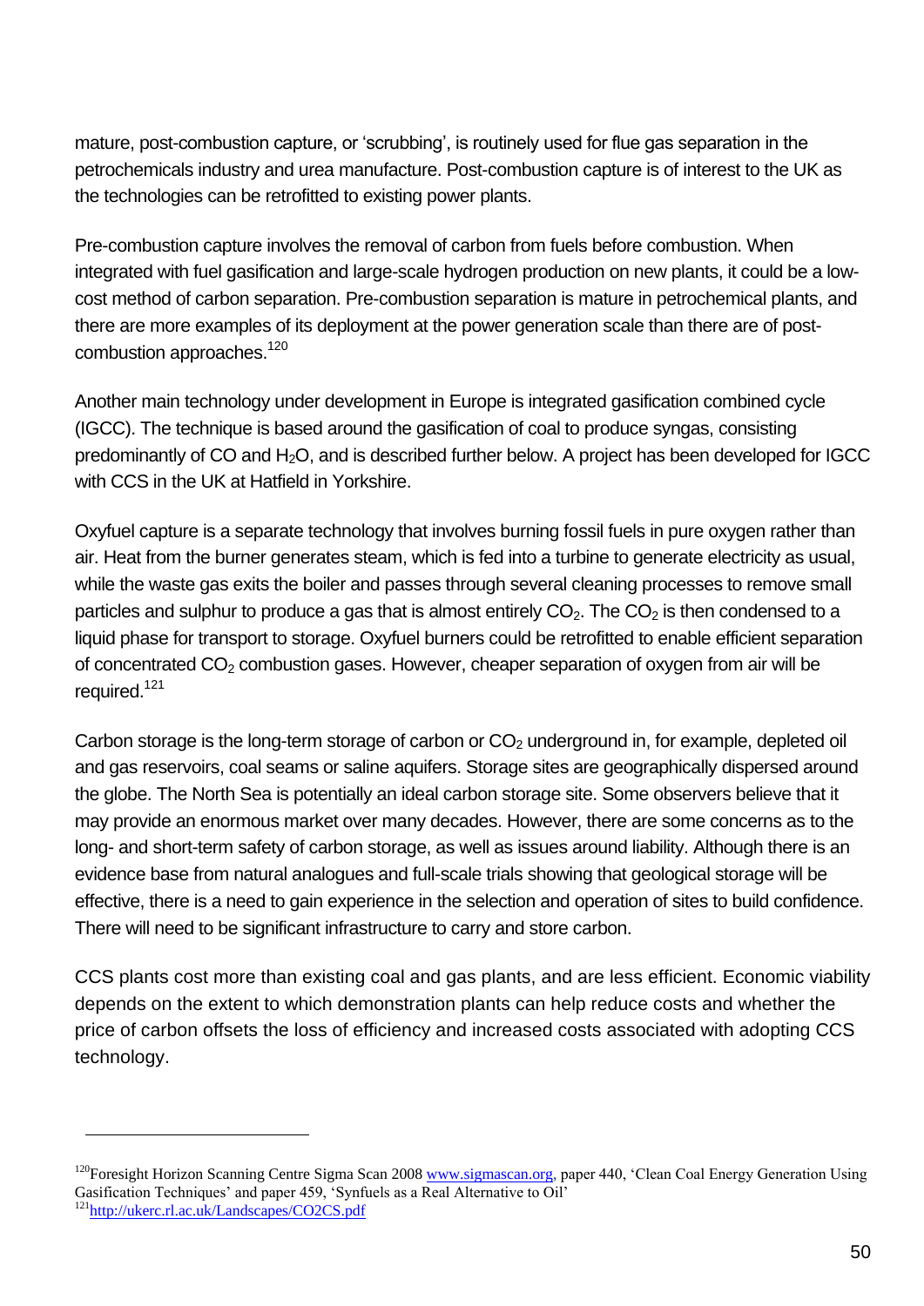mature, post-combustion capture, or 'scrubbing', is routinely used for flue gas separation in the petrochemicals industry and urea manufacture. Post-combustion capture is of interest to the UK as the technologies can be retrofitted to existing power plants.

Pre-combustion capture involves the removal of carbon from fuels before combustion. When integrated with fuel gasification and large-scale hydrogen production on new plants, it could be a low-cost method of carbon separation. Pre-combustion separation is mature in petrochemical plants, and there are more examples of its deployment at the power generation scale than there are of post-combustion approaches.[120]

Another main technology under development in Europe is integrated gasification combined cycle (IGCC). The technique is based around the gasification of coal to produce syngas, consisting predominantly of CO and $H_2O$, and is described further below. A project has been developed for IGCC with CCS in the UK at Hatfield in Yorkshire.

Oxyfuel capture is a separate technology that involves burning fossil fuels in pure oxygen rather than air. Heat from the burner generates steam, which is fed into a turbine to generate electricity as usual, while the waste gas exits the boiler and passes through several cleaning processes to remove small particles and sulphur to produce a gas that is almost entirely $CO_2$. The $CO_2$ is then condensed to a liquid phase for transport to storage. Oxyfuel burners could be retrofitted to enable efficient separation of concentrated $CO_2$ combustion gases. However, cheaper separation of oxygen from air will be required.[121]

Carbon storage is the long-term storage of carbon or $CO_2$ underground in, for example, depleted oil and gas reservoirs, coal seams or saline aquifers. Storage sites are geographically dispersed around the globe. The North Sea is potentially an ideal carbon storage site. Some observers believe that it may provide an enormous market over many decades. However, there are some concerns as to the long- and short-term safety of carbon storage, as well as issues around liability. Although there is an evidence base from natural analogues and full-scale trials showing that geological storage will be effective, there is a need to gain experience in the selection and operation of sites to build confidence. There will need to be significant infrastructure to carry and store carbon.

CCS plants cost more than existing coal and gas plants, and are less efficient. Economic viability depends on the extent to which demonstration plants can help reduce costs and whether the price of carbon offsets the loss of efficiency and increased costs associated with adopting CCS technology.

---

[120] Foresight Horizon Scanning Centre Sigma Scan 2008 www.sigmascan.org, paper 440, 'Clean Coal Energy Generation Using Gasification Techniques' and paper 459, 'Synfuels as a Real Alternative to Oil'

[121] http://ukerc.rl.ac.uk/Landscapes/CO2CS.pdf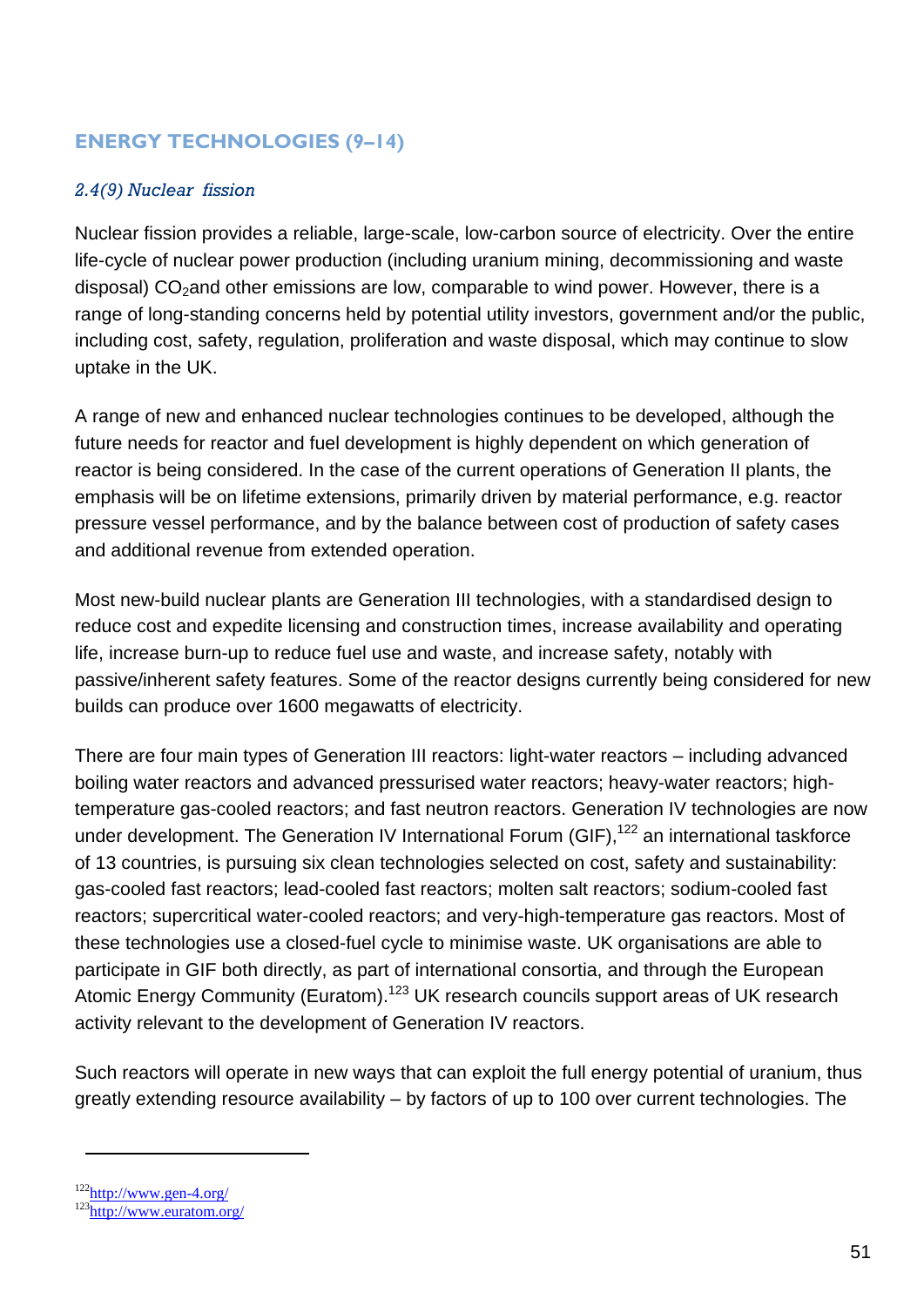## ENERGY TECHNOLOGIES (9–14)

### *2.4(9) Nuclear fission*

Nuclear fission provides a reliable, large-scale, low-carbon source of electricity. Over the entire life-cycle of nuclear power production (including uranium mining, decommissioning and waste disposal) $CO_2$and other emissions are low, comparable to wind power. However, there is a range of long-standing concerns held by potential utility investors, government and/or the public, including cost, safety, regulation, proliferation and waste disposal, which may continue to slow uptake in the UK.

A range of new and enhanced nuclear technologies continues to be developed, although the future needs for reactor and fuel development is highly dependent on which generation of reactor is being considered. In the case of the current operations of Generation II plants, the emphasis will be on lifetime extensions, primarily driven by material performance, e.g. reactor pressure vessel performance, and by the balance between cost of production of safety cases and additional revenue from extended operation.

Most new-build nuclear plants are Generation III technologies, with a standardised design to reduce cost and expedite licensing and construction times, increase availability and operating life, increase burn-up to reduce fuel use and waste, and increase safety, notably with passive/inherent safety features. Some of the reactor designs currently being considered for new builds can produce over 1600 megawatts of electricity.

There are four main types of Generation III reactors: light-water reactors – including advanced boiling water reactors and advanced pressurised water reactors; heavy-water reactors; high-temperature gas-cooled reactors; and fast neutron reactors. Generation IV technologies are now under development. The Generation IV International Forum (GIF),[122] an international taskforce of 13 countries, is pursuing six clean technologies selected on cost, safety and sustainability: gas-cooled fast reactors; lead-cooled fast reactors; molten salt reactors; sodium-cooled fast reactors; supercritical water-cooled reactors; and very-high-temperature gas reactors. Most of these technologies use a closed-fuel cycle to minimise waste. UK organisations are able to participate in GIF both directly, as part of international consortia, and through the European Atomic Energy Community (Euratom).[123] UK research councils support areas of UK research activity relevant to the development of Generation IV reactors.

Such reactors will operate in new ways that can exploit the full energy potential of uranium, thus greatly extending resource availability – by factors of up to 100 over current technologies. The

---

[122] http://www.gen-4.org/

[123] http://www.euratom.org/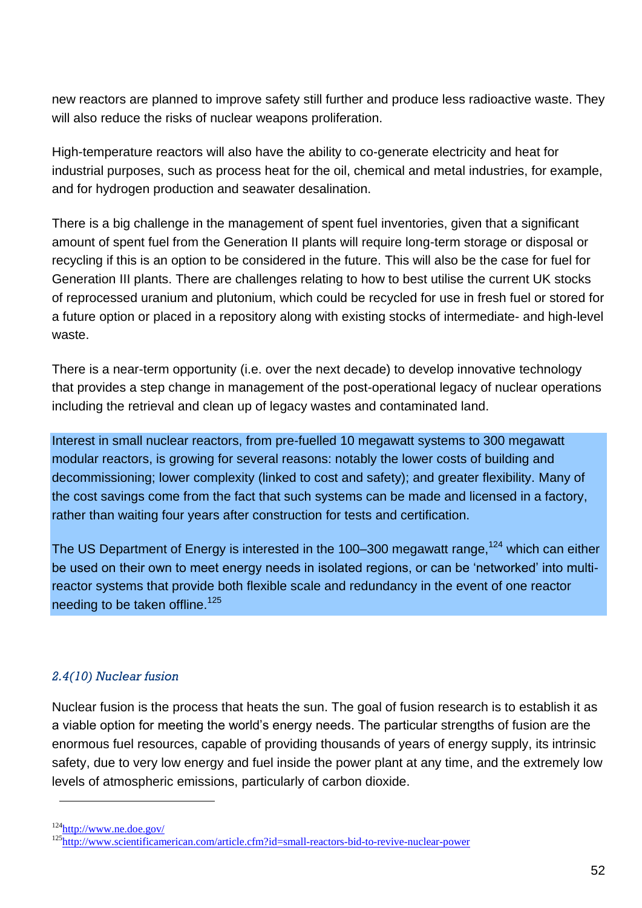new reactors are planned to improve safety still further and produce less radioactive waste. They will also reduce the risks of nuclear weapons proliferation.

High-temperature reactors will also have the ability to co-generate electricity and heat for industrial purposes, such as process heat for the oil, chemical and metal industries, for example, and for hydrogen production and seawater desalination.

There is a big challenge in the management of spent fuel inventories, given that a significant amount of spent fuel from the Generation II plants will require long-term storage or disposal or recycling if this is an option to be considered in the future. This will also be the case for fuel for Generation III plants. There are challenges relating to how to best utilise the current UK stocks of reprocessed uranium and plutonium, which could be recycled for use in fresh fuel or stored for a future option or placed in a repository along with existing stocks of intermediate- and high-level waste.

There is a near-term opportunity (i.e. over the next decade) to develop innovative technology that provides a step change in management of the post-operational legacy of nuclear operations including the retrieval and clean up of legacy wastes and contaminated land.

Interest in small nuclear reactors, from pre-fuelled 10 megawatt systems to 300 megawatt modular reactors, is growing for several reasons: notably the lower costs of building and decommissioning; lower complexity (linked to cost and safety); and greater flexibility. Many of the cost savings come from the fact that such systems can be made and licensed in a factory, rather than waiting four years after construction for tests and certification.

The US Department of Energy is interested in the 100–300 megawatt range,[124] which can either be used on their own to meet energy needs in isolated regions, or can be 'networked' into multi-reactor systems that provide both flexible scale and redundancy in the event of one reactor needing to be taken offline.[125]

### *2.4(10) Nuclear fusion*

Nuclear fusion is the process that heats the sun. The goal of fusion research is to establish it as a viable option for meeting the world's energy needs. The particular strengths of fusion are the enormous fuel resources, capable of providing thousands of years of energy supply, its intrinsic safety, due to very low energy and fuel inside the power plant at any time, and the extremely low levels of atmospheric emissions, particularly of carbon dioxide.

---

[124] http://www.ne.doe.gov/

[125] http://www.scientificamerican.com/article.cfm?id=small-reactors-bid-to-revive-nuclear-power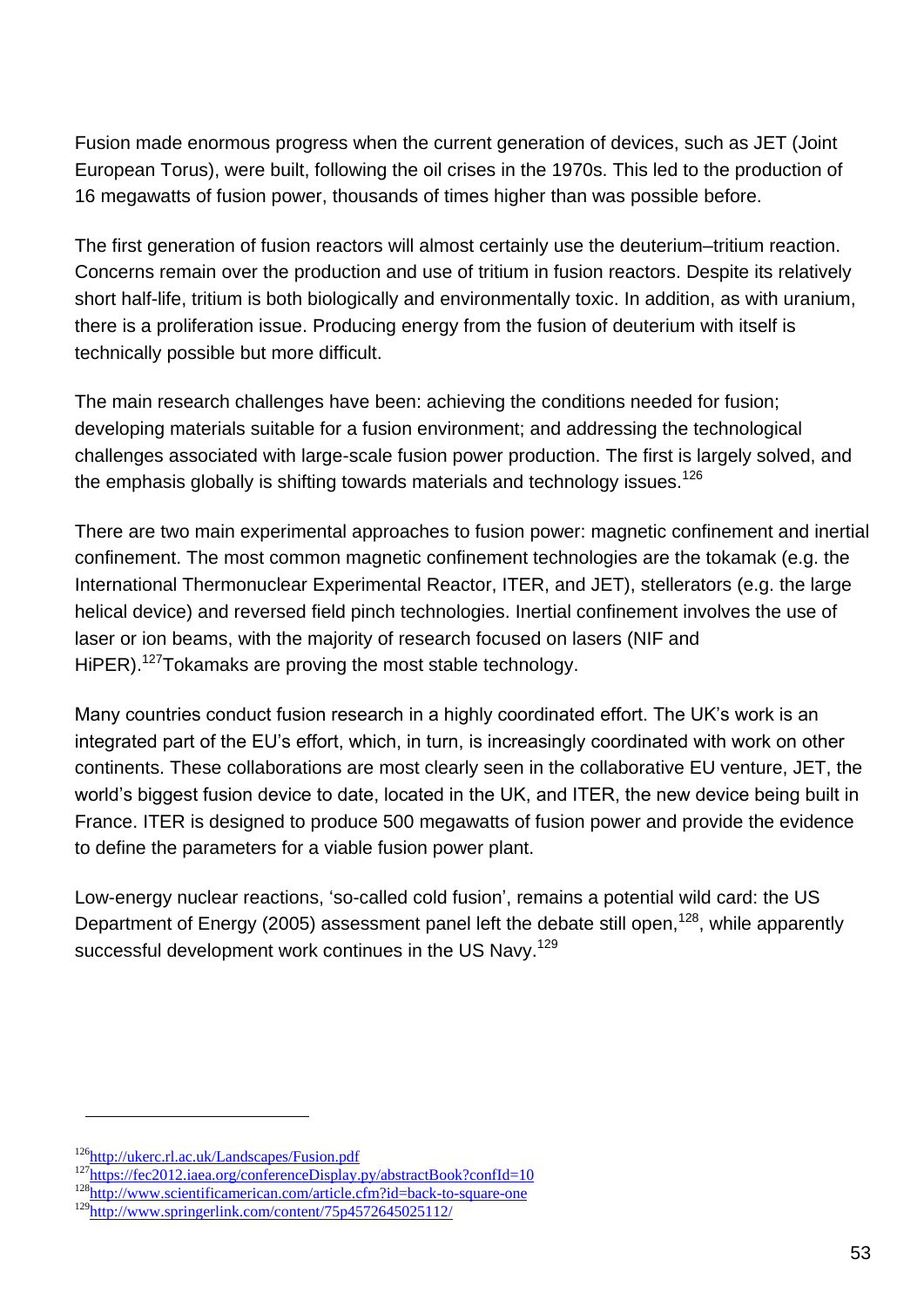Fusion made enormous progress when the current generation of devices, such as JET (Joint European Torus), were built, following the oil crises in the 1970s. This led to the production of 16 megawatts of fusion power, thousands of times higher than was possible before.

The first generation of fusion reactors will almost certainly use the deuterium–tritium reaction. Concerns remain over the production and use of tritium in fusion reactors. Despite its relatively short half-life, tritium is both biologically and environmentally toxic. In addition, as with uranium, there is a proliferation issue. Producing energy from the fusion of deuterium with itself is technically possible but more difficult.

The main research challenges have been: achieving the conditions needed for fusion; developing materials suitable for a fusion environment; and addressing the technological challenges associated with large-scale fusion power production. The first is largely solved, and the emphasis globally is shifting towards materials and technology issues.[126]

There are two main experimental approaches to fusion power: magnetic confinement and inertial confinement. The most common magnetic confinement technologies are the tokamak (e.g. the International Thermonuclear Experimental Reactor, ITER, and JET), stellerators (e.g. the large helical device) and reversed field pinch technologies. Inertial confinement involves the use of laser or ion beams, with the majority of research focused on lasers (NIF and HiPER).[127]Tokamaks are proving the most stable technology.

Many countries conduct fusion research in a highly coordinated effort. The UK's work is an integrated part of the EU's effort, which, in turn, is increasingly coordinated with work on other continents. These collaborations are most clearly seen in the collaborative EU venture, JET, the world's biggest fusion device to date, located in the UK, and ITER, the new device being built in France. ITER is designed to produce 500 megawatts of fusion power and provide the evidence to define the parameters for a viable fusion power plant.

Low-energy nuclear reactions, 'so-called cold fusion', remains a potential wild card: the US Department of Energy (2005) assessment panel left the debate still open,[128], while apparently successful development work continues in the US Navy.[129]

---

[126] http://ukerc.rl.ac.uk/Landscapes/Fusion.pdf
[127] https://fec2012.iaea.org/conferenceDisplay.py/abstractBook?confId=10
[128] http://www.scientificamerican.com/article.cfm?id=back-to-square-one
[129] http://www.springerlink.com/content/75p4572645025112/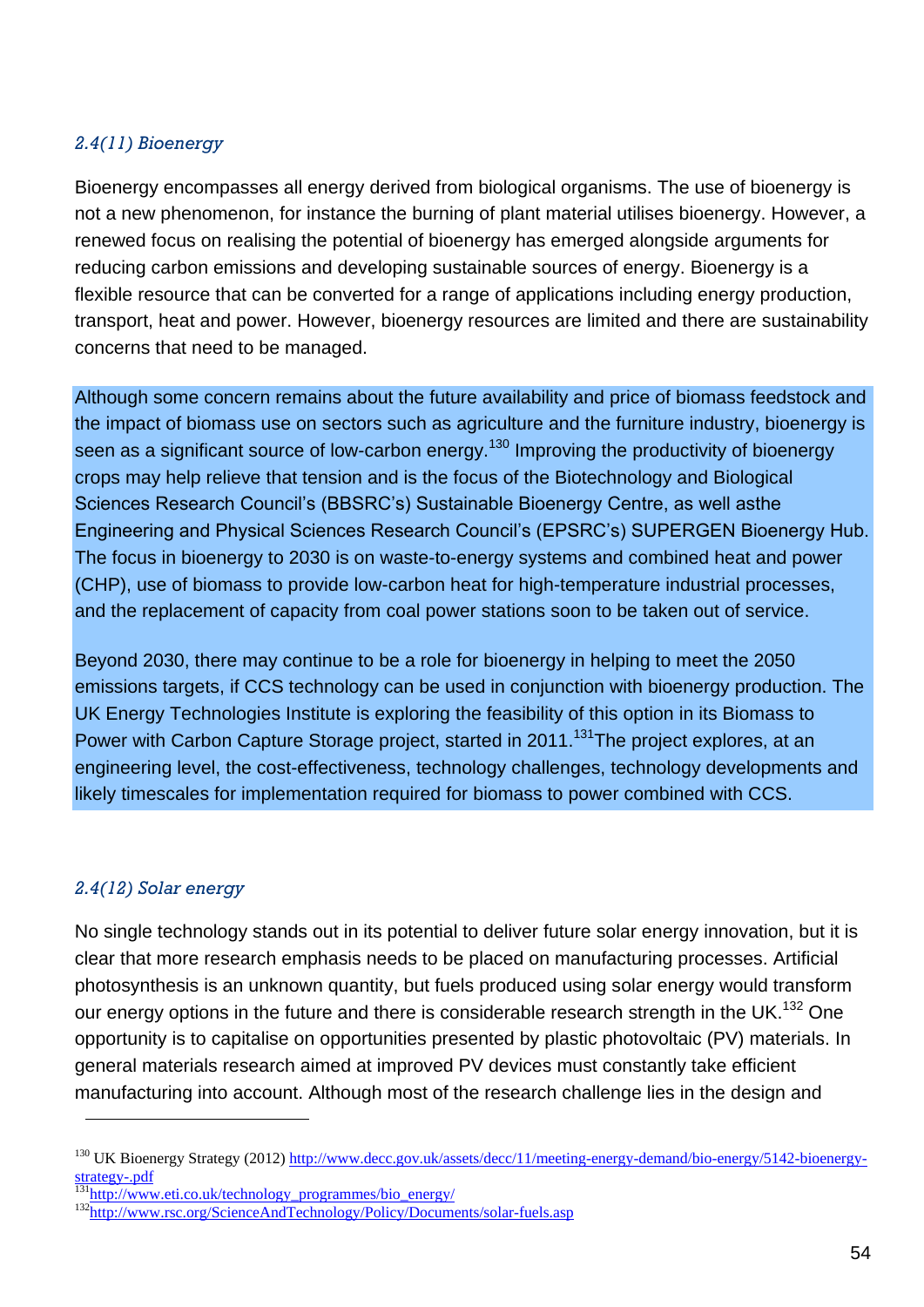### *2.4(11) Bioenergy*

Bioenergy encompasses all energy derived from biological organisms. The use of bioenergy is not a new phenomenon, for instance the burning of plant material utilises bioenergy. However, a renewed focus on realising the potential of bioenergy has emerged alongside arguments for reducing carbon emissions and developing sustainable sources of energy. Bioenergy is a flexible resource that can be converted for a range of applications including energy production, transport, heat and power. However, bioenergy resources are limited and there are sustainability concerns that need to be managed.

Although some concern remains about the future availability and price of biomass feedstock and the impact of biomass use on sectors such as agriculture and the furniture industry, bioenergy is seen as a significant source of low-carbon energy.[130] Improving the productivity of bioenergy crops may help relieve that tension and is the focus of the Biotechnology and Biological Sciences Research Council's (BBSRC's) Sustainable Bioenergy Centre, as well asthe Engineering and Physical Sciences Research Council's (EPSRC's) SUPERGEN Bioenergy Hub. The focus in bioenergy to 2030 is on waste-to-energy systems and combined heat and power (CHP), use of biomass to provide low-carbon heat for high-temperature industrial processes, and the replacement of capacity from coal power stations soon to be taken out of service.

Beyond 2030, there may continue to be a role for bioenergy in helping to meet the 2050 emissions targets, if CCS technology can be used in conjunction with bioenergy production. The UK Energy Technologies Institute is exploring the feasibility of this option in its Biomass to Power with Carbon Capture Storage project, started in 2011.[131]The project explores, at an engineering level, the cost-effectiveness, technology challenges, technology developments and likely timescales for implementation required for biomass to power combined with CCS.

### *2.4(12) Solar energy*

No single technology stands out in its potential to deliver future solar energy innovation, but it is clear that more research emphasis needs to be placed on manufacturing processes. Artificial photosynthesis is an unknown quantity, but fuels produced using solar energy would transform our energy options in the future and there is considerable research strength in the UK.[132] One opportunity is to capitalise on opportunities presented by plastic photovoltaic (PV) materials. In general materials research aimed at improved PV devices must constantly take efficient manufacturing into account. Although most of the research challenge lies in the design and

---

[130] UK Bioenergy Strategy (2012) http://www.decc.gov.uk/assets/decc/11/meeting-energy-demand/bio-energy/5142-bioenergy-strategy-.pdf

[131] http://www.eti.co.uk/technology_programmes/bio_energy/

[132] http://www.rsc.org/ScienceAndTechnology/Policy/Documents/solar-fuels.asp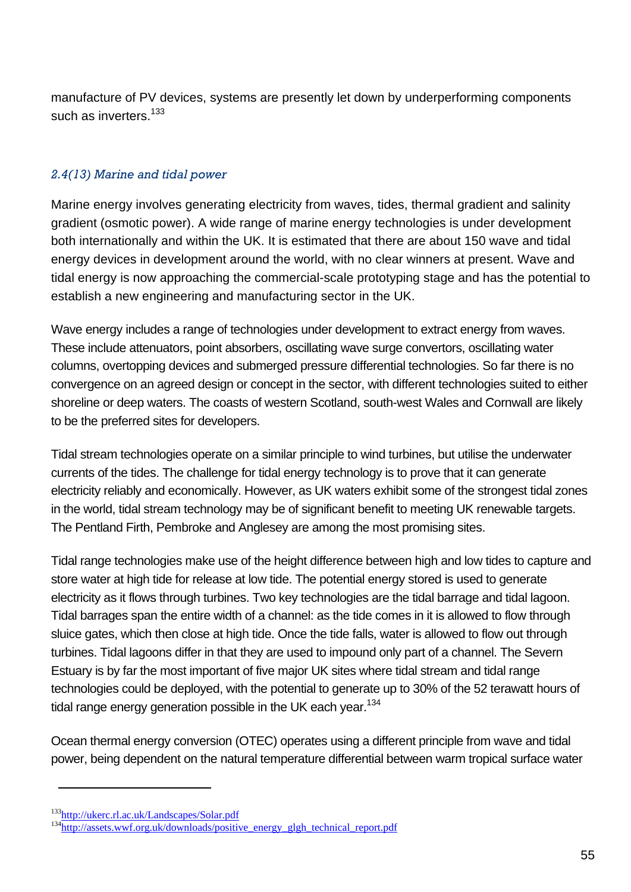manufacture of PV devices, systems are presently let down by underperforming components such as inverters.[133]

### *2.4(13) Marine and tidal power*

Marine energy involves generating electricity from waves, tides, thermal gradient and salinity gradient (osmotic power). A wide range of marine energy technologies is under development both internationally and within the UK. It is estimated that there are about 150 wave and tidal energy devices in development around the world, with no clear winners at present. Wave and tidal energy is now approaching the commercial-scale prototyping stage and has the potential to establish a new engineering and manufacturing sector in the UK.

Wave energy includes a range of technologies under development to extract energy from waves. These include attenuators, point absorbers, oscillating wave surge convertors, oscillating water columns, overtopping devices and submerged pressure differential technologies. So far there is no convergence on an agreed design or concept in the sector, with different technologies suited to either shoreline or deep waters. The coasts of western Scotland, south-west Wales and Cornwall are likely to be the preferred sites for developers.

Tidal stream technologies operate on a similar principle to wind turbines, but utilise the underwater currents of the tides. The challenge for tidal energy technology is to prove that it can generate electricity reliably and economically. However, as UK waters exhibit some of the strongest tidal zones in the world, tidal stream technology may be of significant benefit to meeting UK renewable targets. The Pentland Firth, Pembroke and Anglesey are among the most promising sites.

Tidal range technologies make use of the height difference between high and low tides to capture and store water at high tide for release at low tide. The potential energy stored is used to generate electricity as it flows through turbines. Two key technologies are the tidal barrage and tidal lagoon. Tidal barrages span the entire width of a channel: as the tide comes in it is allowed to flow through sluice gates, which then close at high tide. Once the tide falls, water is allowed to flow out through turbines. Tidal lagoons differ in that they are used to impound only part of a channel. The Severn Estuary is by far the most important of five major UK sites where tidal stream and tidal range technologies could be deployed, with the potential to generate up to 30% of the 52 terawatt hours of tidal range energy generation possible in the UK each year.[134]

Ocean thermal energy conversion (OTEC) operates using a different principle from wave and tidal power, being dependent on the natural temperature differential between warm tropical surface water

---

[133] http://ukerc.rl.ac.uk/Landscapes/Solar.pdf
[134] http://assets.wwf.org.uk/downloads/positive_energy_glgh_technical_report.pdf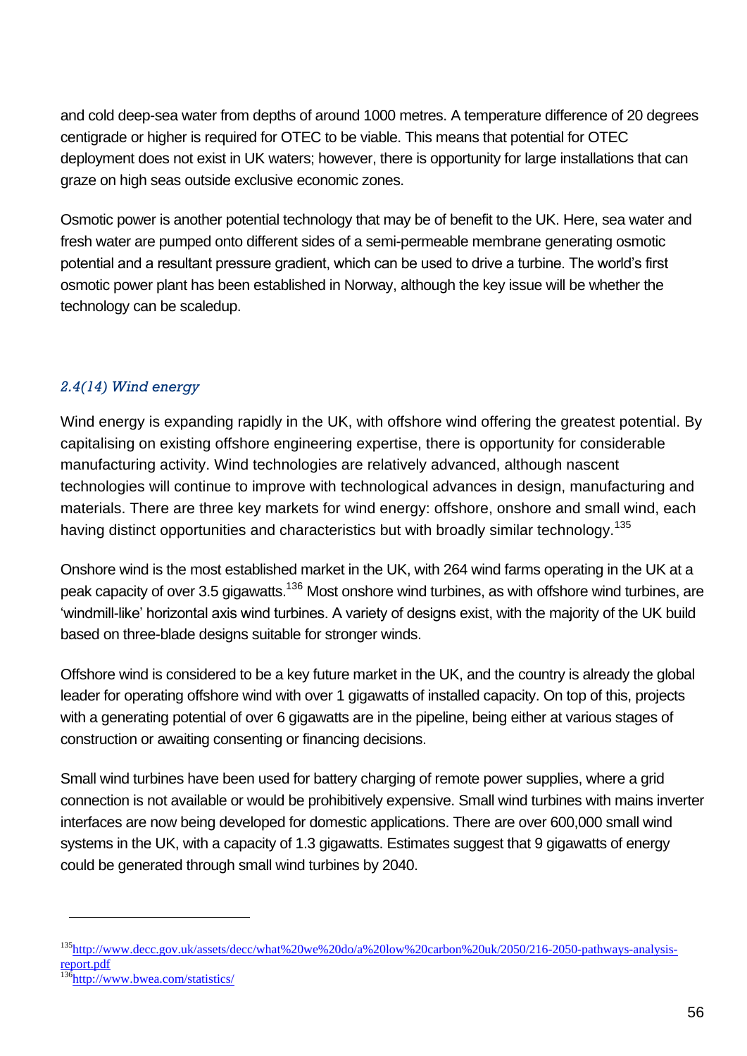and cold deep-sea water from depths of around 1000 metres. A temperature difference of 20 degrees centigrade or higher is required for OTEC to be viable. This means that potential for OTEC deployment does not exist in UK waters; however, there is opportunity for large installations that can graze on high seas outside exclusive economic zones.

Osmotic power is another potential technology that may be of benefit to the UK. Here, sea water and fresh water are pumped onto different sides of a semi-permeable membrane generating osmotic potential and a resultant pressure gradient, which can be used to drive a turbine. The world's first osmotic power plant has been established in Norway, although the key issue will be whether the technology can be scaledup.

### *2.4(14) Wind energy*

Wind energy is expanding rapidly in the UK, with offshore wind offering the greatest potential. By capitalising on existing offshore engineering expertise, there is opportunity for considerable manufacturing activity. Wind technologies are relatively advanced, although nascent technologies will continue to improve with technological advances in design, manufacturing and materials. There are three key markets for wind energy: offshore, onshore and small wind, each having distinct opportunities and characteristics but with broadly similar technology.[135]

Onshore wind is the most established market in the UK, with 264 wind farms operating in the UK at a peak capacity of over 3.5 gigawatts.[136] Most onshore wind turbines, as with offshore wind turbines, are 'windmill-like' horizontal axis wind turbines. A variety of designs exist, with the majority of the UK build based on three-blade designs suitable for stronger winds.

Offshore wind is considered to be a key future market in the UK, and the country is already the global leader for operating offshore wind with over 1 gigawatts of installed capacity. On top of this, projects with a generating potential of over 6 gigawatts are in the pipeline, being either at various stages of construction or awaiting consenting or financing decisions.

Small wind turbines have been used for battery charging of remote power supplies, where a grid connection is not available or would be prohibitively expensive. Small wind turbines with mains inverter interfaces are now being developed for domestic applications. There are over 600,000 small wind systems in the UK, with a capacity of 1.3 gigawatts. Estimates suggest that 9 gigawatts of energy could be generated through small wind turbines by 2040.

---

[135] http://www.decc.gov.uk/assets/decc/what%20we%20do/a%20low%20carbon%20uk/2050/216-2050-pathways-analysis-report.pdf

[136] http://www.bwea.com/statistics/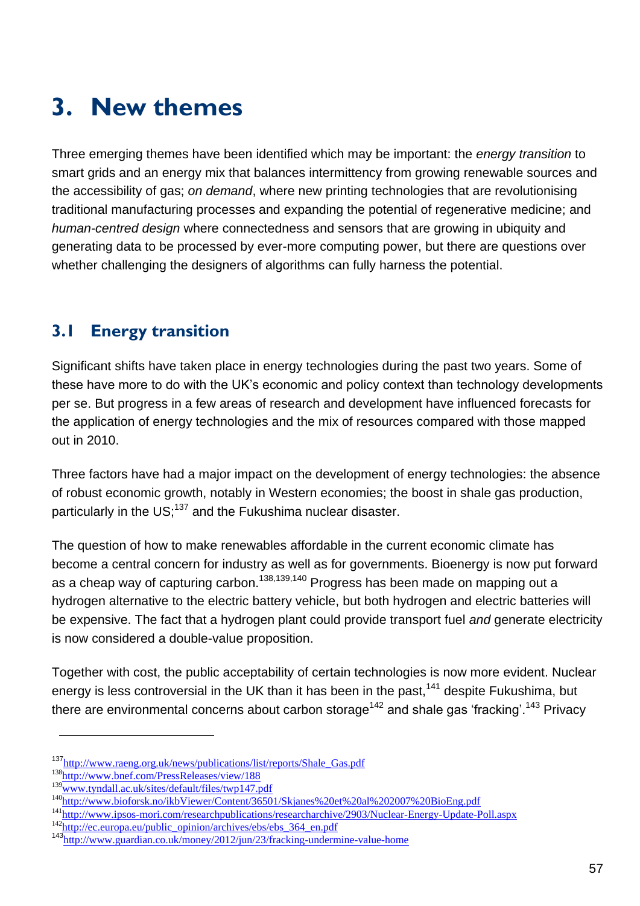# 3. New themes

Three emerging themes have been identified which may be important: the *energy transition* to smart grids and an energy mix that balances intermittency from growing renewable sources and the accessibility of gas; *on demand*, where new printing technologies that are revolutionising traditional manufacturing processes and expanding the potential of regenerative medicine; and *human-centred design* where connectedness and sensors that are growing in ubiquity and generating data to be processed by ever-more computing power, but there are questions over whether challenging the designers of algorithms can fully harness the potential.

## 3.1 Energy transition

Significant shifts have taken place in energy technologies during the past two years. Some of these have more to do with the UK's economic and policy context than technology developments per se. But progress in a few areas of research and development have influenced forecasts for the application of energy technologies and the mix of resources compared with those mapped out in 2010.

Three factors have had a major impact on the development of energy technologies: the absence of robust economic growth, notably in Western economies; the boost in shale gas production, particularly in the US;[137] and the Fukushima nuclear disaster.

The question of how to make renewables affordable in the current economic climate has become a central concern for industry as well as for governments. Bioenergy is now put forward as a cheap way of capturing carbon.[138,139,140] Progress has been made on mapping out a hydrogen alternative to the electric battery vehicle, but both hydrogen and electric batteries will be expensive. The fact that a hydrogen plant could provide transport fuel *and* generate electricity is now considered a double-value proposition.

Together with cost, the public acceptability of certain technologies is now more evident. Nuclear energy is less controversial in the UK than it has been in the past,[141] despite Fukushima, but there are environmental concerns about carbon storage[142] and shale gas 'fracking'.[143] Privacy

---

[137] http://www.raeng.org.uk/news/publications/list/reports/Shale_Gas.pdf
[138] http://www.bnef.com/PressReleases/view/188
[139] www.tyndall.ac.uk/sites/default/files/twp147.pdf
[140] http://www.bioforsk.no/ikbViewer/Content/36501/Skjanes%20et%20al%202007%20BioEng.pdf
[141] http://www.ipsos-mori.com/researchpublications/researcharchive/2903/Nuclear-Energy-Update-Poll.aspx
[142] http://ec.europa.eu/public_opinion/archives/ebs/ebs_364_en.pdf
[143] http://www.guardian.co.uk/money/2012/jun/23/fracking-undermine-value-home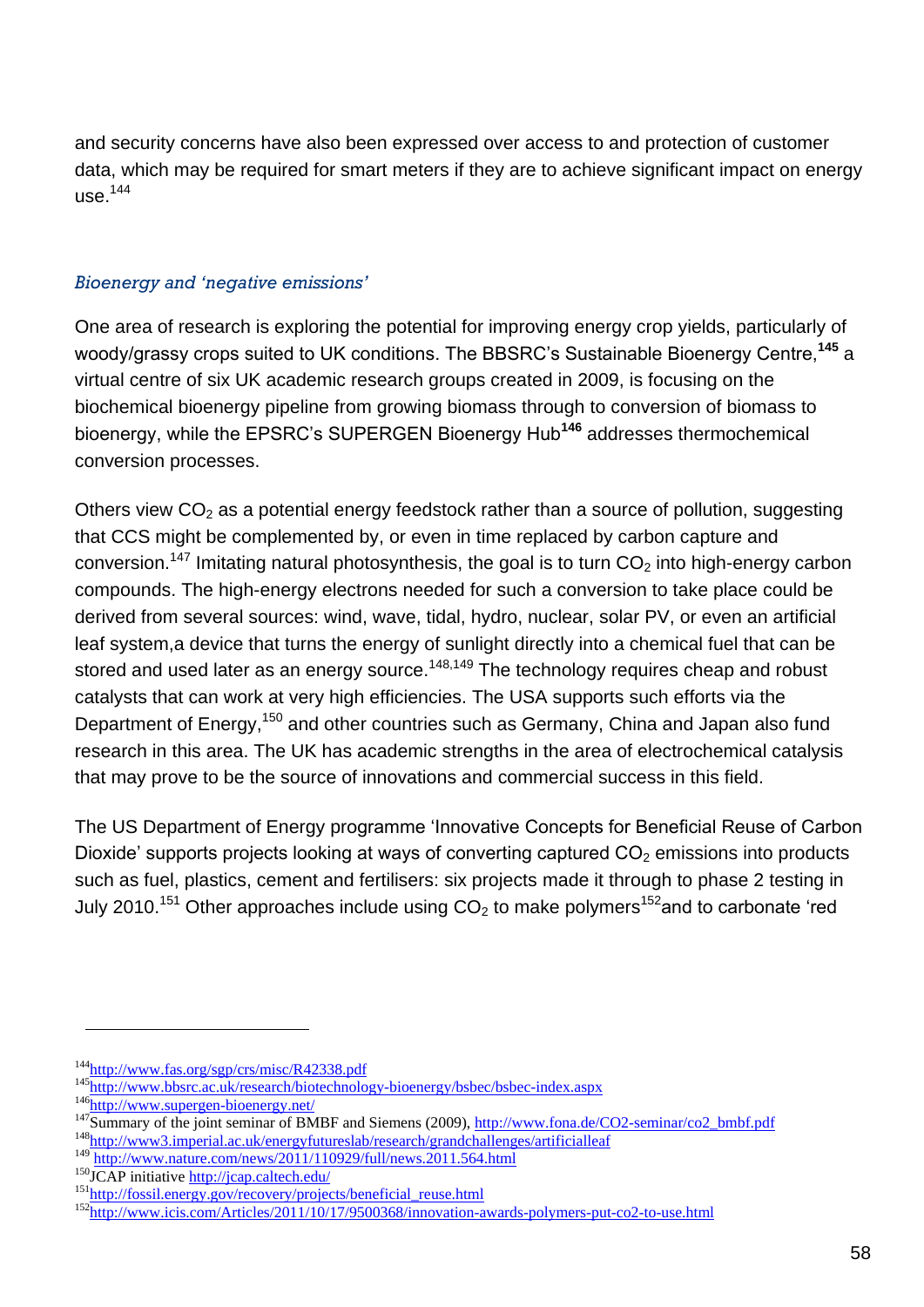and security concerns have also been expressed over access to and protection of customer data, which may be required for smart meters if they are to achieve significant impact on energy use.[144]

### *Bioenergy and 'negative emissions'*

One area of research is exploring the potential for improving energy crop yields, particularly of woody/grassy crops suited to UK conditions. The BBSRC's Sustainable Bioenergy Centre,[145] a virtual centre of six UK academic research groups created in 2009, is focusing on the biochemical bioenergy pipeline from growing biomass through to conversion of biomass to bioenergy, while the EPSRC's SUPERGEN Bioenergy Hub[146] addresses thermochemical conversion processes.

Others view $CO_2$ as a potential energy feedstock rather than a source of pollution, suggesting that CCS might be complemented by, or even in time replaced by carbon capture and conversion.[147] Imitating natural photosynthesis, the goal is to turn $CO_2$ into high-energy carbon compounds. The high-energy electrons needed for such a conversion to take place could be derived from several sources: wind, wave, tidal, hydro, nuclear, solar PV, or even an artificial leaf system,a device that turns the energy of sunlight directly into a chemical fuel that can be stored and used later as an energy source.[148,149] The technology requires cheap and robust catalysts that can work at very high efficiencies. The USA supports such efforts via the Department of Energy,[150] and other countries such as Germany, China and Japan also fund research in this area. The UK has academic strengths in the area of electrochemical catalysis that may prove to be the source of innovations and commercial success in this field.

The US Department of Energy programme 'Innovative Concepts for Beneficial Reuse of Carbon Dioxide' supports projects looking at ways of converting captured $CO_2$ emissions into products such as fuel, plastics, cement and fertilisers: six projects made it through to phase 2 testing in July 2010.[151] Other approaches include using $CO_2$ to make polymers[152]and to carbonate 'red

---

[144] http://www.fas.org/sgp/crs/misc/R42338.pdf
[145] http://www.bbsrc.ac.uk/research/biotechnology-bioenergy/bsbec/bsbec-index.aspx
[146] http://www.supergen-bioenergy.net/
[147] Summary of the joint seminar of BMBF and Siemens (2009), http://www.fona.de/CO2-seminar/co2_bmbf.pdf
[148] http://www3.imperial.ac.uk/energyfutureslab/research/grandchallenges/artificialleaf
[149] http://www.nature.com/news/2011/110929/full/news.2011.564.html
[150] JCAP initiative http://jcap.caltech.edu/
[151] http://fossil.energy.gov/recovery/projects/beneficial_reuse.html
[152] http://www.icis.com/Articles/2011/10/17/9500368/innovation-awards-polymers-put-co2-to-use.html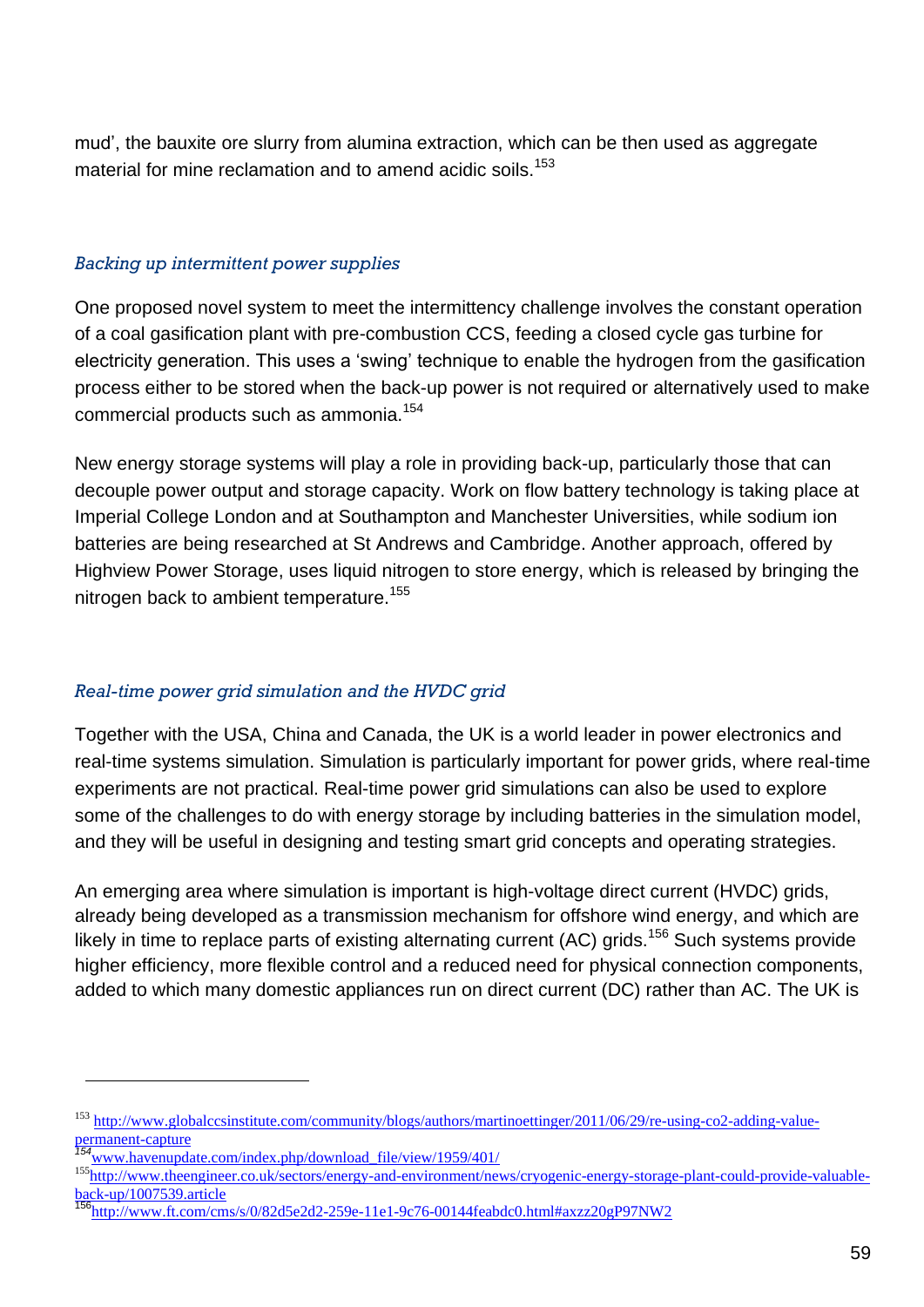mud', the bauxite ore slurry from alumina extraction, which can be then used as aggregate material for mine reclamation and to amend acidic soils.[153]

### *Backing up intermittent power supplies*

One proposed novel system to meet the intermittency challenge involves the constant operation of a coal gasification plant with pre-combustion CCS, feeding a closed cycle gas turbine for electricity generation. This uses a 'swing' technique to enable the hydrogen from the gasification process either to be stored when the back-up power is not required or alternatively used to make commercial products such as ammonia.[154]

New energy storage systems will play a role in providing back-up, particularly those that can decouple power output and storage capacity. Work on flow battery technology is taking place at Imperial College London and at Southampton and Manchester Universities, while sodium ion batteries are being researched at St Andrews and Cambridge. Another approach, offered by Highview Power Storage, uses liquid nitrogen to store energy, which is released by bringing the nitrogen back to ambient temperature.[155]

### *Real-time power grid simulation and the HVDC grid*

Together with the USA, China and Canada, the UK is a world leader in power electronics and real-time systems simulation. Simulation is particularly important for power grids, where real-time experiments are not practical. Real-time power grid simulations can also be used to explore some of the challenges to do with energy storage by including batteries in the simulation model, and they will be useful in designing and testing smart grid concepts and operating strategies.

An emerging area where simulation is important is high-voltage direct current (HVDC) grids, already being developed as a transmission mechanism for offshore wind energy, and which are likely in time to replace parts of existing alternating current (AC) grids.[156] Such systems provide higher efficiency, more flexible control and a reduced need for physical connection components, added to which many domestic appliances run on direct current (DC) rather than AC. The UK is

---

[153] http://www.globalccsinstitute.com/community/blogs/authors/martinoettinger/2011/06/29/re-using-co2-adding-value-permanent-capture

[154] www.havenupdate.com/index.php/download_file/view/1959/401/

[155] http://www.theengineer.co.uk/sectors/energy-and-environment/news/cryogenic-energy-storage-plant-could-provide-valuable-back-up/1007539.article

[156] http://www.ft.com/cms/s/0/82d5e2d2-259e-11e1-9c76-00144feabdc0.html#axzz20gP97NW2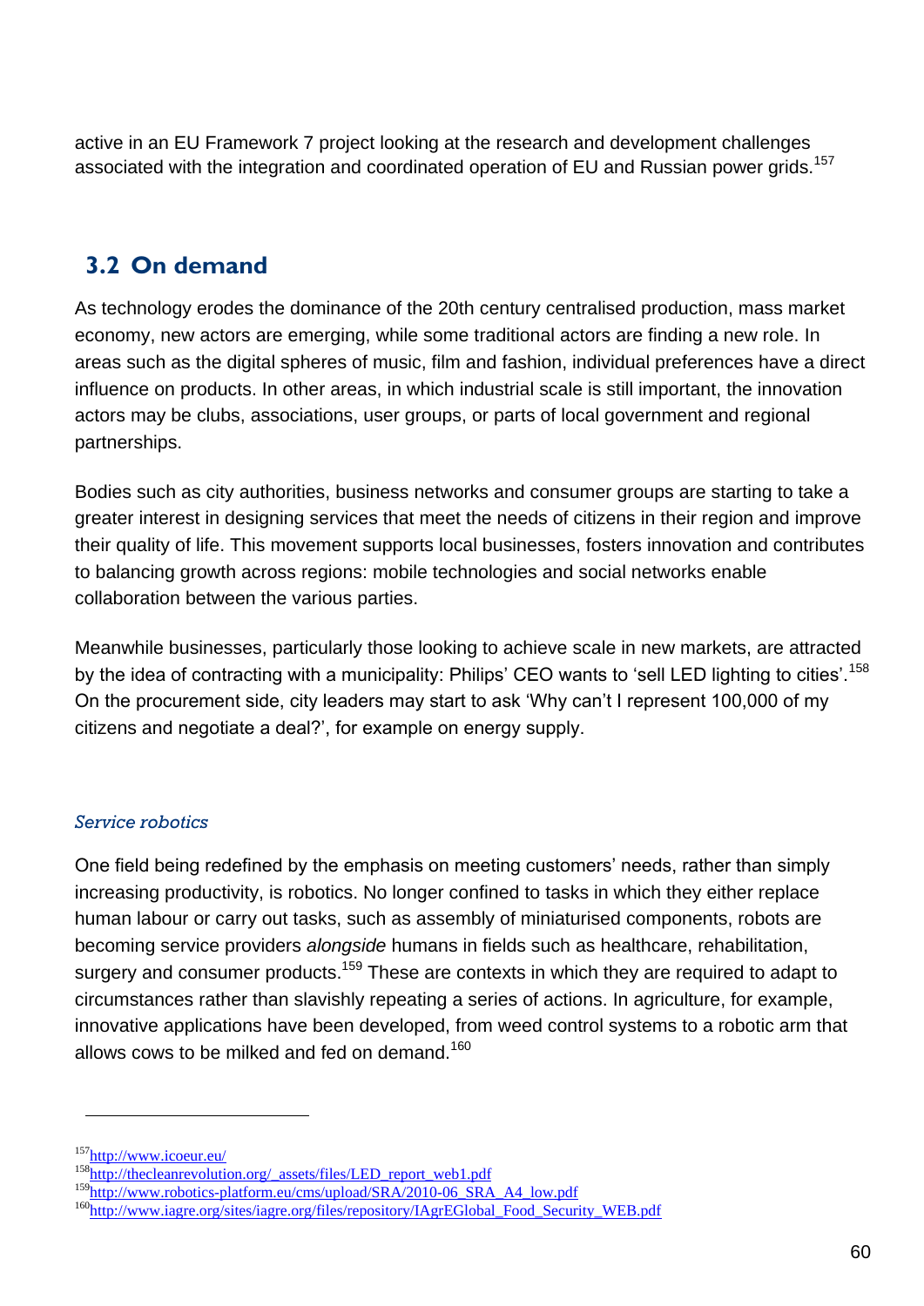active in an EU Framework 7 project looking at the research and development challenges associated with the integration and coordinated operation of EU and Russian power grids.[157]

## 3.2 On demand

As technology erodes the dominance of the 20th century centralised production, mass market economy, new actors are emerging, while some traditional actors are finding a new role. In areas such as the digital spheres of music, film and fashion, individual preferences have a direct influence on products. In other areas, in which industrial scale is still important, the innovation actors may be clubs, associations, user groups, or parts of local government and regional partnerships.

Bodies such as city authorities, business networks and consumer groups are starting to take a greater interest in designing services that meet the needs of citizens in their region and improve their quality of life. This movement supports local businesses, fosters innovation and contributes to balancing growth across regions: mobile technologies and social networks enable collaboration between the various parties.

Meanwhile businesses, particularly those looking to achieve scale in new markets, are attracted by the idea of contracting with a municipality: Philips' CEO wants to 'sell LED lighting to cities'.[158] On the procurement side, city leaders may start to ask 'Why can't I represent 100,000 of my citizens and negotiate a deal?', for example on energy supply.

### *Service robotics*

One field being redefined by the emphasis on meeting customers' needs, rather than simply increasing productivity, is robotics. No longer confined to tasks in which they either replace human labour or carry out tasks, such as assembly of miniaturised components, robots are becoming service providers *alongside* humans in fields such as healthcare, rehabilitation, surgery and consumer products.[159] These are contexts in which they are required to adapt to circumstances rather than slavishly repeating a series of actions. In agriculture, for example, innovative applications have been developed, from weed control systems to a robotic arm that allows cows to be milked and fed on demand.[160]

---

[157] http://www.icoeur.eu/
[158] http://thecleanrevolution.org/_assets/files/LED_report_web1.pdf
[159] http://www.robotics-platform.eu/cms/upload/SRA/2010-06_SRA_A4_low.pdf
[160] http://www.iagre.org/sites/iagre.org/files/repository/IAgrEGlobal_Food_Security_WEB.pdf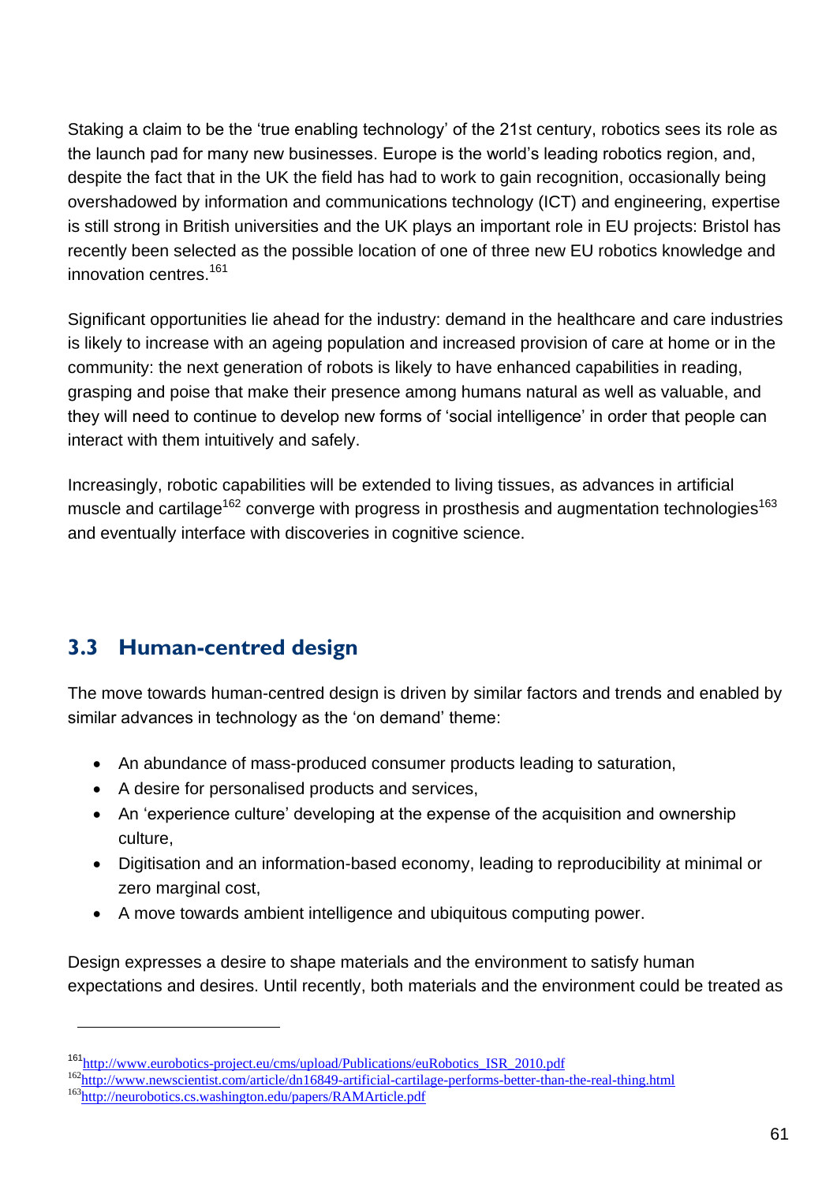Staking a claim to be the 'true enabling technology' of the 21st century, robotics sees its role as the launch pad for many new businesses. Europe is the world's leading robotics region, and, despite the fact that in the UK the field has had to work to gain recognition, occasionally being overshadowed by information and communications technology (ICT) and engineering, expertise is still strong in British universities and the UK plays an important role in EU projects: Bristol has recently been selected as the possible location of one of three new EU robotics knowledge and innovation centres.[161]

Significant opportunities lie ahead for the industry: demand in the healthcare and care industries is likely to increase with an ageing population and increased provision of care at home or in the community: the next generation of robots is likely to have enhanced capabilities in reading, grasping and poise that make their presence among humans natural as well as valuable, and they will need to continue to develop new forms of 'social intelligence' in order that people can interact with them intuitively and safely.

Increasingly, robotic capabilities will be extended to living tissues, as advances in artificial muscle and cartilage[162] converge with progress in prosthesis and augmentation technologies[163] and eventually interface with discoveries in cognitive science.

## 3.3 Human-centred design

The move towards human-centred design is driven by similar factors and trends and enabled by similar advances in technology as the 'on demand' theme:

- An abundance of mass-produced consumer products leading to saturation,
- A desire for personalised products and services,
- An 'experience culture' developing at the expense of the acquisition and ownership culture,
- Digitisation and an information-based economy, leading to reproducibility at minimal or zero marginal cost,
- A move towards ambient intelligence and ubiquitous computing power.

Design expresses a desire to shape materials and the environment to satisfy human expectations and desires. Until recently, both materials and the environment could be treated as

---

[161] http://www.eurobotics-project.eu/cms/upload/Publications/euRobotics_ISR_2010.pdf

[162] http://www.newscientist.com/article/dn16849-artificial-cartilage-performs-better-than-the-real-thing.html

[163] http://neurobotics.cs.washington.edu/papers/RAMArticle.pdf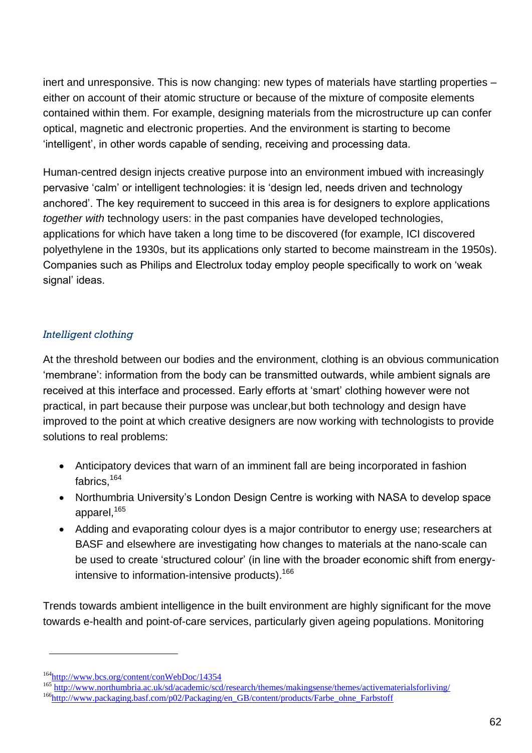inert and unresponsive. This is now changing: new types of materials have startling properties – either on account of their atomic structure or because of the mixture of composite elements contained within them. For example, designing materials from the microstructure up can confer optical, magnetic and electronic properties. And the environment is starting to become 'intelligent', in other words capable of sending, receiving and processing data.

Human-centred design injects creative purpose into an environment imbued with increasingly pervasive 'calm' or intelligent technologies: it is 'design led, needs driven and technology anchored'. The key requirement to succeed in this area is for designers to explore applications *together with* technology users: in the past companies have developed technologies, applications for which have taken a long time to be discovered (for example, ICI discovered polyethylene in the 1930s, but its applications only started to become mainstream in the 1950s). Companies such as Philips and Electrolux today employ people specifically to work on 'weak signal' ideas.

### *Intelligent clothing*

At the threshold between our bodies and the environment, clothing is an obvious communication 'membrane': information from the body can be transmitted outwards, while ambient signals are received at this interface and processed. Early efforts at 'smart' clothing however were not practical, in part because their purpose was unclear,but both technology and design have improved to the point at which creative designers are now working with technologists to provide solutions to real problems:

- Anticipatory devices that warn of an imminent fall are being incorporated in fashion fabrics,[164]
- Northumbria University's London Design Centre is working with NASA to develop space apparel,[165]
- Adding and evaporating colour dyes is a major contributor to energy use; researchers at BASF and elsewhere are investigating how changes to materials at the nano-scale can be used to create 'structured colour' (in line with the broader economic shift from energy-intensive to information-intensive products).[166]

Trends towards ambient intelligence in the built environment are highly significant for the move towards e-health and point-of-care services, particularly given ageing populations. Monitoring

---

[164] http://www.bcs.org/content/conWebDoc/14354

[165] http://www.northumbria.ac.uk/sd/academic/scd/research/themes/makingsense/themes/activematerialsforliving/

[166] http://www.packaging.basf.com/p02/Packaging/en_GB/content/products/Farbe_ohne_Farbstoff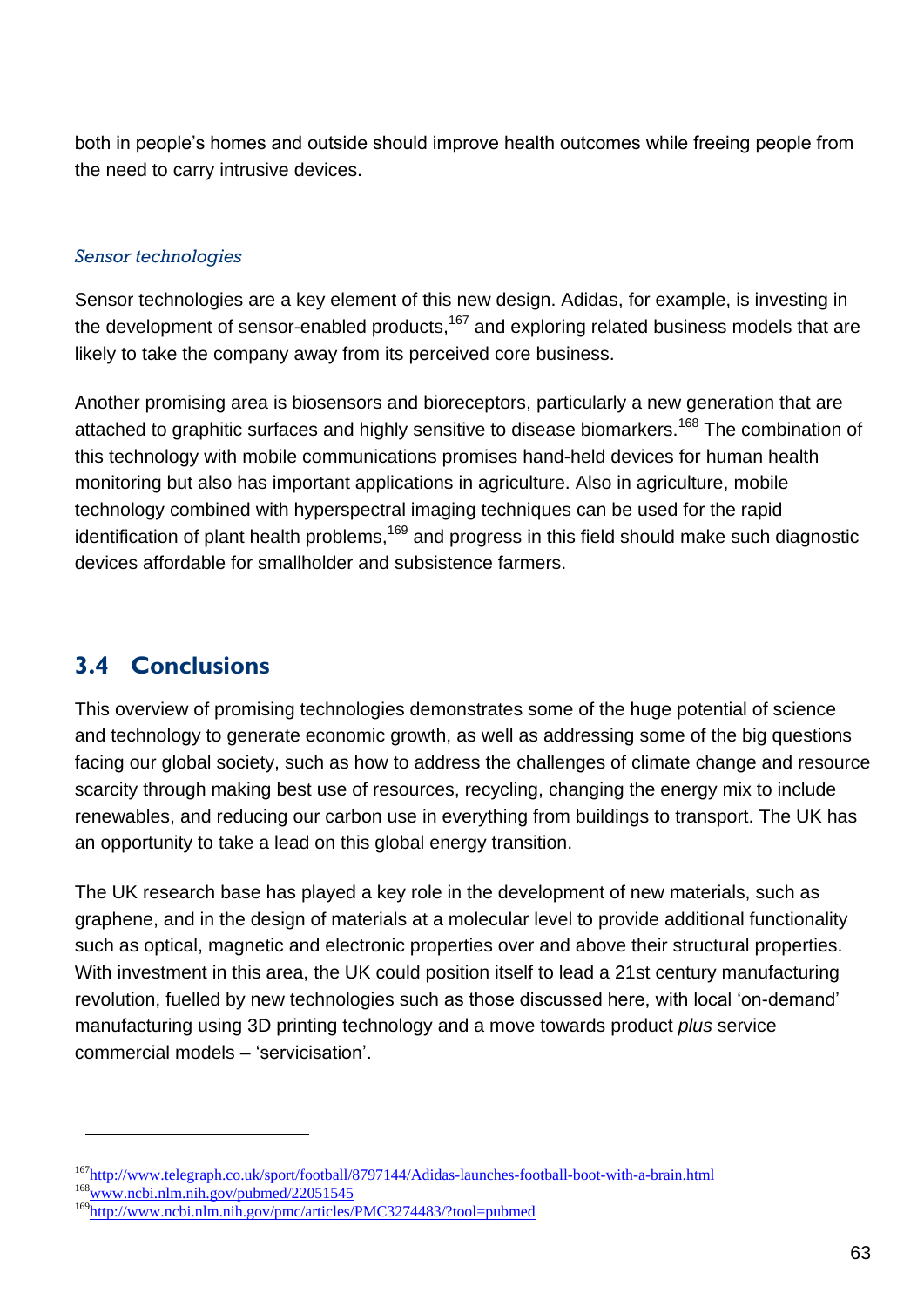both in people's homes and outside should improve health outcomes while freeing people from the need to carry intrusive devices.

*Sensor technologies*

Sensor technologies are a key element of this new design. Adidas, for example, is investing in the development of sensor-enabled products,[167] and exploring related business models that are likely to take the company away from its perceived core business.

Another promising area is biosensors and bioreceptors, particularly a new generation that are attached to graphitic surfaces and highly sensitive to disease biomarkers.[168] The combination of this technology with mobile communications promises hand-held devices for human health monitoring but also has important applications in agriculture. Also in agriculture, mobile technology combined with hyperspectral imaging techniques can be used for the rapid identification of plant health problems,[169] and progress in this field should make such diagnostic devices affordable for smallholder and subsistence farmers.

## 3.4 Conclusions

This overview of promising technologies demonstrates some of the huge potential of science and technology to generate economic growth, as well as addressing some of the big questions facing our global society, such as how to address the challenges of climate change and resource scarcity through making best use of resources, recycling, changing the energy mix to include renewables, and reducing our carbon use in everything from buildings to transport. The UK has an opportunity to take a lead on this global energy transition.

The UK research base has played a key role in the development of new materials, such as graphene, and in the design of materials at a molecular level to provide additional functionality such as optical, magnetic and electronic properties over and above their structural properties. With investment in this area, the UK could position itself to lead a 21st century manufacturing revolution, fuelled by new technologies such as those discussed here, with local 'on-demand' manufacturing using 3D printing technology and a move towards product *plus* service commercial models – 'servicisation'.

---

[167] http://www.telegraph.co.uk/sport/football/8797144/Adidas-launches-football-boot-with-a-brain.html
[168] www.ncbi.nlm.nih.gov/pubmed/22051545
[169] http://www.ncbi.nlm.nih.gov/pmc/articles/PMC3274483/?tool=pubmed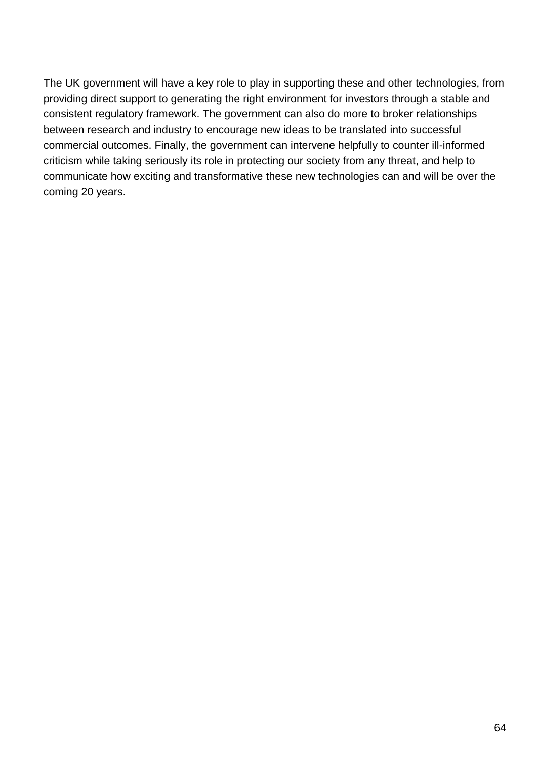The UK government will have a key role to play in supporting these and other technologies, from providing direct support to generating the right environment for investors through a stable and consistent regulatory framework. The government can also do more to broker relationships between research and industry to encourage new ideas to be translated into successful commercial outcomes. Finally, the government can intervene helpfully to counter ill-informed criticism while taking seriously its role in protecting our society from any threat, and help to communicate how exciting and transformative these new technologies can and will be over the coming 20 years.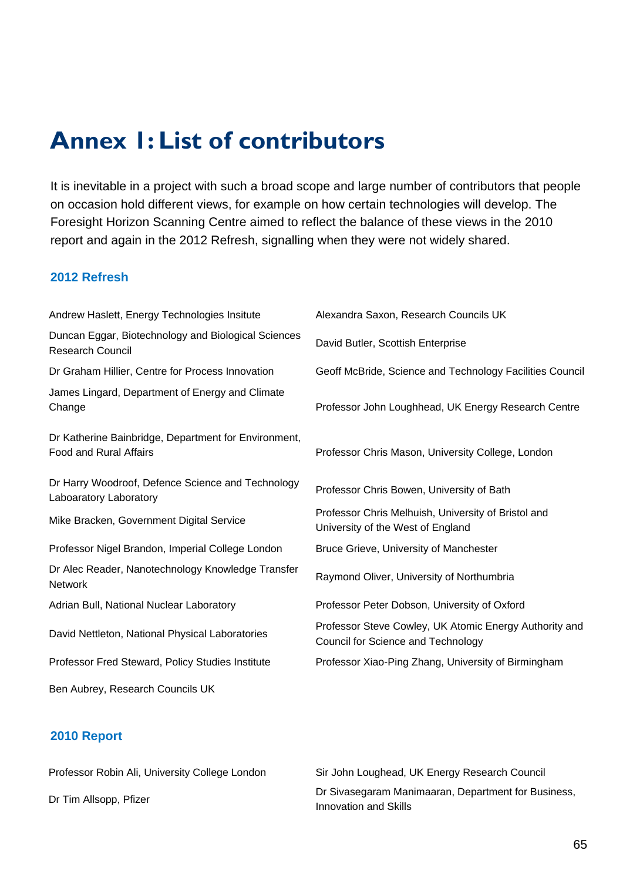# Annex 1: List of contributors

It is inevitable in a project with such a broad scope and large number of contributors that people on occasion hold different views, for example on how certain technologies will develop. The Foresight Horizon Scanning Centre aimed to reflect the balance of these views in the 2010 report and again in the 2012 Refresh, signalling when they were not widely shared.

## 2012 Refresh

Andrew Haslett, Energy Technologies Insitute

Duncan Eggar, Biotechnology and Biological Sciences Research Council

Dr Graham Hillier, Centre for Process Innovation

James Lingard, Department of Energy and Climate Change

Dr Katherine Bainbridge, Department for Environment, Food and Rural Affairs

Dr Harry Woodroof, Defence Science and Technology Laboaratory Laboratory

Mike Bracken, Government Digital Service

Professor Nigel Brandon, Imperial College London

Dr Alec Reader, Nanotechnology Knowledge Transfer Network

Adrian Bull, National Nuclear Laboratory

David Nettleton, National Physical Laboratories

Professor Fred Steward, Policy Studies Institute

Ben Aubrey, Research Councils UK

Alexandra Saxon, Research Councils UK

David Butler, Scottish Enterprise

Geoff McBride, Science and Technology Facilities Council

Professor John Loughhead, UK Energy Research Centre

Professor Chris Mason, University College, London

Professor Chris Bowen, University of Bath

Professor Chris Melhuish, University of Bristol and University of the West of England

Bruce Grieve, University of Manchester

Raymond Oliver, University of Northumbria

Professor Peter Dobson, University of Oxford

Professor Steve Cowley, UK Atomic Energy Authority and Council for Science and Technology

Professor Xiao-Ping Zhang, University of Birmingham

## 2010 Report

Professor Robin Ali, University College London

Dr Tim Allsopp, Pfizer

Sir John Loughead, UK Energy Research Council

Dr Sivasegaram Manimaaran, Department for Business, Innovation and Skills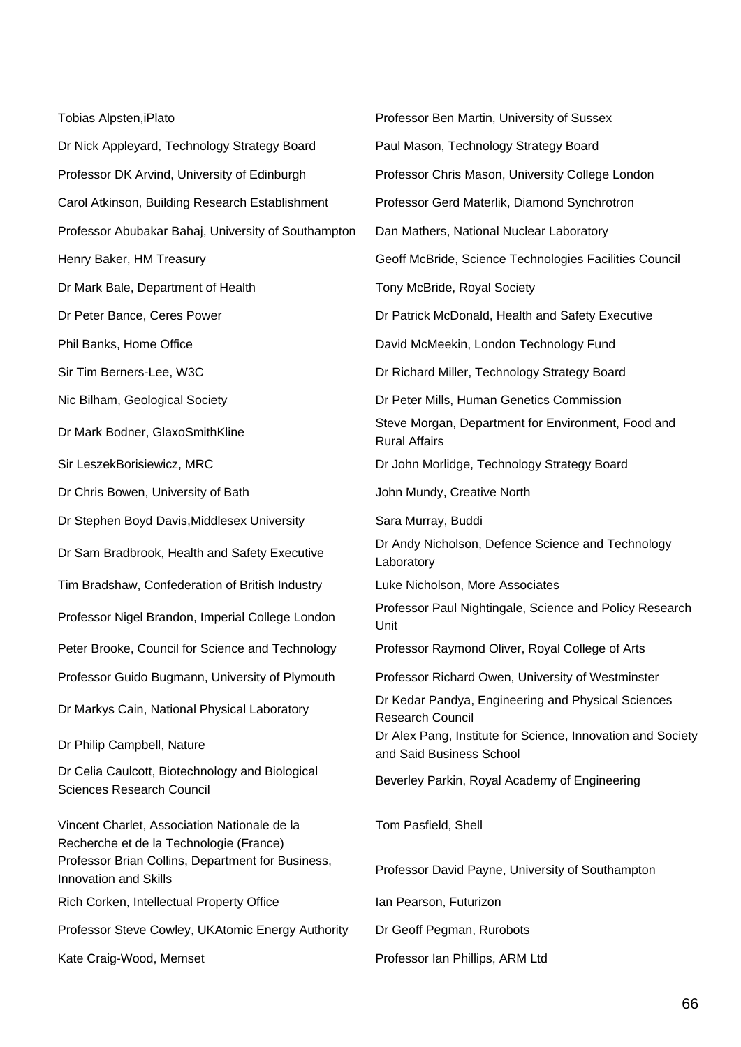Tobias Alpsten,iPlato

Dr Nick Appleyard, Technology Strategy Board

Professor DK Arvind, University of Edinburgh

Carol Atkinson, Building Research Establishment

Professor Abubakar Bahaj, University of Southampton

Henry Baker, HM Treasury

Dr Mark Bale, Department of Health

Dr Peter Bance, Ceres Power

Phil Banks, Home Office

Sir Tim Berners-Lee, W3C

Nic Bilham, Geological Society

Dr Mark Bodner, GlaxoSmithKline

Sir LeszekBorisiewicz, MRC

Dr Chris Bowen, University of Bath

Dr Stephen Boyd Davis,Middlesex University

Dr Sam Bradbrook, Health and Safety Executive

Tim Bradshaw, Confederation of British Industry

Professor Nigel Brandon, Imperial College London

Peter Brooke, Council for Science and Technology

Professor Guido Bugmann, University of Plymouth

Dr Markys Cain, National Physical Laboratory

Dr Philip Campbell, Nature

Dr Celia Caulcott, Biotechnology and Biological Sciences Research Council

Vincent Charlet, Association Nationale de la Recherche et de la Technologie (France)

Professor Brian Collins, Department for Business, Innovation and Skills

Rich Corken, Intellectual Property Office

Professor Steve Cowley, UKAtomic Energy Authority

Kate Craig-Wood, Memset

Professor Ben Martin, University of Sussex

Paul Mason, Technology Strategy Board

Professor Chris Mason, University College London

Professor Gerd Materlik, Diamond Synchrotron

Dan Mathers, National Nuclear Laboratory

Geoff McBride, Science Technologies Facilities Council

Tony McBride, Royal Society

Dr Patrick McDonald, Health and Safety Executive

David McMeekin, London Technology Fund

Dr Richard Miller, Technology Strategy Board

Dr Peter Mills, Human Genetics Commission

Steve Morgan, Department for Environment, Food and Rural Affairs

Dr John Morlidge, Technology Strategy Board

John Mundy, Creative North

Sara Murray, Buddi

Dr Andy Nicholson, Defence Science and Technology Laboratory

Luke Nicholson, More Associates

Professor Paul Nightingale, Science and Policy Research Unit

Professor Raymond Oliver, Royal College of Arts

Professor Richard Owen, University of Westminster

Dr Kedar Pandya, Engineering and Physical Sciences Research Council

Dr Alex Pang, Institute for Science, Innovation and Society and Said Business School

Beverley Parkin, Royal Academy of Engineering

Tom Pasfield, Shell

Professor David Payne, University of Southampton

Ian Pearson, Futurizon

Dr Geoff Pegman, Rurobots

Professor Ian Phillips, ARM Ltd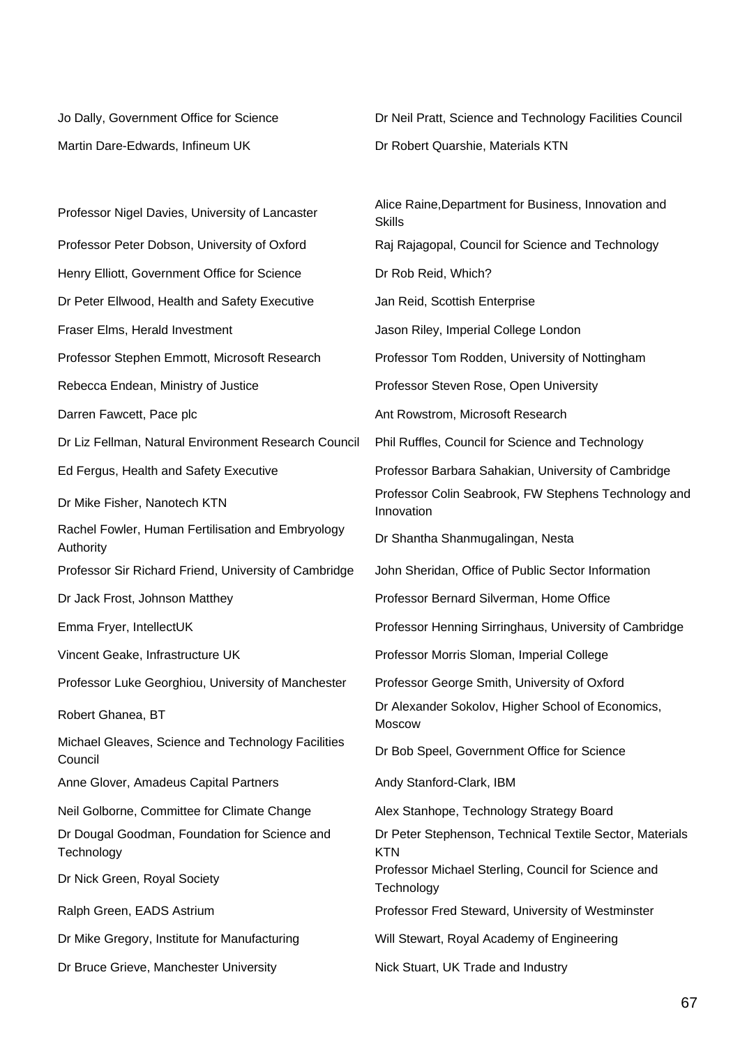Jo Dally, Government Office for Science

Martin Dare-Edwards, Infineum UK

Professor Nigel Davies, University of Lancaster

Professor Peter Dobson, University of Oxford

Henry Elliott, Government Office for Science

Dr Peter Ellwood, Health and Safety Executive

Fraser Elms, Herald Investment

Professor Stephen Emmott, Microsoft Research

Rebecca Endean, Ministry of Justice

Darren Fawcett, Pace plc

Dr Liz Fellman, Natural Environment Research Council

Ed Fergus, Health and Safety Executive

Dr Mike Fisher, Nanotech KTN

Rachel Fowler, Human Fertilisation and Embryology Authority

Professor Sir Richard Friend, University of Cambridge

Dr Jack Frost, Johnson Matthey

Emma Fryer, IntellectUK

Vincent Geake, Infrastructure UK

Professor Luke Georghiou, University of Manchester

Robert Ghanea, BT

Michael Gleaves, Science and Technology Facilities Council

Anne Glover, Amadeus Capital Partners

Neil Golborne, Committee for Climate Change

Dr Dougal Goodman, Foundation for Science and Technology

Dr Nick Green, Royal Society

Ralph Green, EADS Astrium

Dr Mike Gregory, Institute for Manufacturing

Dr Bruce Grieve, Manchester University

Dr Neil Pratt, Science and Technology Facilities Council

Dr Robert Quarshie, Materials KTN

Alice Raine,Department for Business, Innovation and Skills

Raj Rajagopal, Council for Science and Technology

Dr Rob Reid, Which?

Jan Reid, Scottish Enterprise

Jason Riley, Imperial College London

Professor Tom Rodden, University of Nottingham

Professor Steven Rose, Open University

Ant Rowstrom, Microsoft Research

Phil Ruffles, Council for Science and Technology

Professor Barbara Sahakian, University of Cambridge

Professor Colin Seabrook, FW Stephens Technology and Innovation

Dr Shantha Shanmugalingan, Nesta

John Sheridan, Office of Public Sector Information

Professor Bernard Silverman, Home Office

Professor Henning Sirringhaus, University of Cambridge

Professor Morris Sloman, Imperial College

Professor George Smith, University of Oxford

Dr Alexander Sokolov, Higher School of Economics, Moscow

Dr Bob Speel, Government Office for Science

Andy Stanford-Clark, IBM

Alex Stanhope, Technology Strategy Board

Dr Peter Stephenson, Technical Textile Sector, Materials KTN

Professor Michael Sterling, Council for Science and Technology

Professor Fred Steward, University of Westminster

Will Stewart, Royal Academy of Engineering

Nick Stuart, UK Trade and Industry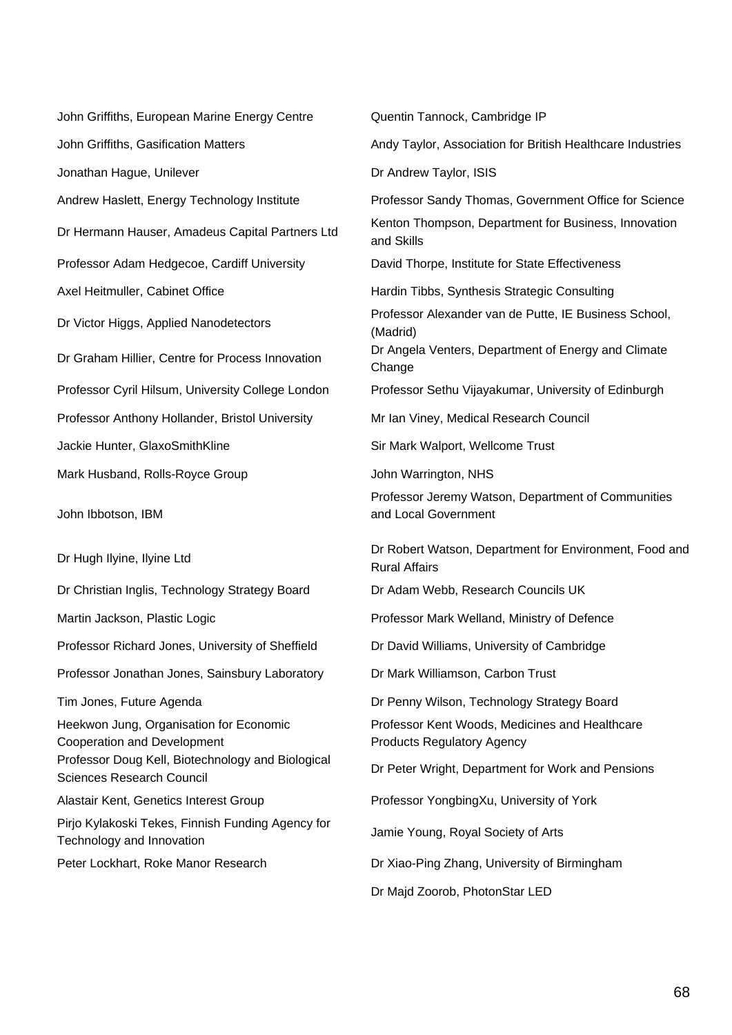John Griffiths, European Marine Energy Centre

John Griffiths, Gasification Matters

Jonathan Hague, Unilever

Andrew Haslett, Energy Technology Institute

Dr Hermann Hauser, Amadeus Capital Partners Ltd

Professor Adam Hedgecoe, Cardiff University

Axel Heitmuller, Cabinet Office

Dr Victor Higgs, Applied Nanodetectors

Dr Graham Hillier, Centre for Process Innovation

Professor Cyril Hilsum, University College London

Professor Anthony Hollander, Bristol University

Jackie Hunter, GlaxoSmithKline

Mark Husband, Rolls-Royce Group

John Ibbotson, IBM

Dr Hugh Ilyine, Ilyine Ltd

Dr Christian Inglis, Technology Strategy Board

Martin Jackson, Plastic Logic

Professor Richard Jones, University of Sheffield

Professor Jonathan Jones, Sainsbury Laboratory

Tim Jones, Future Agenda

Heekwon Jung, Organisation for Economic Cooperation and Development

Professor Doug Kell, Biotechnology and Biological Sciences Research Council

Alastair Kent, Genetics Interest Group

Pirjo Kylakoski Tekes, Finnish Funding Agency for Technology and Innovation

Peter Lockhart, Roke Manor Research

Quentin Tannock, Cambridge IP

Andy Taylor, Association for British Healthcare Industries

Dr Andrew Taylor, ISIS

Professor Sandy Thomas, Government Office for Science

Kenton Thompson, Department for Business, Innovation and Skills

David Thorpe, Institute for State Effectiveness

Hardin Tibbs, Synthesis Strategic Consulting

Professor Alexander van de Putte, IE Business School, (Madrid)

Dr Angela Venters, Department of Energy and Climate Change

Professor Sethu Vijayakumar, University of Edinburgh

Mr Ian Viney, Medical Research Council

Sir Mark Walport, Wellcome Trust

John Warrington, NHS

Professor Jeremy Watson, Department of Communities and Local Government

Dr Robert Watson, Department for Environment, Food and Rural Affairs

Dr Adam Webb, Research Councils UK

Professor Mark Welland, Ministry of Defence

Dr David Williams, University of Cambridge

Dr Mark Williamson, Carbon Trust

Dr Penny Wilson, Technology Strategy Board

Professor Kent Woods, Medicines and Healthcare Products Regulatory Agency

Dr Peter Wright, Department for Work and Pensions

Professor YongbingXu, University of York

Jamie Young, Royal Society of Arts

Dr Xiao-Ping Zhang, University of Birmingham

Dr Majd Zoorob, PhotonStar LED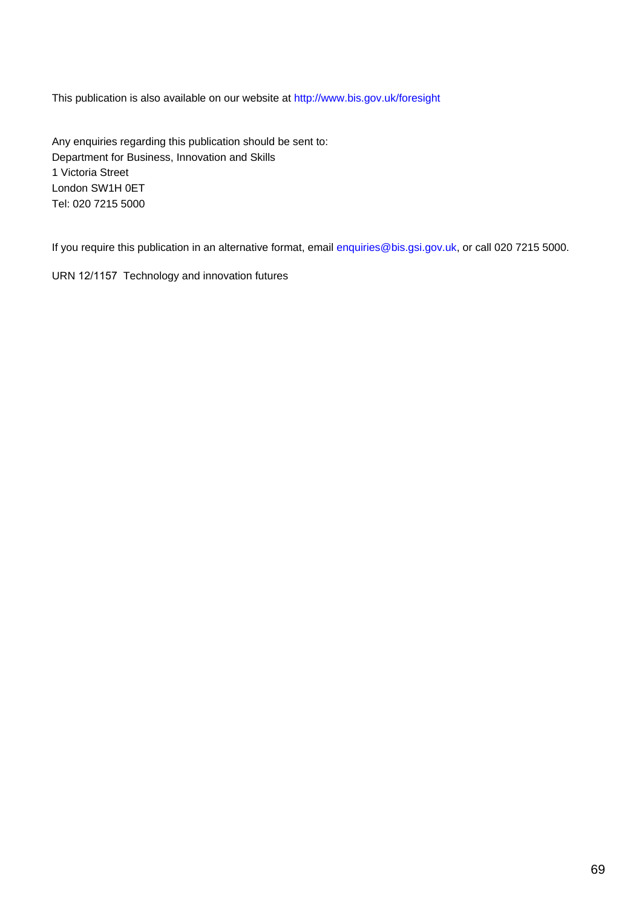This publication is also available on our website at http://www.bis.gov.uk/foresight

Any enquiries regarding this publication should be sent to:
Department for Business, Innovation and Skills
1 Victoria Street
London SW1H 0ET
Tel: 020 7215 5000

If you require this publication in an alternative format, email enquiries@bis.gsi.gov.uk, or call 020 7215 5000.

URN 12/1157 Technology and innovation futures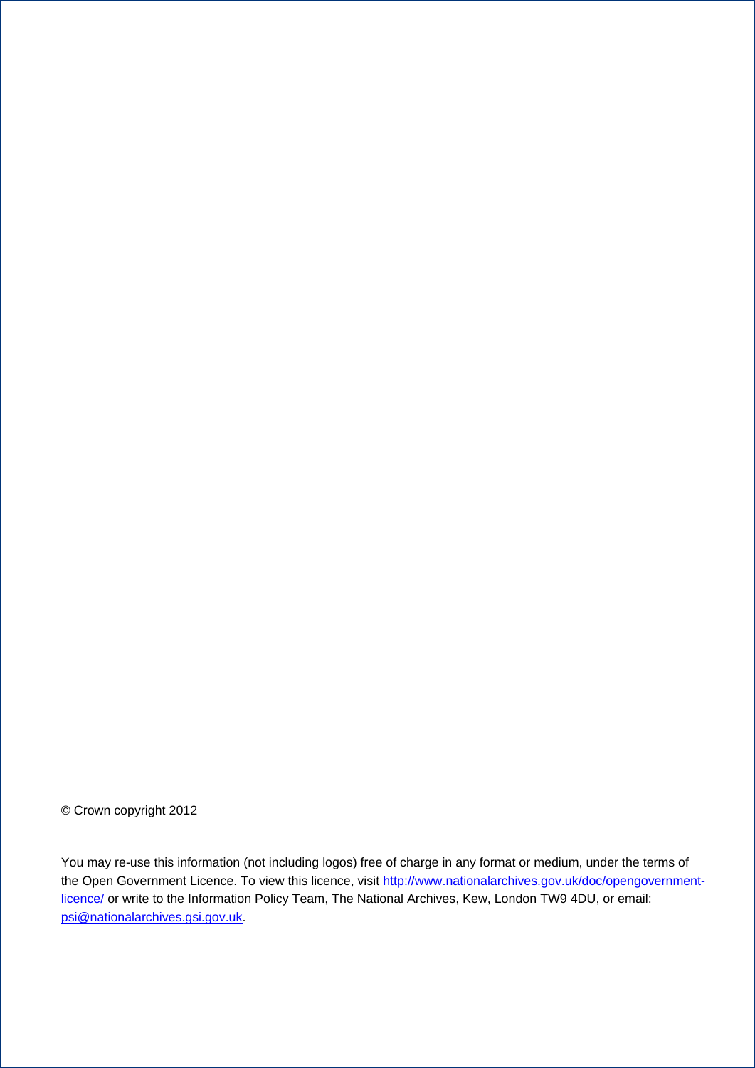© Crown copyright 2012

You may re-use this information (not including logos) free of charge in any format or medium, under the terms of the Open Government Licence. To view this licence, visit http://www.nationalarchives.gov.uk/doc/opengovernment-licence/ or write to the Information Policy Team, The National Archives, Kew, London TW9 4DU, or email: psi@nationalarchives.gsi.gov.uk.